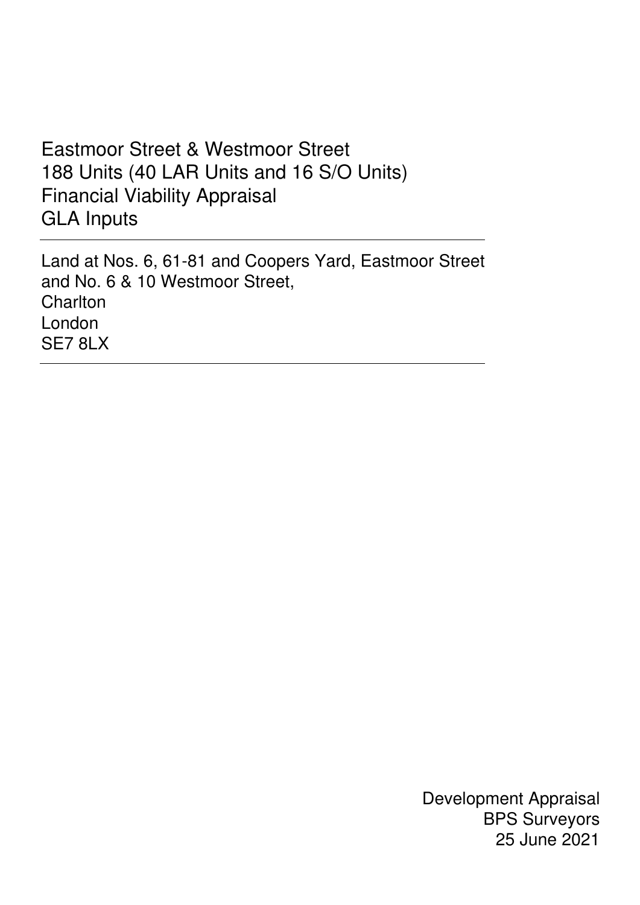# Eastmoor Street & Westmoor Street
# 188 Units (40 LAR Units and 16 S/O Units)
# Financial Viability Appraisal
# GLA Inputs

---

Land at Nos. 6, 61-81 and Coopers Yard, Eastmoor Street
and No. 6 & 10 Westmoor Street,
Charlton
London
SE7 8LX

---

Development Appraisal
BPS Surveyors
25 June 2021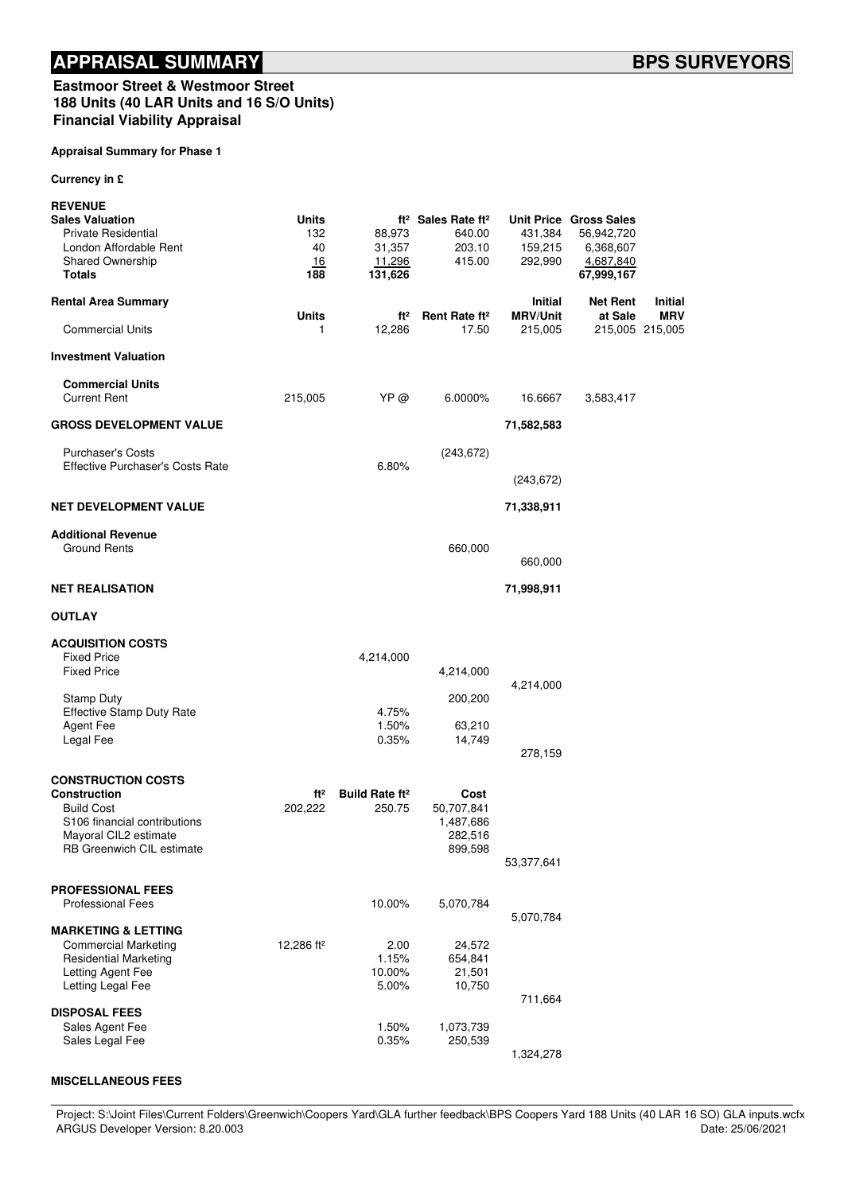# APPRAISAL SUMMARY

**BPS SURVEYORS**

**Eastmoor Street & Westmoor Street**
**188 Units (40 LAR Units and 16 S/O Units)**
**Financial Viability Appraisal**

**Appraisal Summary for Phase 1**

**Currency in £**

**REVENUE**

| **Sales Valuation** | **Units** | **ft²** | **Sales Rate ft²** | **Unit Price** | **Gross Sales** |
|---|---|---|---|---|---|
| Private Residential | 132 | 88,973 | 640.00 | 431,384 | 56,942,720 |
| London Affordable Rent | 40 | 31,357 | 203.10 | 159,215 | 6,368,607 |
| Shared Ownership | 16 | 11,296 | 415.00 | 292,990 | 4,687,840 |
| **Totals** | **188** | **131,626** | | | **67,999,167** |

| **Rental Area Summary** | **Units** | **ft²** | **Rent Rate ft²** | **Initial MRV/Unit** | **Net Rent at Sale** | **Initial MRV** |
|---|---|---|---|---|---|---|
| Commercial Units | 1 | 12,286 | 17.50 | 215,005 | 215,005 | 215,005 |

**Investment Valuation**

| | | | | | |
|---|---|---|---|---|---|
| **Commercial Units** | | | | | |
| Current Rent | 215,005 | YP @ | 6.0000% | 16.6667 | 3,583,417 |

| | | | |
|---|---|---|---|
| **GROSS DEVELOPMENT VALUE** | | | 71,582,583 |
| Purchaser's Costs | | (243,672) | |
| Effective Purchaser's Costs Rate | 6.80% | | |
| | | | (243,672) |
| **NET DEVELOPMENT VALUE** | | | 71,338,911 |
| **Additional Revenue** | | | |
| Ground Rents | | 660,000 | |
| | | | 660,000 |
| **NET REALISATION** | | | 71,998,911 |

**OUTLAY**

| | | | |
|---|---|---|---|
| **ACQUISITION COSTS** | | | |
| Fixed Price | 4,214,000 | | |
| Fixed Price | | 4,214,000 | |
| | | | 4,214,000 |
| Stamp Duty | | 200,200 | |
| Effective Stamp Duty Rate | 4.75% | | |
| Agent Fee | 1.50% | 63,210 | |
| Legal Fee | 0.35% | 14,749 | |
| | | | 278,159 |

| **CONSTRUCTION COSTS** | | | | |
|---|---|---|---|---|
| **Construction** | **ft²** | **Build Rate ft²** | **Cost** | |
| Build Cost | 202,222 | 250.75 | 50,707,841 | |
| S106 financial contributions | | | 1,487,686 | |
| Mayoral CIL2 estimate | | | 282,516 | |
| RB Greenwich CIL estimate | | | 899,598 | |
| | | | | 53,377,641 |

| | | | | |
|---|---|---|---|---|
| **PROFESSIONAL FEES** | | | | |
| Professional Fees | | 10.00% | 5,070,784 | |
| | | | | 5,070,784 |
| **MARKETING & LETTING** | | | | |
| Commercial Marketing | 12,286 ft² | 2.00 | 24,572 | |
| Residential Marketing | | 1.15% | 654,841 | |
| Letting Agent Fee | | 10.00% | 21,501 | |
| Letting Legal Fee | | 5.00% | 10,750 | |
| | | | | 711,664 |
| **DISPOSAL FEES** | | | | |
| Sales Agent Fee | | 1.50% | 1,073,739 | |
| Sales Legal Fee | | 0.35% | 250,539 | |
| | | | | 1,324,278 |

**MISCELLANEOUS FEES**

Project: S:\Joint Files\Current Folders\Greenwich\Coopers Yard\GLA further feedback\BPS Coopers Yard 188 Units (40 LAR 16 SO) GLA inputs.wcfx
ARGUS Developer Version: 8.20.003 Date: 25/06/2021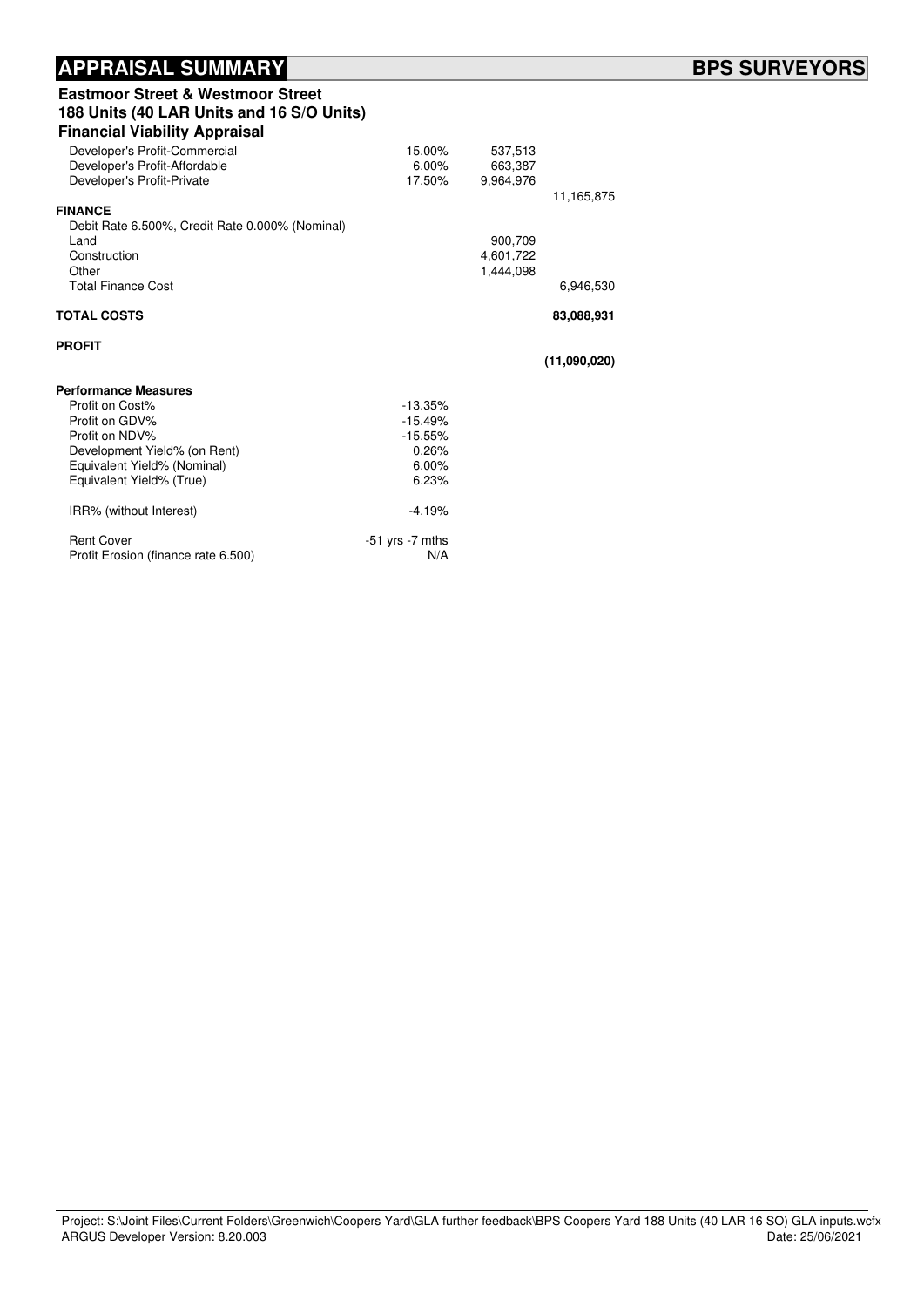# APPRAISAL SUMMARY

**BPS SURVEYORS**

**Eastmoor Street & Westmoor Street**
**188 Units (40 LAR Units and 16 S/O Units)**
**Financial Viability Appraisal**

| | | | |
|---|---|---|---|
| Developer's Profit-Commercial | 15.00% | 537,513 | |
| Developer's Profit-Affordable | 6.00% | 663,387 | |
| Developer's Profit-Private | 17.50% | 9,964,976 | |
| | | | 11,165,875 |
| **FINANCE** | | | |
| Debit Rate 6.500%, Credit Rate 0.000% (Nominal) | | | |
| Land | | 900,709 | |
| Construction | | 4,601,722 | |
| Other | | 1,444,098 | |
| Total Finance Cost | | | 6,946,530 |
| **TOTAL COSTS** | | | **83,088,931** |
| **PROFIT** | | | |
| | | | **(11,090,020)** |

**Performance Measures**

| | |
|---|---|
| Profit on Cost% | -13.35% |
| Profit on GDV% | -15.49% |
| Profit on NDV% | -15.55% |
| Development Yield% (on Rent) | 0.26% |
| Equivalent Yield% (Nominal) | 6.00% |
| Equivalent Yield% (True) | 6.23% |
| IRR% (without Interest) | -4.19% |
| Rent Cover | -51 yrs -7 mths |
| Profit Erosion (finance rate 6.500) | N/A |

Project: S:\Joint Files\Current Folders\Greenwich\Coopers Yard\GLA further feedback\BPS Coopers Yard 188 Units (40 LAR 16 SO) GLA inputs.wcfx
ARGUS Developer Version: 8.20.003 Date: 25/06/2021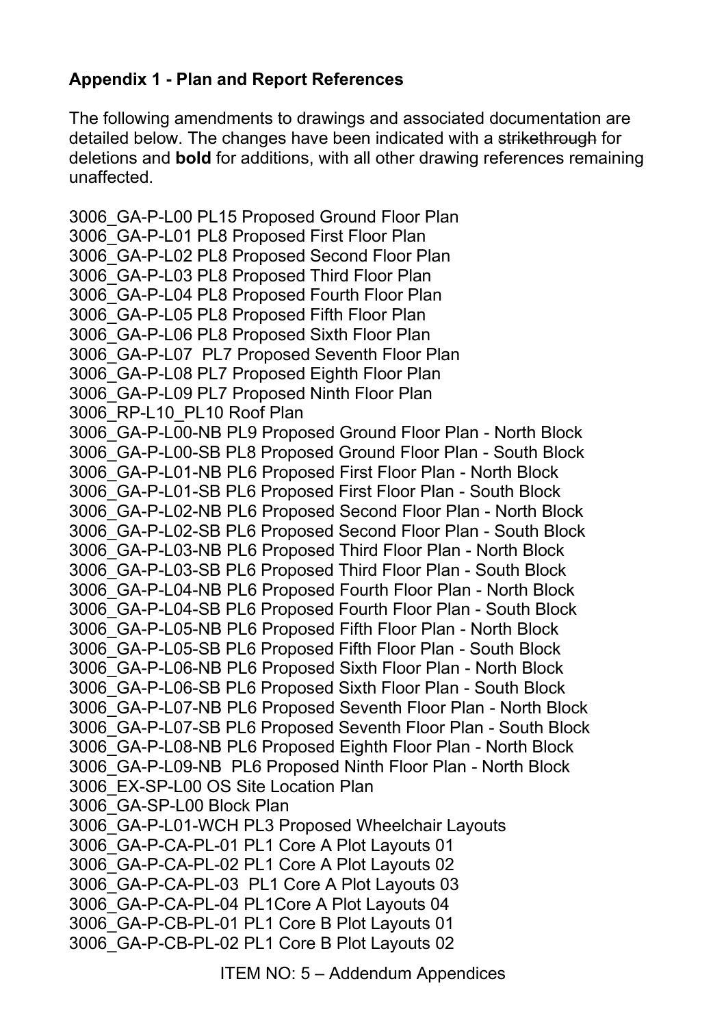**Appendix 1 - Plan and Report References**

The following amendments to drawings and associated documentation are detailed below. The changes have been indicated with a ~~strikethrough~~ for deletions and **bold** for additions, with all other drawing references remaining unaffected.

3006_GA-P-L00 PL15 Proposed Ground Floor Plan
3006_GA-P-L01 PL8 Proposed First Floor Plan
3006_GA-P-L02 PL8 Proposed Second Floor Plan
3006_GA-P-L03 PL8 Proposed Third Floor Plan
3006_GA-P-L04 PL8 Proposed Fourth Floor Plan
3006_GA-P-L05 PL8 Proposed Fifth Floor Plan
3006_GA-P-L06 PL8 Proposed Sixth Floor Plan
3006_GA-P-L07 PL7 Proposed Seventh Floor Plan
3006_GA-P-L08 PL7 Proposed Eighth Floor Plan
3006_GA-P-L09 PL7 Proposed Ninth Floor Plan
3006_RP-L10_PL10 Roof Plan
3006_GA-P-L00-NB PL9 Proposed Ground Floor Plan - North Block
3006_GA-P-L00-SB PL8 Proposed Ground Floor Plan - South Block
3006_GA-P-L01-NB PL6 Proposed First Floor Plan - North Block
3006_GA-P-L01-SB PL6 Proposed First Floor Plan - South Block
3006_GA-P-L02-NB PL6 Proposed Second Floor Plan - North Block
3006_GA-P-L02-SB PL6 Proposed Second Floor Plan - South Block
3006_GA-P-L03-NB PL6 Proposed Third Floor Plan - North Block
3006_GA-P-L03-SB PL6 Proposed Third Floor Plan - South Block
3006_GA-P-L04-NB PL6 Proposed Fourth Floor Plan - North Block
3006_GA-P-L04-SB PL6 Proposed Fourth Floor Plan - South Block
3006_GA-P-L05-NB PL6 Proposed Fifth Floor Plan - North Block
3006_GA-P-L05-SB PL6 Proposed Fifth Floor Plan - South Block
3006_GA-P-L06-NB PL6 Proposed Sixth Floor Plan - North Block
3006_GA-P-L06-SB PL6 Proposed Sixth Floor Plan - South Block
3006_GA-P-L07-NB PL6 Proposed Seventh Floor Plan - North Block
3006_GA-P-L07-SB PL6 Proposed Seventh Floor Plan - South Block
3006_GA-P-L08-NB PL6 Proposed Eighth Floor Plan - North Block
3006_GA-P-L09-NB PL6 Proposed Ninth Floor Plan - North Block
3006_EX-SP-L00 OS Site Location Plan
3006_GA-SP-L00 Block Plan
3006_GA-P-L01-WCH PL3 Proposed Wheelchair Layouts
3006_GA-P-CA-PL-01 PL1 Core A Plot Layouts 01
3006_GA-P-CA-PL-02 PL1 Core A Plot Layouts 02
3006_GA-P-CA-PL-03 PL1 Core A Plot Layouts 03
3006_GA-P-CA-PL-04 PL1Core A Plot Layouts 04
3006_GA-P-CB-PL-01 PL1 Core B Plot Layouts 01
3006_GA-P-CB-PL-02 PL1 Core B Plot Layouts 02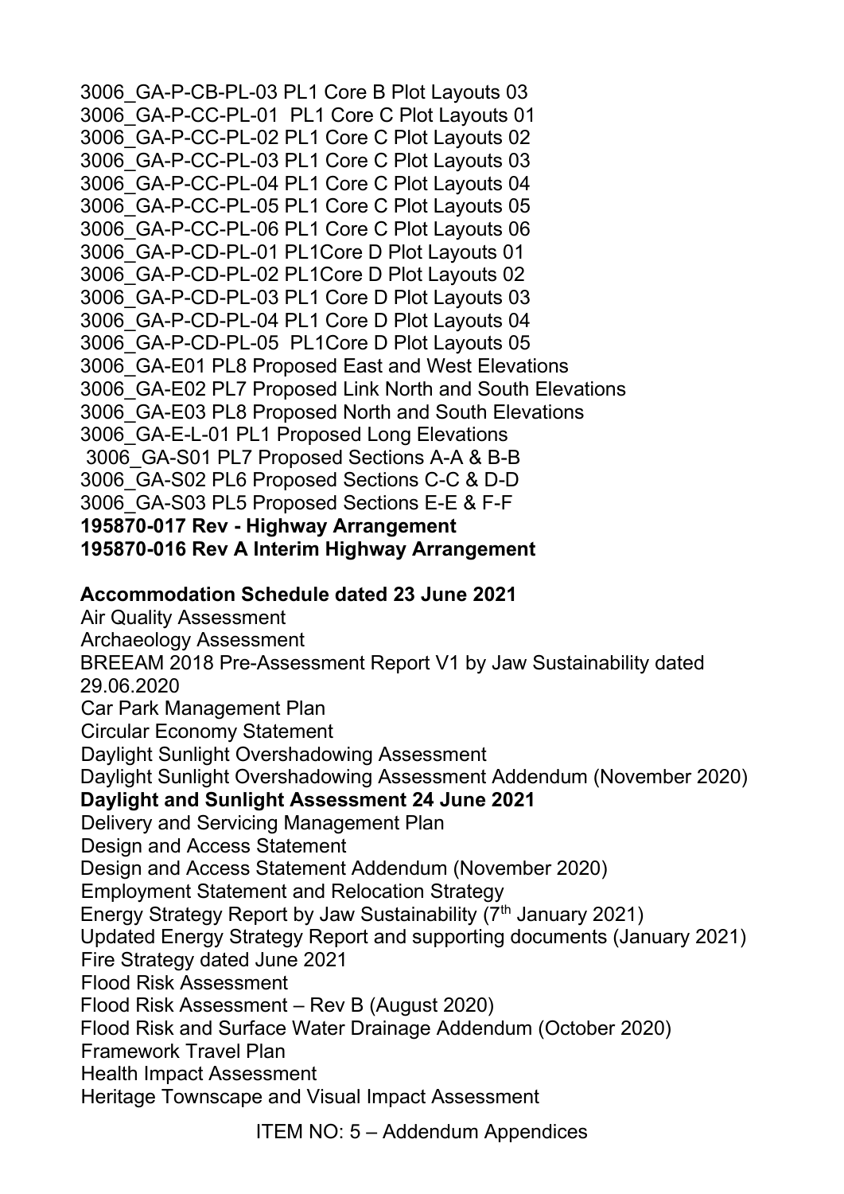3006_GA-P-CB-PL-03 PL1 Core B Plot Layouts 03
3006_GA-P-CC-PL-01 PL1 Core C Plot Layouts 01
3006_GA-P-CC-PL-02 PL1 Core C Plot Layouts 02
3006_GA-P-CC-PL-03 PL1 Core C Plot Layouts 03
3006_GA-P-CC-PL-04 PL1 Core C Plot Layouts 04
3006_GA-P-CC-PL-05 PL1 Core C Plot Layouts 05
3006_GA-P-CC-PL-06 PL1 Core C Plot Layouts 06
3006_GA-P-CD-PL-01 PL1Core D Plot Layouts 01
3006_GA-P-CD-PL-02 PL1Core D Plot Layouts 02
3006_GA-P-CD-PL-03 PL1 Core D Plot Layouts 03
3006_GA-P-CD-PL-04 PL1 Core D Plot Layouts 04
3006_GA-P-CD-PL-05 PL1Core D Plot Layouts 05
3006_GA-E01 PL8 Proposed East and West Elevations
3006_GA-E02 PL7 Proposed Link North and South Elevations
3006_GA-E03 PL8 Proposed North and South Elevations
3006_GA-E-L-01 PL1 Proposed Long Elevations
3006_GA-S01 PL7 Proposed Sections A-A & B-B
3006_GA-S02 PL6 Proposed Sections C-C & D-D
3006_GA-S03 PL5 Proposed Sections E-E & F-F
**195870-017 Rev - Highway Arrangement**
**195870-016 Rev A Interim Highway Arrangement**

**Accommodation Schedule dated 23 June 2021**
Air Quality Assessment
Archaeology Assessment
BREEAM 2018 Pre-Assessment Report V1 by Jaw Sustainability dated 29.06.2020
Car Park Management Plan
Circular Economy Statement
Daylight Sunlight Overshadowing Assessment
Daylight Sunlight Overshadowing Assessment Addendum (November 2020)
**Daylight and Sunlight Assessment 24 June 2021**
Delivery and Servicing Management Plan
Design and Access Statement
Design and Access Statement Addendum (November 2020)
Employment Statement and Relocation Strategy
Energy Strategy Report by Jaw Sustainability (7th January 2021)
Updated Energy Strategy Report and supporting documents (January 2021)
Fire Strategy dated June 2021
Flood Risk Assessment
Flood Risk Assessment – Rev B (August 2020)
Flood Risk and Surface Water Drainage Addendum (October 2020)
Framework Travel Plan
Health Impact Assessment
Heritage Townscape and Visual Impact Assessment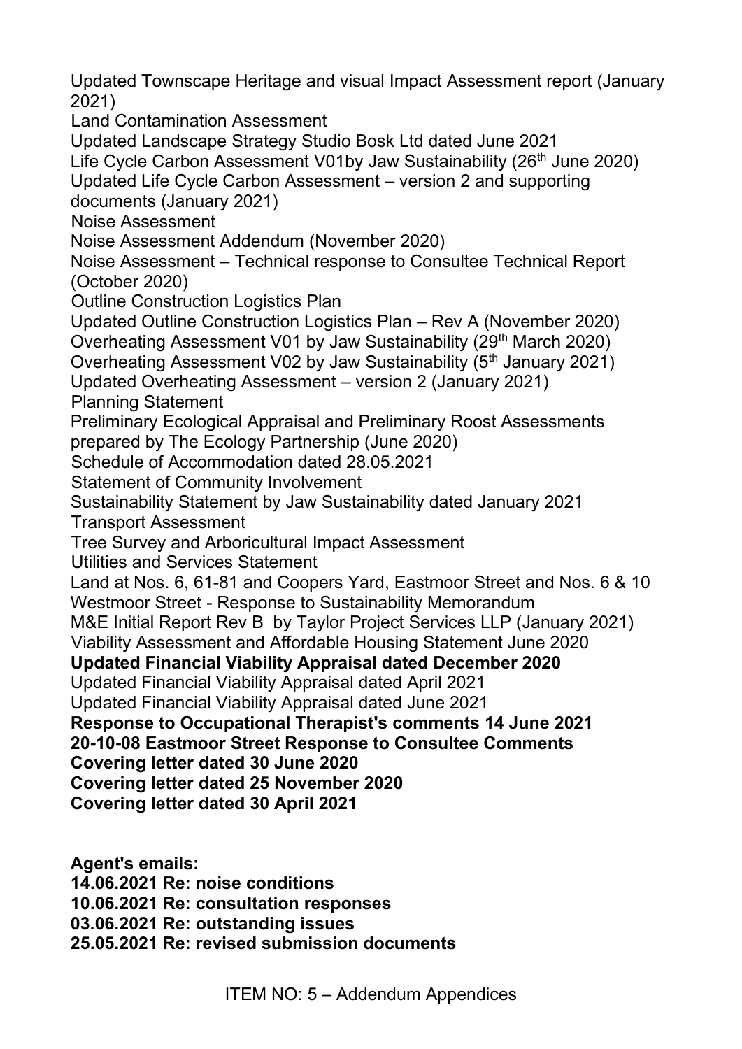Updated Townscape Heritage and visual Impact Assessment report (January 2021)
Land Contamination Assessment
Updated Landscape Strategy Studio Bosk Ltd dated June 2021
Life Cycle Carbon Assessment V01by Jaw Sustainability (26th June 2020)
Updated Life Cycle Carbon Assessment – version 2 and supporting documents (January 2021)
Noise Assessment
Noise Assessment Addendum (November 2020)
Noise Assessment – Technical response to Consultee Technical Report (October 2020)
Outline Construction Logistics Plan
Updated Outline Construction Logistics Plan – Rev A (November 2020)
Overheating Assessment V01 by Jaw Sustainability (29th March 2020)
Overheating Assessment V02 by Jaw Sustainability (5th January 2021)
Updated Overheating Assessment – version 2 (January 2021)
Planning Statement
Preliminary Ecological Appraisal and Preliminary Roost Assessments prepared by The Ecology Partnership (June 2020)
Schedule of Accommodation dated 28.05.2021
Statement of Community Involvement
Sustainability Statement by Jaw Sustainability dated January 2021
Transport Assessment
Tree Survey and Arboricultural Impact Assessment
Utilities and Services Statement
Land at Nos. 6, 61-81 and Coopers Yard, Eastmoor Street and Nos. 6 & 10 Westmoor Street - Response to Sustainability Memorandum
M&E Initial Report Rev B by Taylor Project Services LLP (January 2021)
Viability Assessment and Affordable Housing Statement June 2020
**Updated Financial Viability Appraisal dated December 2020**
Updated Financial Viability Appraisal dated April 2021
Updated Financial Viability Appraisal dated June 2021
**Response to Occupational Therapist's comments 14 June 2021**
**20-10-08 Eastmoor Street Response to Consultee Comments**
**Covering letter dated 30 June 2020**
**Covering letter dated 25 November 2020**
**Covering letter dated 30 April 2021**

**Agent's emails:**
**14.06.2021 Re: noise conditions**
**10.06.2021 Re: consultation responses**
**03.06.2021 Re: outstanding issues**
**25.05.2021 Re: revised submission documents**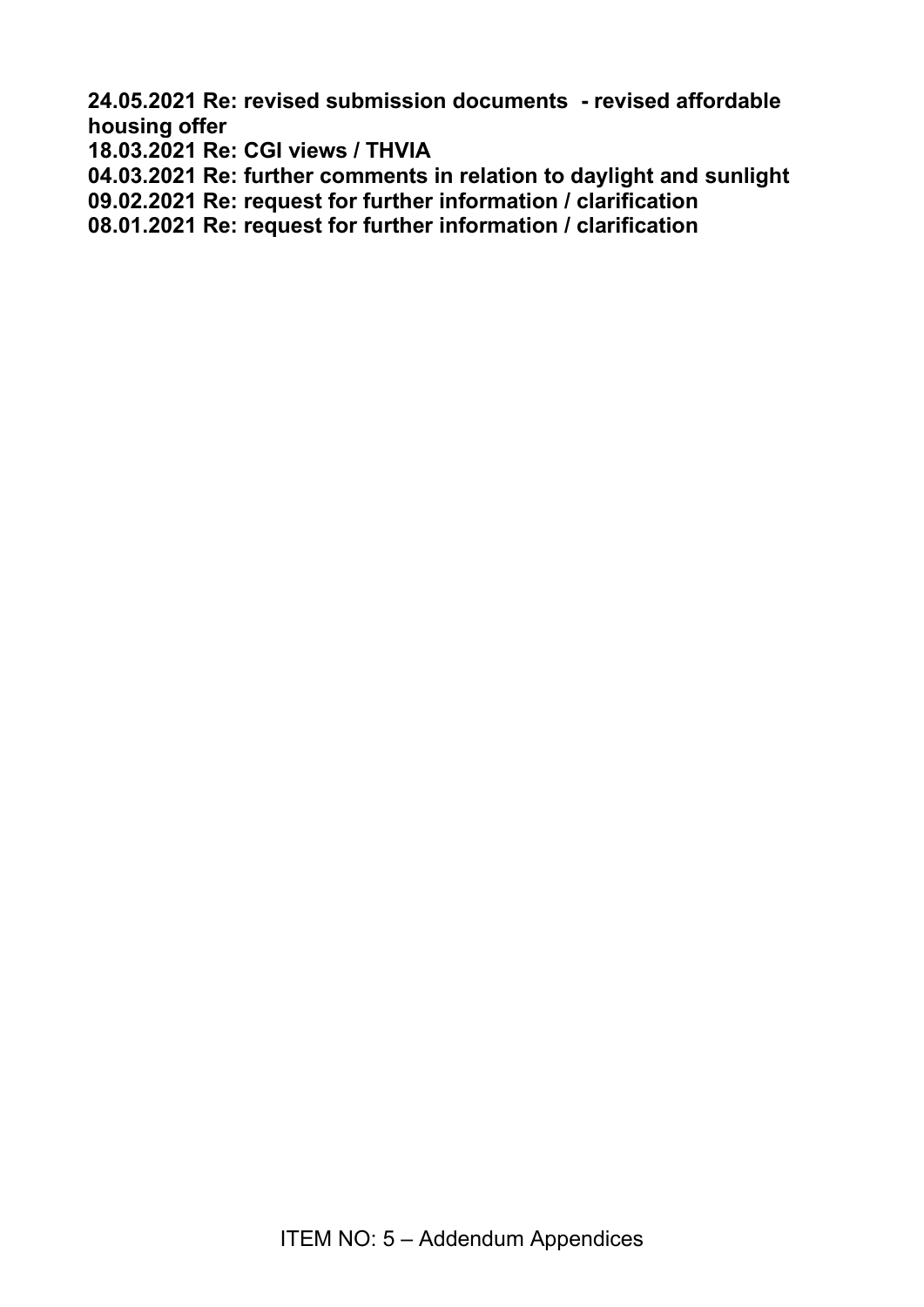**24.05.2021 Re: revised submission documents - revised affordable housing offer**
**18.03.2021 Re: CGI views / THVIA**
**04.03.2021 Re: further comments in relation to daylight and sunlight**
**09.02.2021 Re: request for further information / clarification**
**08.01.2021 Re: request for further information / clarification**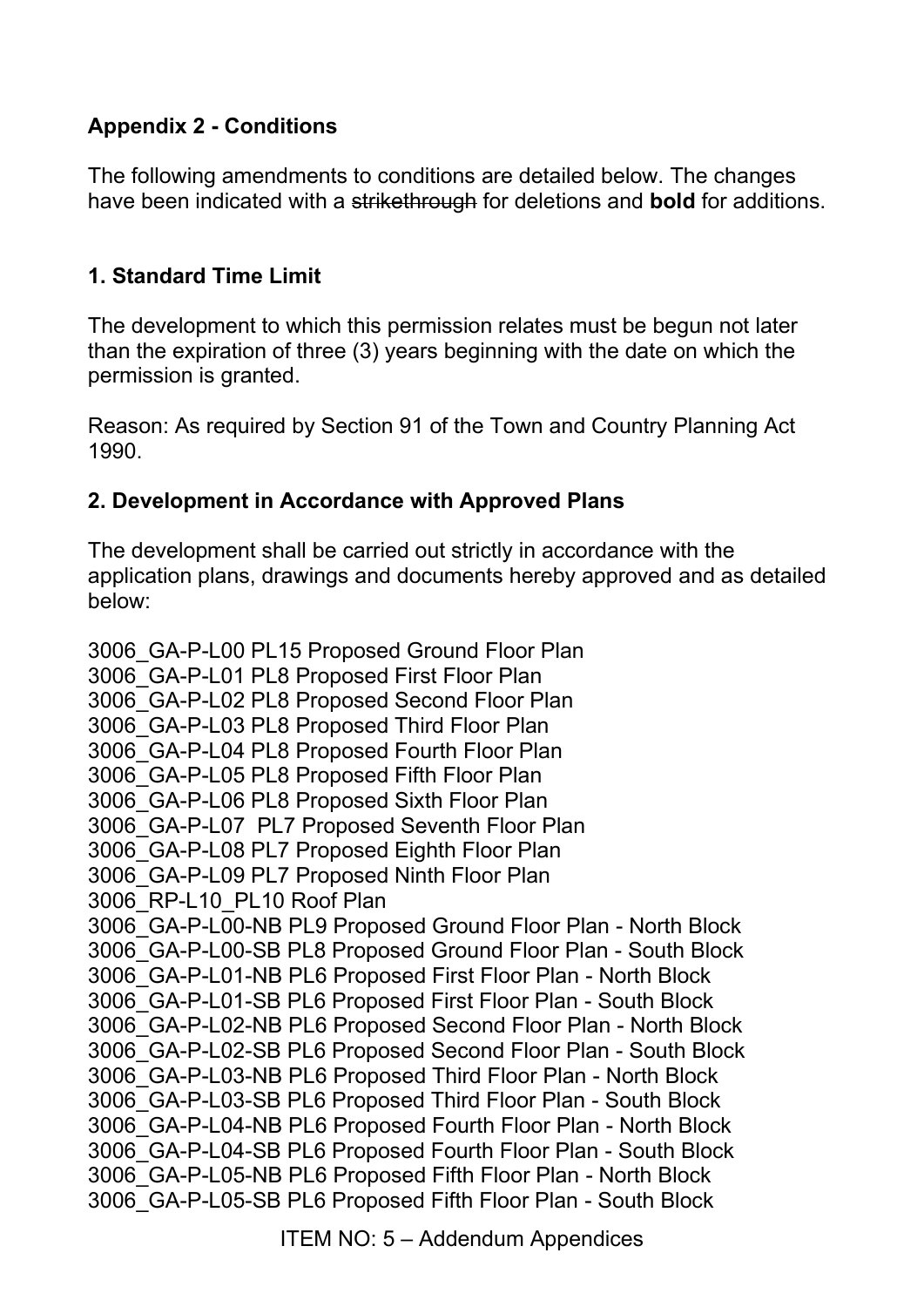**Appendix 2 - Conditions**

The following amendments to conditions are detailed below. The changes have been indicated with a ~~strikethrough~~ for deletions and **bold** for additions.

**1. Standard Time Limit**

The development to which this permission relates must be begun not later than the expiration of three (3) years beginning with the date on which the permission is granted.

Reason: As required by Section 91 of the Town and Country Planning Act 1990.

**2. Development in Accordance with Approved Plans**

The development shall be carried out strictly in accordance with the application plans, drawings and documents hereby approved and as detailed below:

3006_GA-P-L00 PL15 Proposed Ground Floor Plan
3006_GA-P-L01 PL8 Proposed First Floor Plan
3006_GA-P-L02 PL8 Proposed Second Floor Plan
3006_GA-P-L03 PL8 Proposed Third Floor Plan
3006_GA-P-L04 PL8 Proposed Fourth Floor Plan
3006_GA-P-L05 PL8 Proposed Fifth Floor Plan
3006_GA-P-L06 PL8 Proposed Sixth Floor Plan
3006_GA-P-L07 PL7 Proposed Seventh Floor Plan
3006_GA-P-L08 PL7 Proposed Eighth Floor Plan
3006_GA-P-L09 PL7 Proposed Ninth Floor Plan
3006_RP-L10_PL10 Roof Plan
3006_GA-P-L00-NB PL9 Proposed Ground Floor Plan - North Block
3006_GA-P-L00-SB PL8 Proposed Ground Floor Plan - South Block
3006_GA-P-L01-NB PL6 Proposed First Floor Plan - North Block
3006_GA-P-L01-SB PL6 Proposed First Floor Plan - South Block
3006_GA-P-L02-NB PL6 Proposed Second Floor Plan - North Block
3006_GA-P-L02-SB PL6 Proposed Second Floor Plan - South Block
3006_GA-P-L03-NB PL6 Proposed Third Floor Plan - North Block
3006_GA-P-L03-SB PL6 Proposed Third Floor Plan - South Block
3006_GA-P-L04-NB PL6 Proposed Fourth Floor Plan - North Block
3006_GA-P-L04-SB PL6 Proposed Fourth Floor Plan - South Block
3006_GA-P-L05-NB PL6 Proposed Fifth Floor Plan - North Block
3006_GA-P-L05-SB PL6 Proposed Fifth Floor Plan - South Block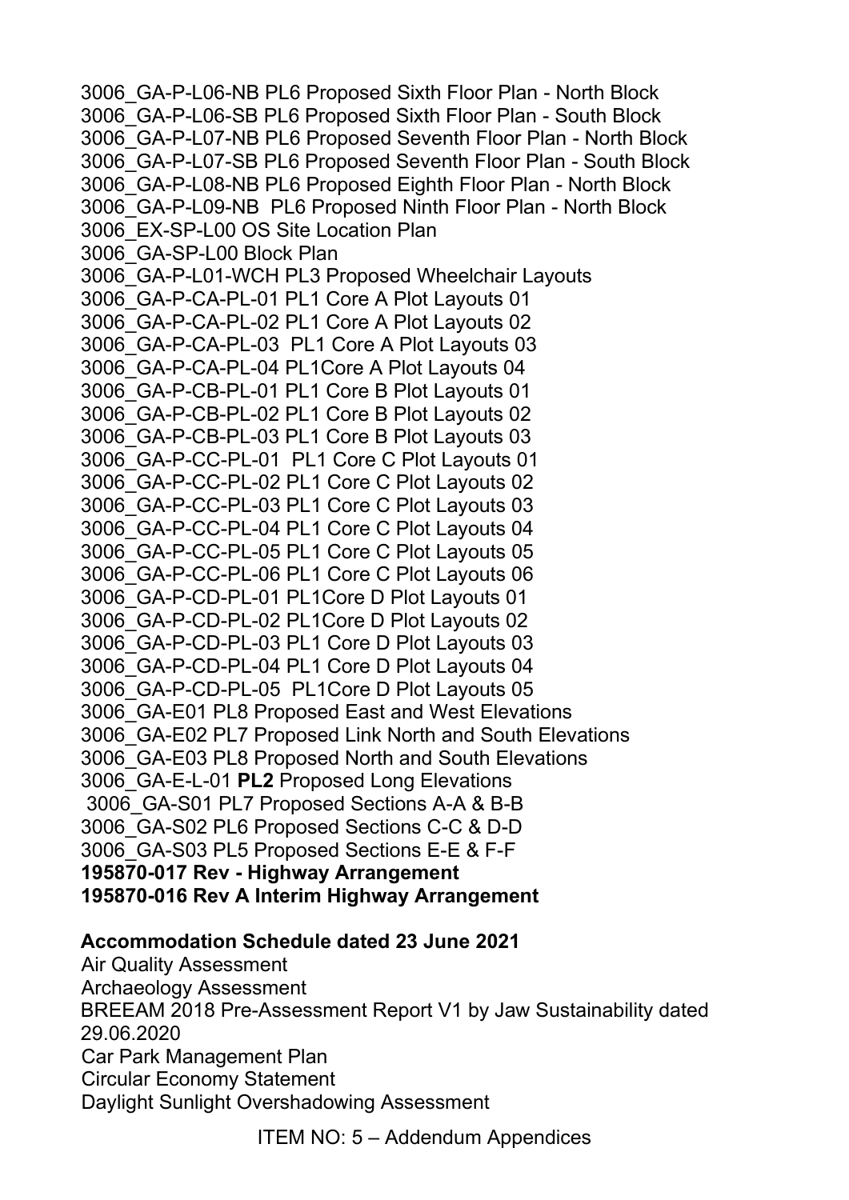3006_GA-P-L06-NB PL6 Proposed Sixth Floor Plan - North Block
3006_GA-P-L06-SB PL6 Proposed Sixth Floor Plan - South Block
3006_GA-P-L07-NB PL6 Proposed Seventh Floor Plan - North Block
3006_GA-P-L07-SB PL6 Proposed Seventh Floor Plan - South Block
3006_GA-P-L08-NB PL6 Proposed Eighth Floor Plan - North Block
3006_GA-P-L09-NB PL6 Proposed Ninth Floor Plan - North Block
3006_EX-SP-L00 OS Site Location Plan
3006_GA-SP-L00 Block Plan
3006_GA-P-L01-WCH PL3 Proposed Wheelchair Layouts
3006_GA-P-CA-PL-01 PL1 Core A Plot Layouts 01
3006_GA-P-CA-PL-02 PL1 Core A Plot Layouts 02
3006_GA-P-CA-PL-03 PL1 Core A Plot Layouts 03
3006_GA-P-CA-PL-04 PL1Core A Plot Layouts 04
3006_GA-P-CB-PL-01 PL1 Core B Plot Layouts 01
3006_GA-P-CB-PL-02 PL1 Core B Plot Layouts 02
3006_GA-P-CB-PL-03 PL1 Core B Plot Layouts 03
3006_GA-P-CC-PL-01 PL1 Core C Plot Layouts 01
3006_GA-P-CC-PL-02 PL1 Core C Plot Layouts 02
3006_GA-P-CC-PL-03 PL1 Core C Plot Layouts 03
3006_GA-P-CC-PL-04 PL1 Core C Plot Layouts 04
3006_GA-P-CC-PL-05 PL1 Core C Plot Layouts 05
3006_GA-P-CC-PL-06 PL1 Core C Plot Layouts 06
3006_GA-P-CD-PL-01 PL1Core D Plot Layouts 01
3006_GA-P-CD-PL-02 PL1Core D Plot Layouts 02
3006_GA-P-CD-PL-03 PL1 Core D Plot Layouts 03
3006_GA-P-CD-PL-04 PL1 Core D Plot Layouts 04
3006_GA-P-CD-PL-05 PL1Core D Plot Layouts 05
3006_GA-E01 PL8 Proposed East and West Elevations
3006_GA-E02 PL7 Proposed Link North and South Elevations
3006_GA-E03 PL8 Proposed North and South Elevations
3006_GA-E-L-01 **PL2** Proposed Long Elevations
3006_GA-S01 PL7 Proposed Sections A-A & B-B
3006_GA-S02 PL6 Proposed Sections C-C & D-D
3006_GA-S03 PL5 Proposed Sections E-E & F-F
**195870-017 Rev - Highway Arrangement**
**195870-016 Rev A Interim Highway Arrangement**

**Accommodation Schedule dated 23 June 2021**
Air Quality Assessment
Archaeology Assessment
BREEAM 2018 Pre-Assessment Report V1 by Jaw Sustainability dated 29.06.2020
Car Park Management Plan
Circular Economy Statement
Daylight Sunlight Overshadowing Assessment

ITEM NO: 5 – Addendum Appendices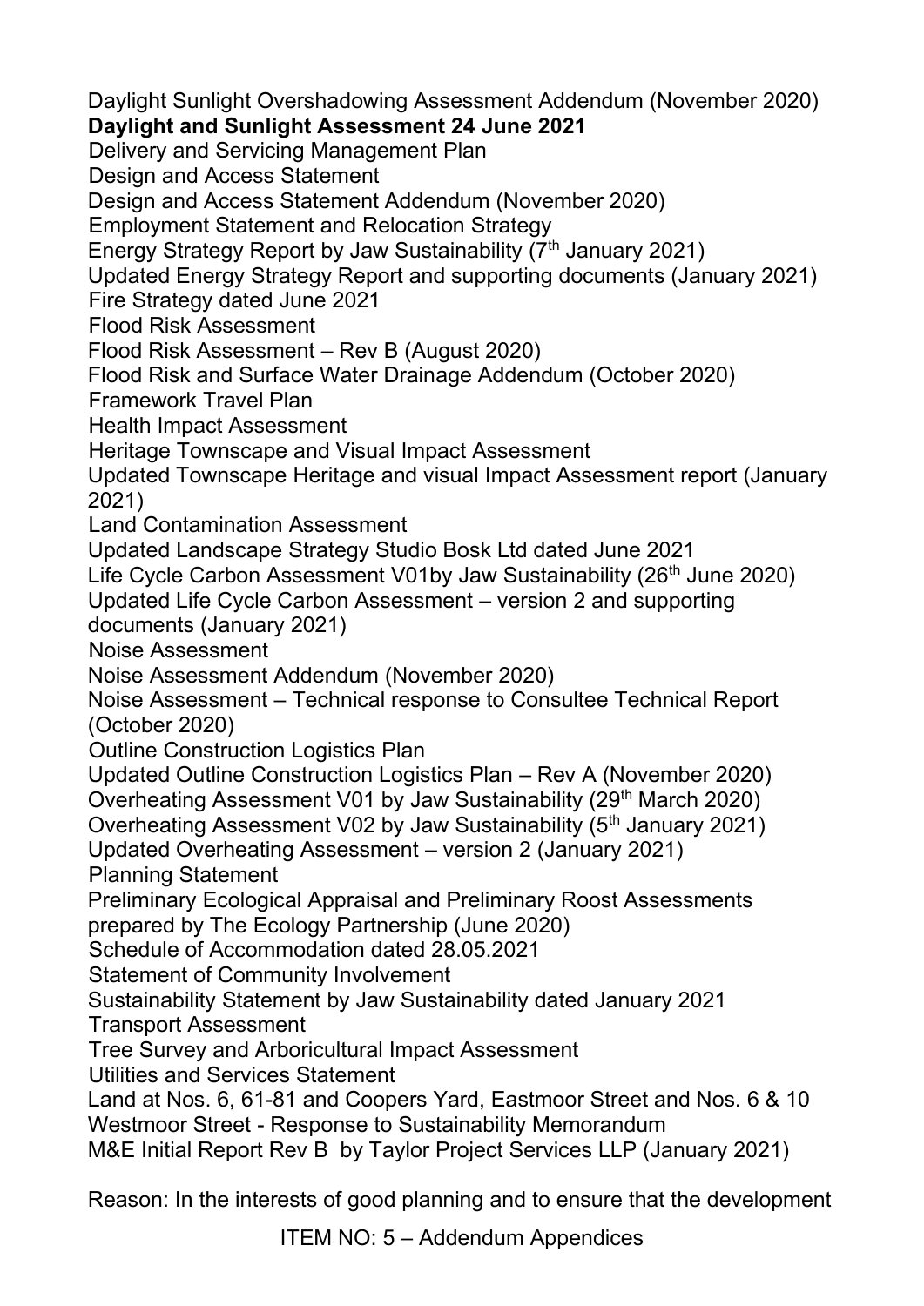Daylight Sunlight Overshadowing Assessment Addendum (November 2020)
**Daylight and Sunlight Assessment 24 June 2021**
Delivery and Servicing Management Plan
Design and Access Statement
Design and Access Statement Addendum (November 2020)
Employment Statement and Relocation Strategy
Energy Strategy Report by Jaw Sustainability (7th January 2021)
Updated Energy Strategy Report and supporting documents (January 2021)
Fire Strategy dated June 2021
Flood Risk Assessment
Flood Risk Assessment – Rev B (August 2020)
Flood Risk and Surface Water Drainage Addendum (October 2020)
Framework Travel Plan
Health Impact Assessment
Heritage Townscape and Visual Impact Assessment
Updated Townscape Heritage and visual Impact Assessment report (January 2021)
Land Contamination Assessment
Updated Landscape Strategy Studio Bosk Ltd dated June 2021
Life Cycle Carbon Assessment V01by Jaw Sustainability (26th June 2020)
Updated Life Cycle Carbon Assessment – version 2 and supporting documents (January 2021)
Noise Assessment
Noise Assessment Addendum (November 2020)
Noise Assessment – Technical response to Consultee Technical Report (October 2020)
Outline Construction Logistics Plan
Updated Outline Construction Logistics Plan – Rev A (November 2020)
Overheating Assessment V01 by Jaw Sustainability (29th March 2020)
Overheating Assessment V02 by Jaw Sustainability (5th January 2021)
Updated Overheating Assessment – version 2 (January 2021)
Planning Statement
Preliminary Ecological Appraisal and Preliminary Roost Assessments prepared by The Ecology Partnership (June 2020)
Schedule of Accommodation dated 28.05.2021
Statement of Community Involvement
Sustainability Statement by Jaw Sustainability dated January 2021
Transport Assessment
Tree Survey and Arboricultural Impact Assessment
Utilities and Services Statement
Land at Nos. 6, 61-81 and Coopers Yard, Eastmoor Street and Nos. 6 & 10 Westmoor Street - Response to Sustainability Memorandum
M&E Initial Report Rev B by Taylor Project Services LLP (January 2021)

Reason: In the interests of good planning and to ensure that the development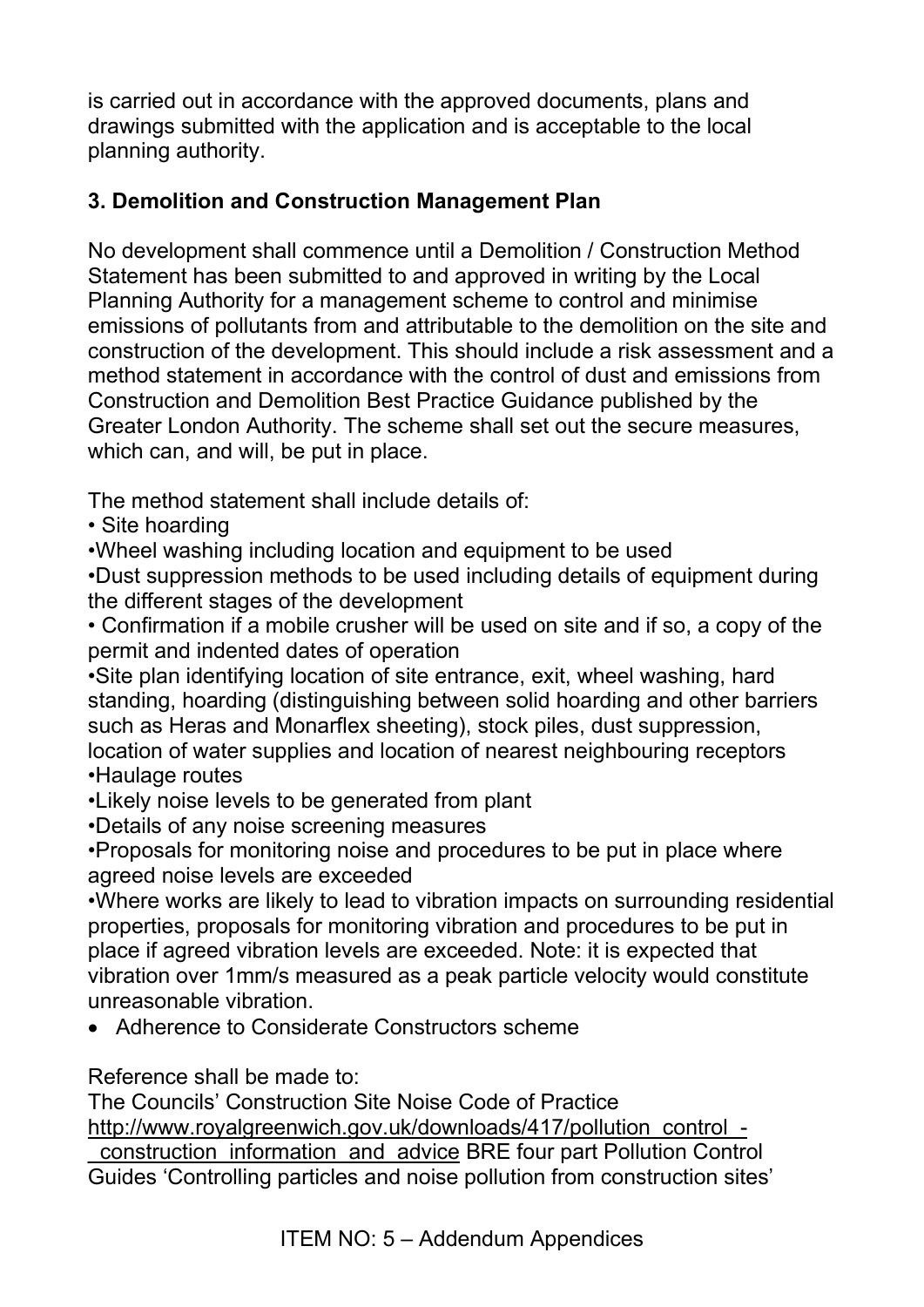is carried out in accordance with the approved documents, plans and drawings submitted with the application and is acceptable to the local planning authority.

### 3. Demolition and Construction Management Plan

No development shall commence until a Demolition / Construction Method Statement has been submitted to and approved in writing by the Local Planning Authority for a management scheme to control and minimise emissions of pollutants from and attributable to the demolition on the site and construction of the development. This should include a risk assessment and a method statement in accordance with the control of dust and emissions from Construction and Demolition Best Practice Guidance published by the Greater London Authority. The scheme shall set out the secure measures, which can, and will, be put in place.

The method statement shall include details of:

- Site hoarding
- Wheel washing including location and equipment to be used
- Dust suppression methods to be used including details of equipment during the different stages of the development
- Confirmation if a mobile crusher will be used on site and if so, a copy of the permit and indented dates of operation
- Site plan identifying location of site entrance, exit, wheel washing, hard standing, hoarding (distinguishing between solid hoarding and other barriers such as Heras and Monarflex sheeting), stock piles, dust suppression, location of water supplies and location of nearest neighbouring receptors
- Haulage routes
- Likely noise levels to be generated from plant
- Details of any noise screening measures
- Proposals for monitoring noise and procedures to be put in place where agreed noise levels are exceeded
- Where works are likely to lead to vibration impacts on surrounding residential properties, proposals for monitoring vibration and procedures to be put in place if agreed vibration levels are exceeded. Note: it is expected that vibration over 1mm/s measured as a peak particle velocity would constitute unreasonable vibration.
- Adherence to Considerate Constructors scheme

Reference shall be made to:
The Councils' Construction Site Noise Code of Practice
http://www.royalgreenwich.gov.uk/downloads/417/pollution_control_-_construction_information_and_advice BRE four part Pollution Control Guides 'Controlling particles and noise pollution from construction sites'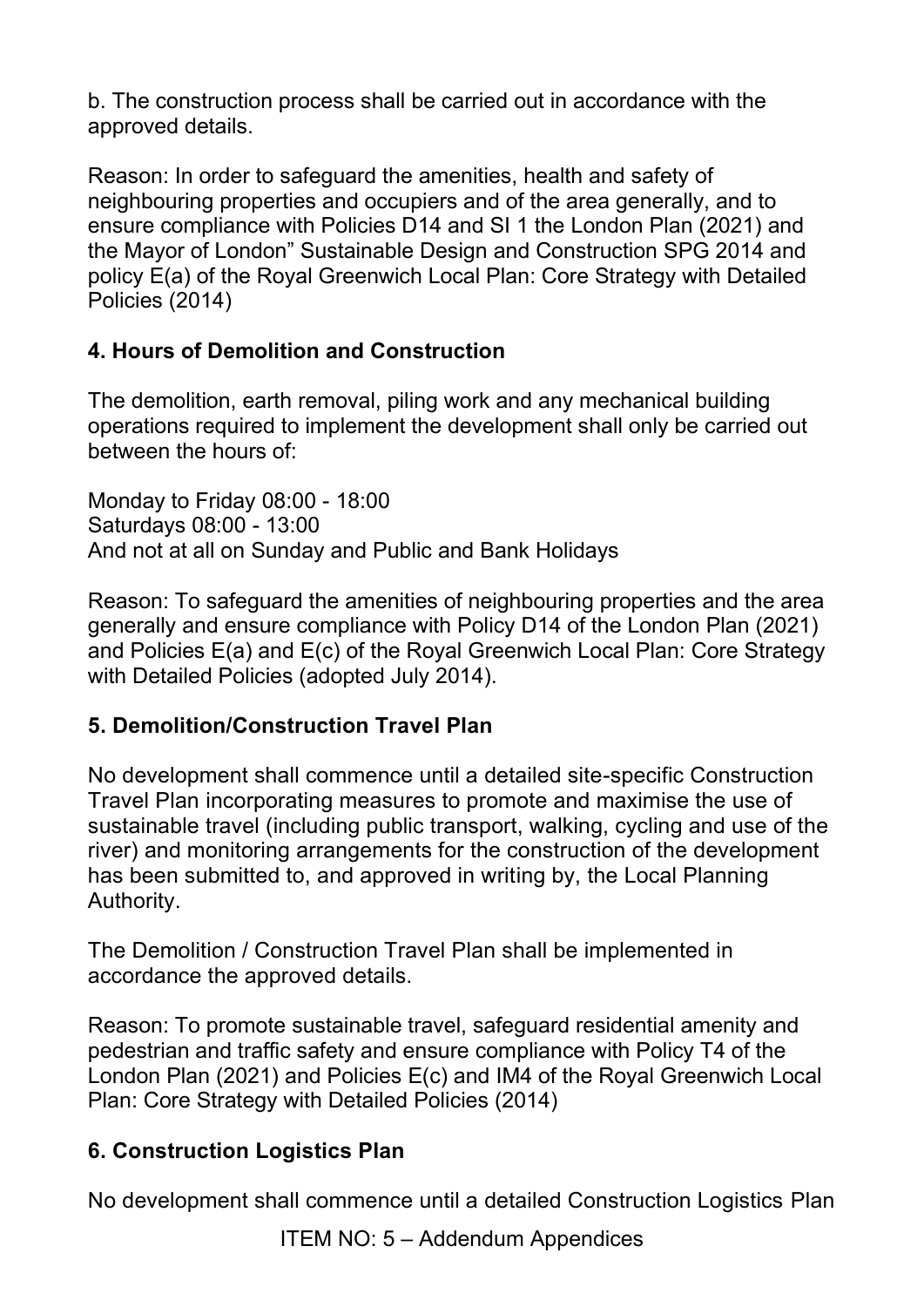b. The construction process shall be carried out in accordance with the approved details.

Reason: In order to safeguard the amenities, health and safety of neighbouring properties and occupiers and of the area generally, and to ensure compliance with Policies D14 and SI 1 the London Plan (2021) and the Mayor of London" Sustainable Design and Construction SPG 2014 and policy E(a) of the Royal Greenwich Local Plan: Core Strategy with Detailed Policies (2014)

### 4. Hours of Demolition and Construction

The demolition, earth removal, piling work and any mechanical building operations required to implement the development shall only be carried out between the hours of:

Monday to Friday 08:00 - 18:00
Saturdays 08:00 - 13:00
And not at all on Sunday and Public and Bank Holidays

Reason: To safeguard the amenities of neighbouring properties and the area generally and ensure compliance with Policy D14 of the London Plan (2021) and Policies E(a) and E(c) of the Royal Greenwich Local Plan: Core Strategy with Detailed Policies (adopted July 2014).

### 5. Demolition/Construction Travel Plan

No development shall commence until a detailed site-specific Construction Travel Plan incorporating measures to promote and maximise the use of sustainable travel (including public transport, walking, cycling and use of the river) and monitoring arrangements for the construction of the development has been submitted to, and approved in writing by, the Local Planning Authority.

The Demolition / Construction Travel Plan shall be implemented in accordance the approved details.

Reason: To promote sustainable travel, safeguard residential amenity and pedestrian and traffic safety and ensure compliance with Policy T4 of the London Plan (2021) and Policies E(c) and IM4 of the Royal Greenwich Local Plan: Core Strategy with Detailed Policies (2014)

### 6. Construction Logistics Plan

No development shall commence until a detailed Construction Logistics Plan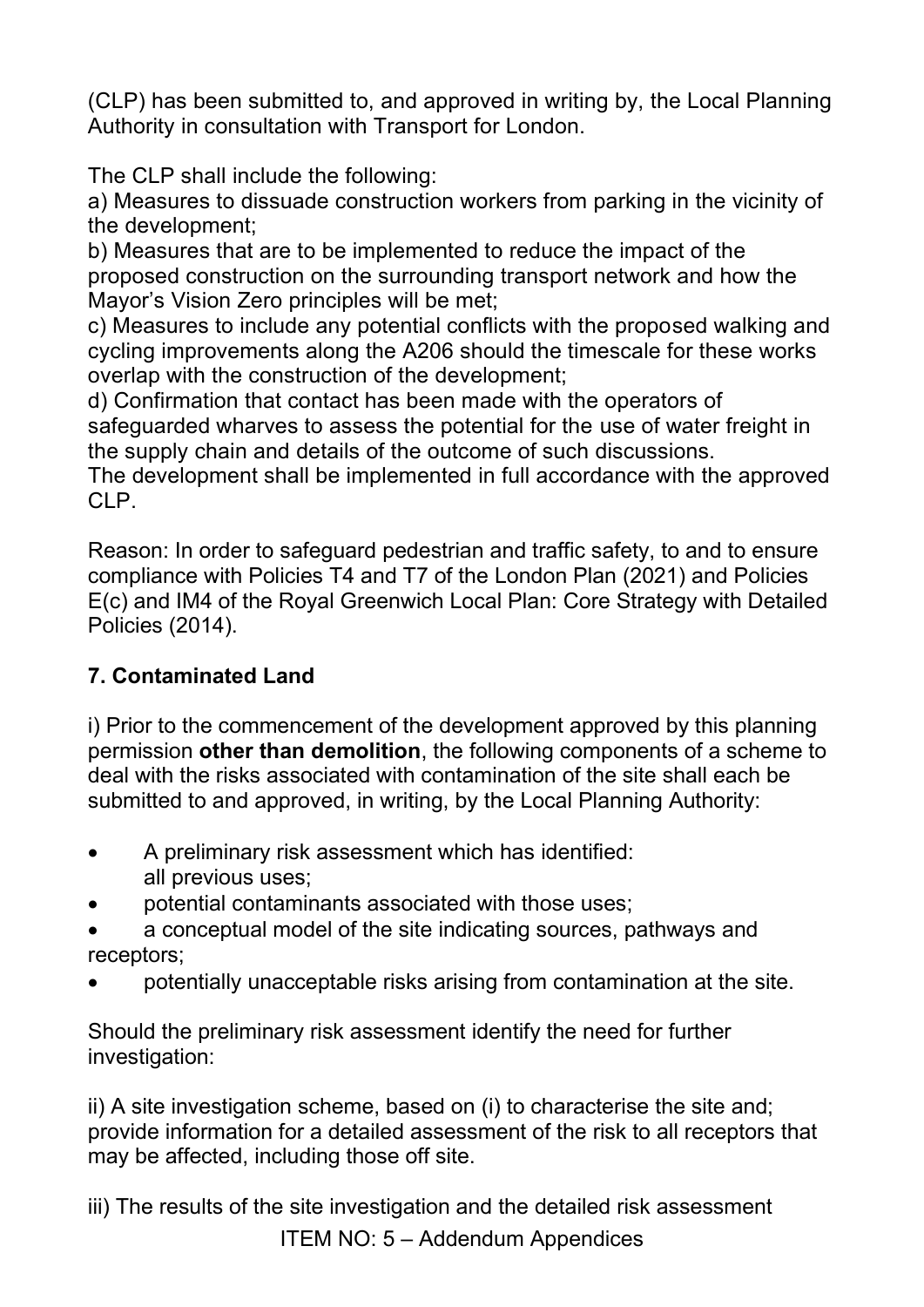(CLP) has been submitted to, and approved in writing by, the Local Planning Authority in consultation with Transport for London.

The CLP shall include the following:
a) Measures to dissuade construction workers from parking in the vicinity of the development;
b) Measures that are to be implemented to reduce the impact of the proposed construction on the surrounding transport network and how the Mayor's Vision Zero principles will be met;
c) Measures to include any potential conflicts with the proposed walking and cycling improvements along the A206 should the timescale for these works overlap with the construction of the development;
d) Confirmation that contact has been made with the operators of safeguarded wharves to assess the potential for the use of water freight in the supply chain and details of the outcome of such discussions.
The development shall be implemented in full accordance with the approved CLP.

Reason: In order to safeguard pedestrian and traffic safety, to and to ensure compliance with Policies T4 and T7 of the London Plan (2021) and Policies E(c) and IM4 of the Royal Greenwich Local Plan: Core Strategy with Detailed Policies (2014).

**7. Contaminated Land**

i) Prior to the commencement of the development approved by this planning permission **other than demolition**, the following components of a scheme to deal with the risks associated with contamination of the site shall each be submitted to and approved, in writing, by the Local Planning Authority:

- A preliminary risk assessment which has identified: all previous uses;
- potential contaminants associated with those uses;
- a conceptual model of the site indicating sources, pathways and receptors;
- potentially unacceptable risks arising from contamination at the site.

Should the preliminary risk assessment identify the need for further investigation:

ii) A site investigation scheme, based on (i) to characterise the site and; provide information for a detailed assessment of the risk to all receptors that may be affected, including those off site.

iii) The results of the site investigation and the detailed risk assessment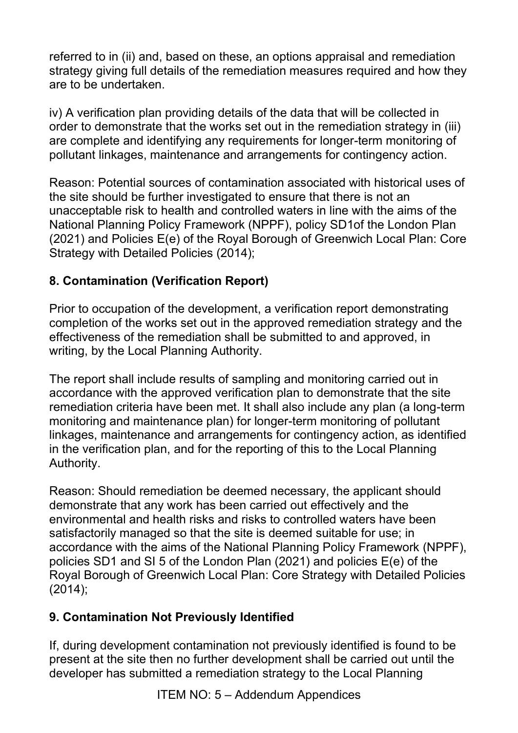referred to in (ii) and, based on these, an options appraisal and remediation strategy giving full details of the remediation measures required and how they are to be undertaken.

iv) A verification plan providing details of the data that will be collected in order to demonstrate that the works set out in the remediation strategy in (iii) are complete and identifying any requirements for longer-term monitoring of pollutant linkages, maintenance and arrangements for contingency action.

Reason: Potential sources of contamination associated with historical uses of the site should be further investigated to ensure that there is not an unacceptable risk to health and controlled waters in line with the aims of the National Planning Policy Framework (NPPF), policy SD1of the London Plan (2021) and Policies E(e) of the Royal Borough of Greenwich Local Plan: Core Strategy with Detailed Policies (2014);

### 8. Contamination (Verification Report)

Prior to occupation of the development, a verification report demonstrating completion of the works set out in the approved remediation strategy and the effectiveness of the remediation shall be submitted to and approved, in writing, by the Local Planning Authority.

The report shall include results of sampling and monitoring carried out in accordance with the approved verification plan to demonstrate that the site remediation criteria have been met. It shall also include any plan (a long-term monitoring and maintenance plan) for longer-term monitoring of pollutant linkages, maintenance and arrangements for contingency action, as identified in the verification plan, and for the reporting of this to the Local Planning Authority.

Reason: Should remediation be deemed necessary, the applicant should demonstrate that any work has been carried out effectively and the environmental and health risks and risks to controlled waters have been satisfactorily managed so that the site is deemed suitable for use; in accordance with the aims of the National Planning Policy Framework (NPPF), policies SD1 and SI 5 of the London Plan (2021) and policies E(e) of the Royal Borough of Greenwich Local Plan: Core Strategy with Detailed Policies (2014);

### 9. Contamination Not Previously Identified

If, during development contamination not previously identified is found to be present at the site then no further development shall be carried out until the developer has submitted a remediation strategy to the Local Planning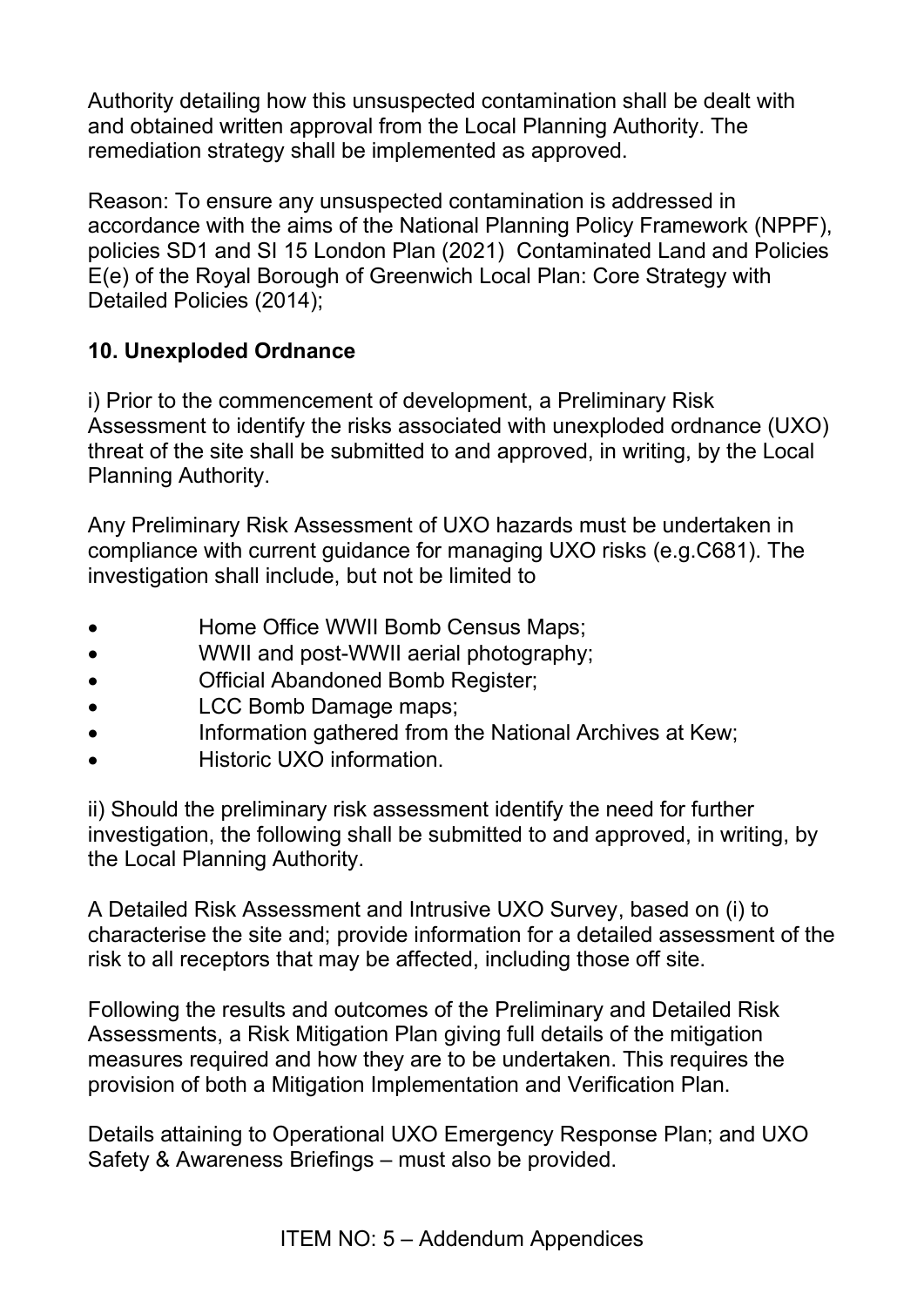Authority detailing how this unsuspected contamination shall be dealt with and obtained written approval from the Local Planning Authority. The remediation strategy shall be implemented as approved.

Reason: To ensure any unsuspected contamination is addressed in accordance with the aims of the National Planning Policy Framework (NPPF), policies SD1 and SI 15 London Plan (2021) Contaminated Land and Policies E(e) of the Royal Borough of Greenwich Local Plan: Core Strategy with Detailed Policies (2014);

**10. Unexploded Ordnance**

i) Prior to the commencement of development, a Preliminary Risk Assessment to identify the risks associated with unexploded ordnance (UXO) threat of the site shall be submitted to and approved, in writing, by the Local Planning Authority.

Any Preliminary Risk Assessment of UXO hazards must be undertaken in compliance with current guidance for managing UXO risks (e.g.C681). The investigation shall include, but not be limited to

- Home Office WWII Bomb Census Maps;
- WWII and post-WWII aerial photography;
- Official Abandoned Bomb Register;
- LCC Bomb Damage maps;
- Information gathered from the National Archives at Kew;
- Historic UXO information.

ii) Should the preliminary risk assessment identify the need for further investigation, the following shall be submitted to and approved, in writing, by the Local Planning Authority.

A Detailed Risk Assessment and Intrusive UXO Survey, based on (i) to characterise the site and; provide information for a detailed assessment of the risk to all receptors that may be affected, including those off site.

Following the results and outcomes of the Preliminary and Detailed Risk Assessments, a Risk Mitigation Plan giving full details of the mitigation measures required and how they are to be undertaken. This requires the provision of both a Mitigation Implementation and Verification Plan.

Details attaining to Operational UXO Emergency Response Plan; and UXO Safety & Awareness Briefings – must also be provided.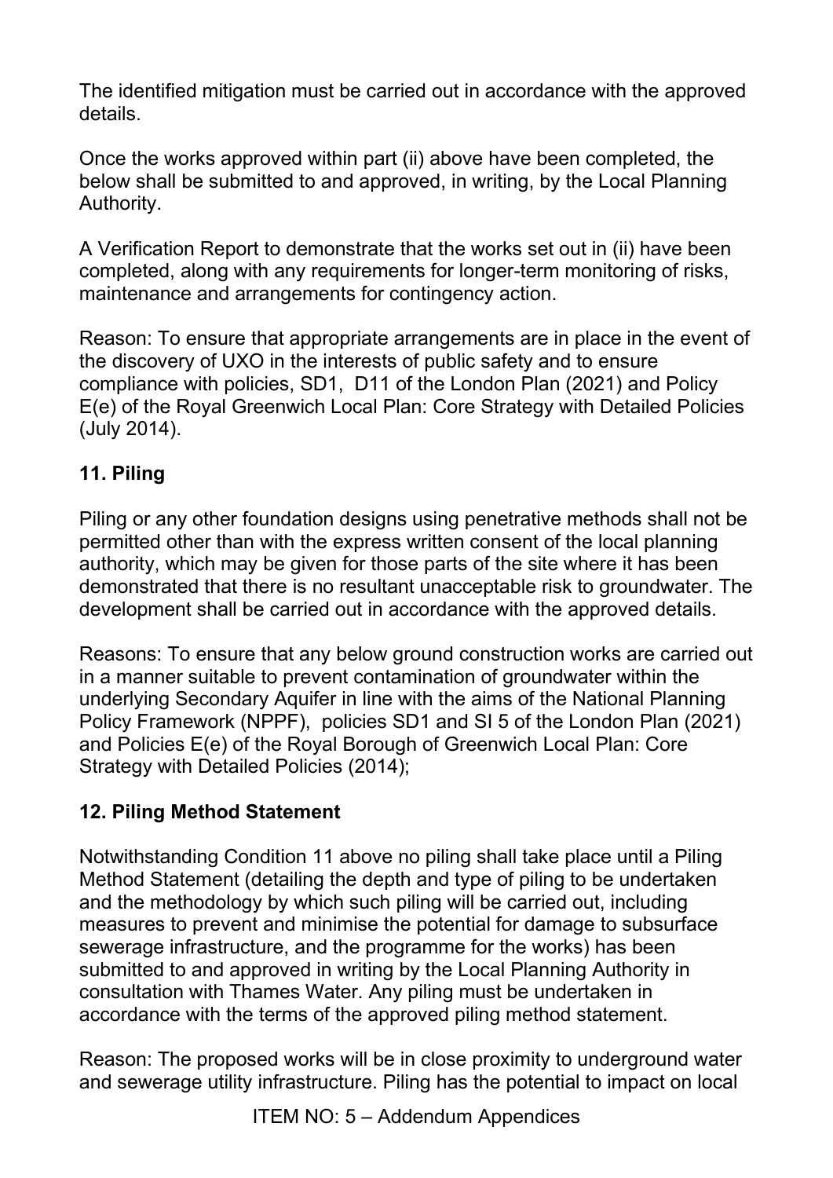The identified mitigation must be carried out in accordance with the approved details.

Once the works approved within part (ii) above have been completed, the below shall be submitted to and approved, in writing, by the Local Planning Authority.

A Verification Report to demonstrate that the works set out in (ii) have been completed, along with any requirements for longer-term monitoring of risks, maintenance and arrangements for contingency action.

Reason: To ensure that appropriate arrangements are in place in the event of the discovery of UXO in the interests of public safety and to ensure compliance with policies, SD1, D11 of the London Plan (2021) and Policy E(e) of the Royal Greenwich Local Plan: Core Strategy with Detailed Policies (July 2014).

## 11. Piling

Piling or any other foundation designs using penetrative methods shall not be permitted other than with the express written consent of the local planning authority, which may be given for those parts of the site where it has been demonstrated that there is no resultant unacceptable risk to groundwater. The development shall be carried out in accordance with the approved details.

Reasons: To ensure that any below ground construction works are carried out in a manner suitable to prevent contamination of groundwater within the underlying Secondary Aquifer in line with the aims of the National Planning Policy Framework (NPPF), policies SD1 and SI 5 of the London Plan (2021) and Policies E(e) of the Royal Borough of Greenwich Local Plan: Core Strategy with Detailed Policies (2014);

## 12. Piling Method Statement

Notwithstanding Condition 11 above no piling shall take place until a Piling Method Statement (detailing the depth and type of piling to be undertaken and the methodology by which such piling will be carried out, including measures to prevent and minimise the potential for damage to subsurface sewerage infrastructure, and the programme for the works) has been submitted to and approved in writing by the Local Planning Authority in consultation with Thames Water. Any piling must be undertaken in accordance with the terms of the approved piling method statement.

Reason: The proposed works will be in close proximity to underground water and sewerage utility infrastructure. Piling has the potential to impact on local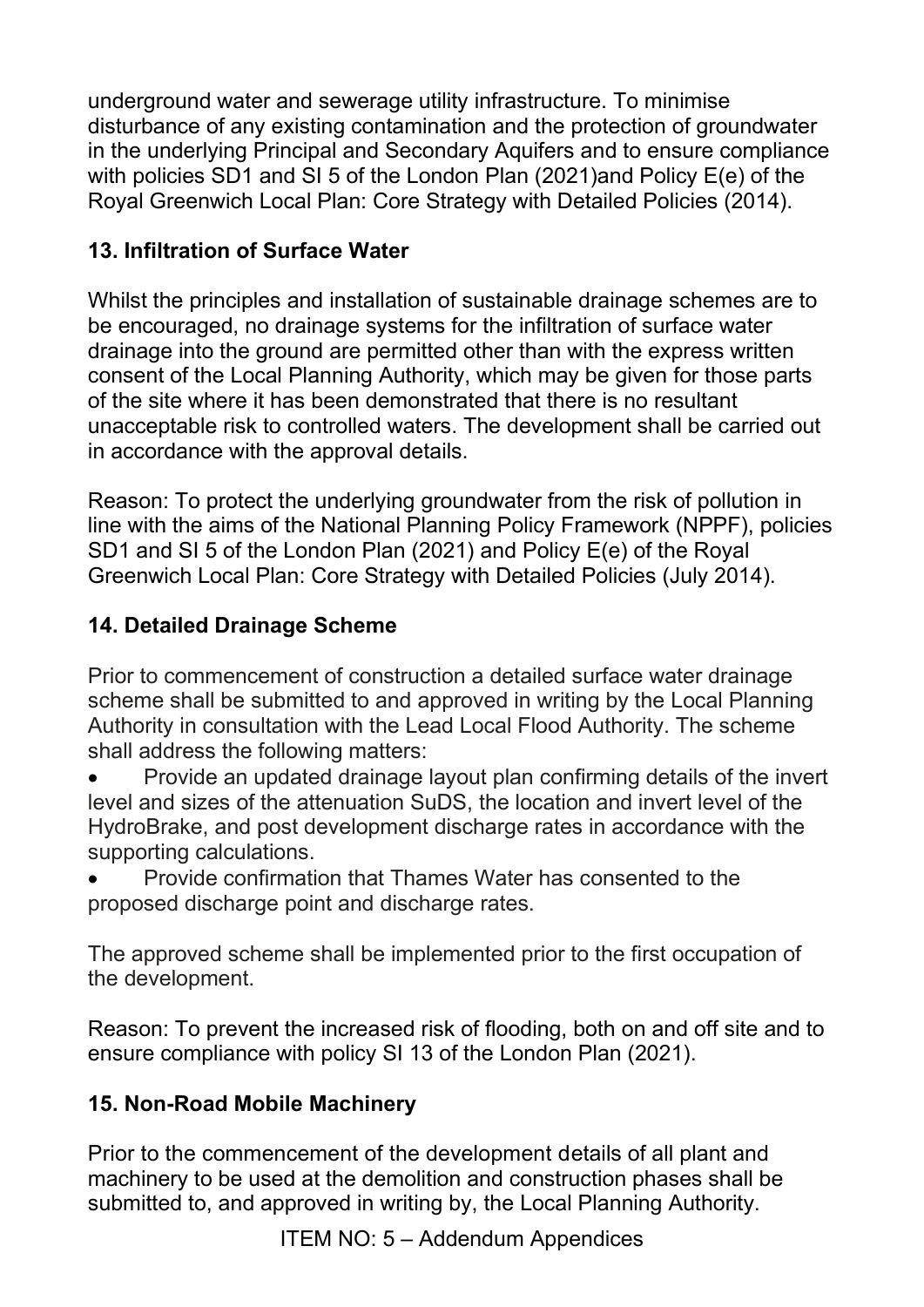underground water and sewerage utility infrastructure. To minimise disturbance of any existing contamination and the protection of groundwater in the underlying Principal and Secondary Aquifers and to ensure compliance with policies SD1 and SI 5 of the London Plan (2021)and Policy E(e) of the Royal Greenwich Local Plan: Core Strategy with Detailed Policies (2014).

### 13. Infiltration of Surface Water

Whilst the principles and installation of sustainable drainage schemes are to be encouraged, no drainage systems for the infiltration of surface water drainage into the ground are permitted other than with the express written consent of the Local Planning Authority, which may be given for those parts of the site where it has been demonstrated that there is no resultant unacceptable risk to controlled waters. The development shall be carried out in accordance with the approval details.

Reason: To protect the underlying groundwater from the risk of pollution in line with the aims of the National Planning Policy Framework (NPPF), policies SD1 and SI 5 of the London Plan (2021) and Policy E(e) of the Royal Greenwich Local Plan: Core Strategy with Detailed Policies (July 2014).

### 14. Detailed Drainage Scheme

Prior to commencement of construction a detailed surface water drainage scheme shall be submitted to and approved in writing by the Local Planning Authority in consultation with the Lead Local Flood Authority. The scheme shall address the following matters:

- Provide an updated drainage layout plan confirming details of the invert level and sizes of the attenuation SuDS, the location and invert level of the HydroBrake, and post development discharge rates in accordance with the supporting calculations.
- Provide confirmation that Thames Water has consented to the proposed discharge point and discharge rates.

The approved scheme shall be implemented prior to the first occupation of the development.

Reason: To prevent the increased risk of flooding, both on and off site and to ensure compliance with policy SI 13 of the London Plan (2021).

### 15. Non-Road Mobile Machinery

Prior to the commencement of the development details of all plant and machinery to be used at the demolition and construction phases shall be submitted to, and approved in writing by, the Local Planning Authority.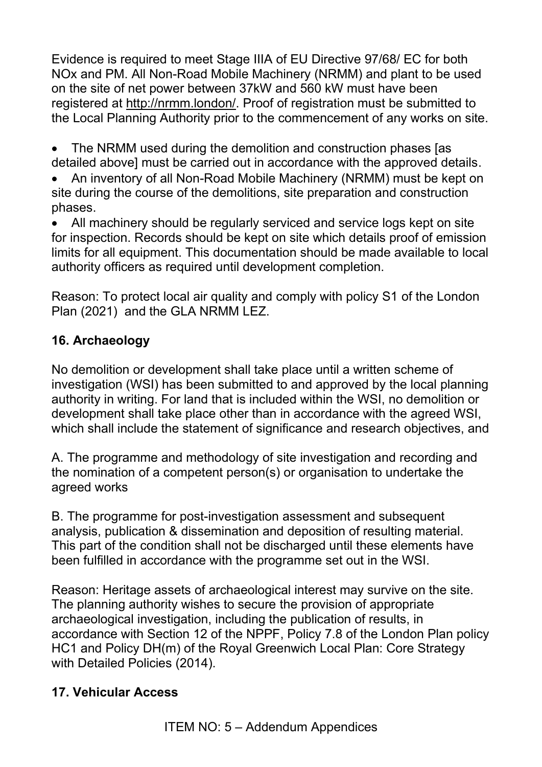Evidence is required to meet Stage IIIA of EU Directive 97/68/ EC for both NOx and PM. All Non-Road Mobile Machinery (NRMM) and plant to be used on the site of net power between 37kW and 560 kW must have been registered at http://nrmm.london/. Proof of registration must be submitted to the Local Planning Authority prior to the commencement of any works on site.

- The NRMM used during the demolition and construction phases [as detailed above] must be carried out in accordance with the approved details.
- An inventory of all Non-Road Mobile Machinery (NRMM) must be kept on site during the course of the demolitions, site preparation and construction phases.
- All machinery should be regularly serviced and service logs kept on site for inspection. Records should be kept on site which details proof of emission limits for all equipment. This documentation should be made available to local authority officers as required until development completion.

Reason: To protect local air quality and comply with policy S1 of the London Plan (2021) and the GLA NRMM LEZ.

## 16. Archaeology

No demolition or development shall take place until a written scheme of investigation (WSI) has been submitted to and approved by the local planning authority in writing. For land that is included within the WSI, no demolition or development shall take place other than in accordance with the agreed WSI, which shall include the statement of significance and research objectives, and

A. The programme and methodology of site investigation and recording and the nomination of a competent person(s) or organisation to undertake the agreed works

B. The programme for post-investigation assessment and subsequent analysis, publication & dissemination and deposition of resulting material. This part of the condition shall not be discharged until these elements have been fulfilled in accordance with the programme set out in the WSI.

Reason: Heritage assets of archaeological interest may survive on the site. The planning authority wishes to secure the provision of appropriate archaeological investigation, including the publication of results, in accordance with Section 12 of the NPPF, Policy 7.8 of the London Plan policy HC1 and Policy DH(m) of the Royal Greenwich Local Plan: Core Strategy with Detailed Policies (2014).

## 17. Vehicular Access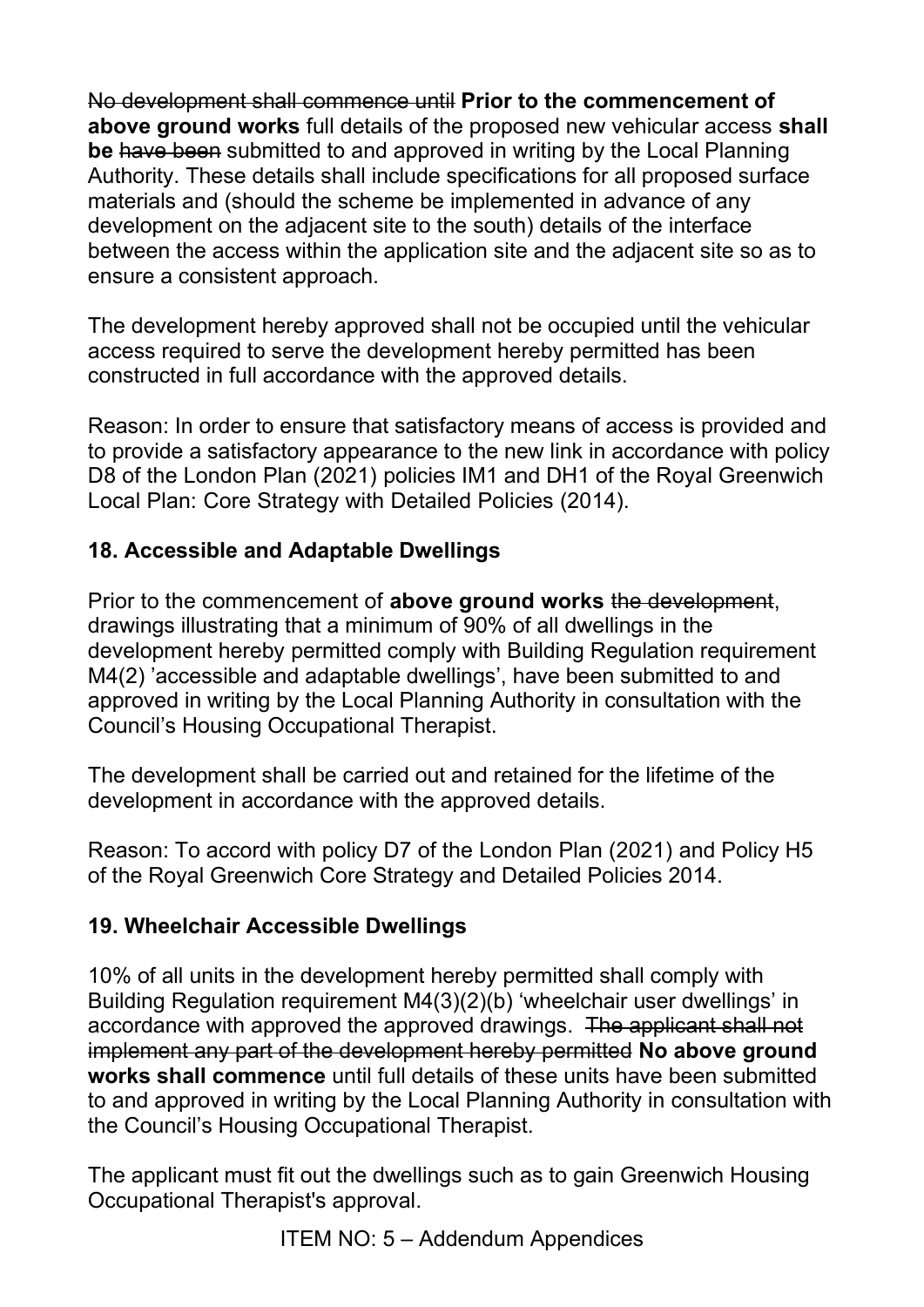~~No development shall commence until~~ **Prior to the commencement of above ground works** full details of the proposed new vehicular access **shall be** ~~have been~~ submitted to and approved in writing by the Local Planning Authority. These details shall include specifications for all proposed surface materials and (should the scheme be implemented in advance of any development on the adjacent site to the south) details of the interface between the access within the application site and the adjacent site so as to ensure a consistent approach.

The development hereby approved shall not be occupied until the vehicular access required to serve the development hereby permitted has been constructed in full accordance with the approved details.

Reason: In order to ensure that satisfactory means of access is provided and to provide a satisfactory appearance to the new link in accordance with policy D8 of the London Plan (2021) policies IM1 and DH1 of the Royal Greenwich Local Plan: Core Strategy with Detailed Policies (2014).

**18. Accessible and Adaptable Dwellings**

Prior to the commencement of **above ground works** ~~the development~~, drawings illustrating that a minimum of 90% of all dwellings in the development hereby permitted comply with Building Regulation requirement M4(2) 'accessible and adaptable dwellings', have been submitted to and approved in writing by the Local Planning Authority in consultation with the Council's Housing Occupational Therapist.

The development shall be carried out and retained for the lifetime of the development in accordance with the approved details.

Reason: To accord with policy D7 of the London Plan (2021) and Policy H5 of the Royal Greenwich Core Strategy and Detailed Policies 2014.

**19. Wheelchair Accessible Dwellings**

10% of all units in the development hereby permitted shall comply with Building Regulation requirement M4(3)(2)(b) 'wheelchair user dwellings' in accordance with approved the approved drawings. ~~The applicant shall not implement any part of the development hereby permitted~~ **No above ground works shall commence** until full details of these units have been submitted to and approved in writing by the Local Planning Authority in consultation with the Council's Housing Occupational Therapist.

The applicant must fit out the dwellings such as to gain Greenwich Housing Occupational Therapist's approval.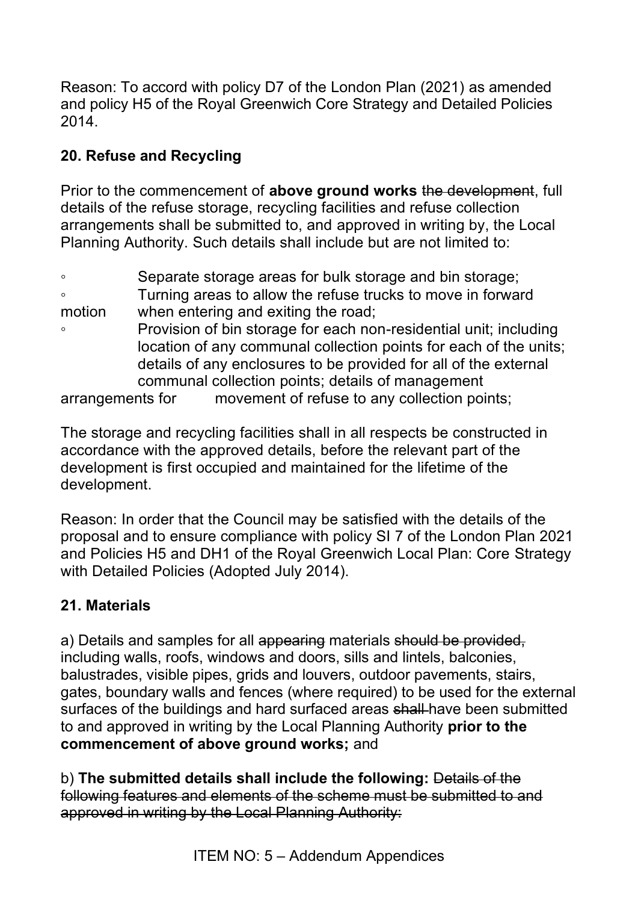Reason: To accord with policy D7 of the London Plan (2021) as amended and policy H5 of the Royal Greenwich Core Strategy and Detailed Policies 2014.

**20. Refuse and Recycling**

Prior to the commencement of **above ground works** ~~the development~~, full details of the refuse storage, recycling facilities and refuse collection arrangements shall be submitted to, and approved in writing by, the Local Planning Authority. Such details shall include but are not limited to:

- Separate storage areas for bulk storage and bin storage;
- Turning areas to allow the refuse trucks to move in forward motion when entering and exiting the road;
- Provision of bin storage for each non-residential unit; including location of any communal collection points for each of the units; details of any enclosures to be provided for all of the external communal collection points; details of management arrangements for movement of refuse to any collection points;

The storage and recycling facilities shall in all respects be constructed in accordance with the approved details, before the relevant part of the development is first occupied and maintained for the lifetime of the development.

Reason: In order that the Council may be satisfied with the details of the proposal and to ensure compliance with policy SI 7 of the London Plan 2021 and Policies H5 and DH1 of the Royal Greenwich Local Plan: Core Strategy with Detailed Policies (Adopted July 2014).

**21. Materials**

a) Details and samples for all ~~appearing~~ materials ~~should be provided,~~ including walls, roofs, windows and doors, sills and lintels, balconies, balustrades, visible pipes, grids and louvers, outdoor pavements, stairs, gates, boundary walls and fences (where required) to be used for the external surfaces of the buildings and hard surfaced areas ~~shall~~ have been submitted to and approved in writing by the Local Planning Authority **prior to the commencement of above ground works;** and

b) **The submitted details shall include the following:** ~~Details of the following features and elements of the scheme must be submitted to and approved in writing by the Local Planning Authority:~~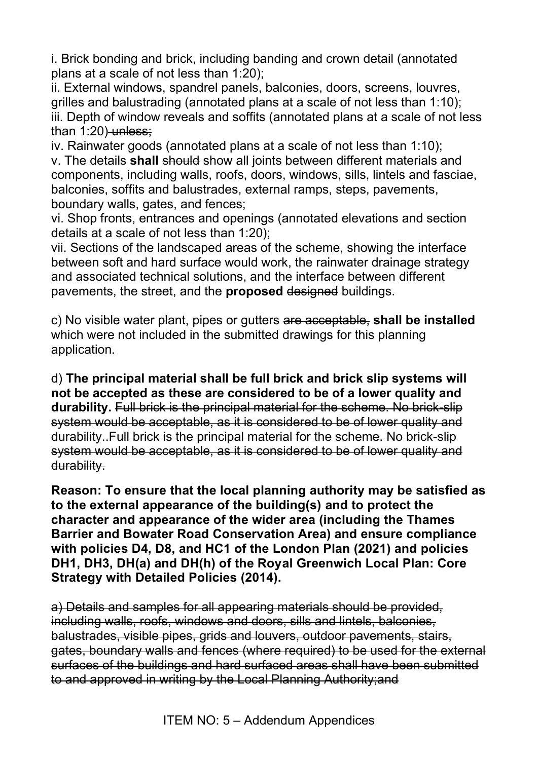i. Brick bonding and brick, including banding and crown detail (annotated plans at a scale of not less than 1:20);
ii. External windows, spandrel panels, balconies, doors, screens, louvres, grilles and balustrading (annotated plans at a scale of not less than 1:10);
iii. Depth of window reveals and soffits (annotated plans at a scale of not less than 1:20)~~ unless;~~
iv. Rainwater goods (annotated plans at a scale of not less than 1:10);
v. The details **shall** ~~should~~ show all joints between different materials and components, including walls, roofs, doors, windows, sills, lintels and fasciae, balconies, soffits and balustrades, external ramps, steps, pavements, boundary walls, gates, and fences;
vi. Shop fronts, entrances and openings (annotated elevations and section details at a scale of not less than 1:20);
vii. Sections of the landscaped areas of the scheme, showing the interface between soft and hard surface would work, the rainwater drainage strategy and associated technical solutions, and the interface between different pavements, the street, and the **proposed** ~~designed~~ buildings.

c) No visible water plant, pipes or gutters ~~are acceptable,~~ **shall be installed** which were not included in the submitted drawings for this planning application.

d) **The principal material shall be full brick and brick slip systems will not be accepted as these are considered to be of a lower quality and durability.** ~~Full brick is the principal material for the scheme. No brick-slip system would be acceptable, as it is considered to be of lower quality and durability..Full brick is the principal material for the scheme. No brick-slip system would be acceptable, as it is considered to be of lower quality and durability.~~

**Reason: To ensure that the local planning authority may be satisfied as to the external appearance of the building(s) and to protect the character and appearance of the wider area (including the Thames Barrier and Bowater Road Conservation Area) and ensure compliance with policies D4, D8, and HC1 of the London Plan (2021) and policies DH1, DH3, DH(a) and DH(h) of the Royal Greenwich Local Plan: Core Strategy with Detailed Policies (2014).**

~~a) Details and samples for all appearing materials should be provided, including walls, roofs, windows and doors, sills and lintels, balconies, balustrades, visible pipes, grids and louvers, outdoor pavements, stairs, gates, boundary walls and fences (where required) to be used for the external surfaces of the buildings and hard surfaced areas shall have been submitted to and approved in writing by the Local Planning Authority;and~~

ITEM NO: 5 – Addendum Appendices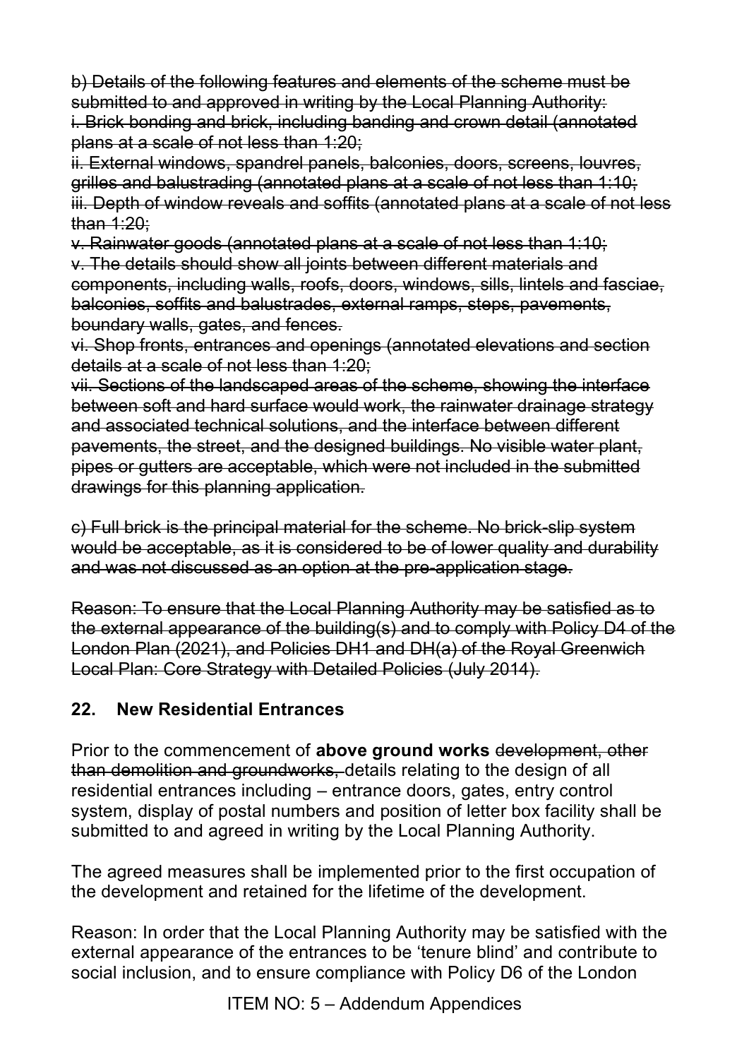~~b) Details of the following features and elements of the scheme must be submitted to and approved in writing by the Local Planning Authority:~~
~~i. Brick bonding and brick, including banding and crown detail (annotated plans at a scale of not less than 1:20;~~
~~ii. External windows, spandrel panels, balconies, doors, screens, louvres, grilles and balustrading (annotated plans at a scale of not less than 1:10;~~
~~iii. Depth of window reveals and soffits (annotated plans at a scale of not less than 1:20;~~
~~v. Rainwater goods (annotated plans at a scale of not less than 1:10;~~
~~v. The details should show all joints between different materials and components, including walls, roofs, doors, windows, sills, lintels and fasciae, balconies, soffits and balustrades, external ramps, steps, pavements, boundary walls, gates, and fences.~~
~~vi. Shop fronts, entrances and openings (annotated elevations and section details at a scale of not less than 1:20;~~
~~vii. Sections of the landscaped areas of the scheme, showing the interface between soft and hard surface would work, the rainwater drainage strategy and associated technical solutions, and the interface between different pavements, the street, and the designed buildings. No visible water plant, pipes or gutters are acceptable, which were not included in the submitted drawings for this planning application.~~

~~c) Full brick is the principal material for the scheme. No brick-slip system would be acceptable, as it is considered to be of lower quality and durability and was not discussed as an option at the pre-application stage.~~

~~Reason: To ensure that the Local Planning Authority may be satisfied as to the external appearance of the building(s) and to comply with Policy D4 of the London Plan (2021), and Policies DH1 and DH(a) of the Royal Greenwich Local Plan: Core Strategy with Detailed Policies (July 2014).~~

## 22. New Residential Entrances

Prior to the commencement of **above ground works** ~~development, other than demolition and groundworks,~~ details relating to the design of all residential entrances including – entrance doors, gates, entry control system, display of postal numbers and position of letter box facility shall be submitted to and agreed in writing by the Local Planning Authority.

The agreed measures shall be implemented prior to the first occupation of the development and retained for the lifetime of the development.

Reason: In order that the Local Planning Authority may be satisfied with the external appearance of the entrances to be 'tenure blind' and contribute to social inclusion, and to ensure compliance with Policy D6 of the London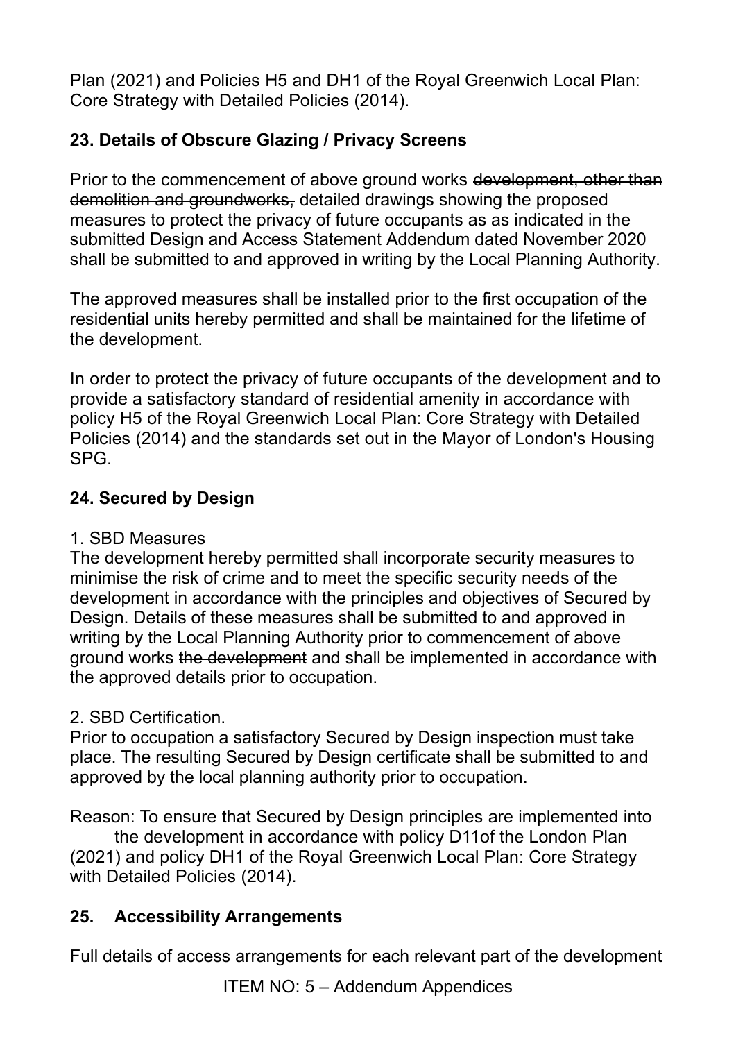Plan (2021) and Policies H5 and DH1 of the Royal Greenwich Local Plan: Core Strategy with Detailed Policies (2014).

**23. Details of Obscure Glazing / Privacy Screens**

Prior to the commencement of above ground works ~~development, other than demolition and groundworks,~~ detailed drawings showing the proposed measures to protect the privacy of future occupants as as indicated in the submitted Design and Access Statement Addendum dated November 2020 shall be submitted to and approved in writing by the Local Planning Authority.

The approved measures shall be installed prior to the first occupation of the residential units hereby permitted and shall be maintained for the lifetime of the development.

In order to protect the privacy of future occupants of the development and to provide a satisfactory standard of residential amenity in accordance with policy H5 of the Royal Greenwich Local Plan: Core Strategy with Detailed Policies (2014) and the standards set out in the Mayor of London's Housing SPG.

**24. Secured by Design**

1. SBD Measures
The development hereby permitted shall incorporate security measures to minimise the risk of crime and to meet the specific security needs of the development in accordance with the principles and objectives of Secured by Design. Details of these measures shall be submitted to and approved in writing by the Local Planning Authority prior to commencement of above ground works ~~the development~~ and shall be implemented in accordance with the approved details prior to occupation.

2. SBD Certification.
Prior to occupation a satisfactory Secured by Design inspection must take place. The resulting Secured by Design certificate shall be submitted to and approved by the local planning authority prior to occupation.

Reason: To ensure that Secured by Design principles are implemented into the development in accordance with policy D11of the London Plan (2021) and policy DH1 of the Royal Greenwich Local Plan: Core Strategy with Detailed Policies (2014).

**25. Accessibility Arrangements**

Full details of access arrangements for each relevant part of the development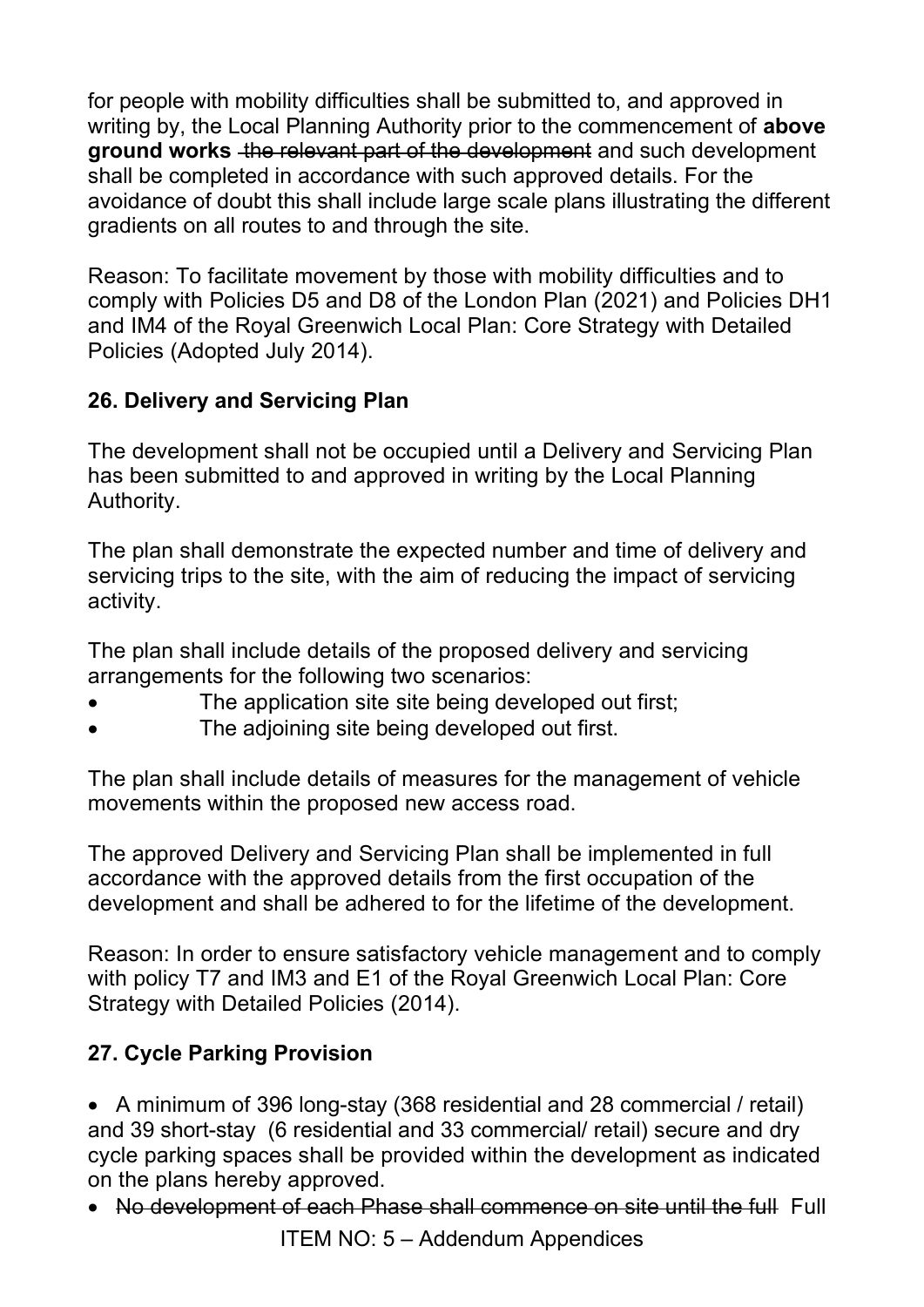for people with mobility difficulties shall be submitted to, and approved in writing by, the Local Planning Authority prior to the commencement of **above ground works** ~~the relevant part of the development~~ and such development shall be completed in accordance with such approved details. For the avoidance of doubt this shall include large scale plans illustrating the different gradients on all routes to and through the site.

Reason: To facilitate movement by those with mobility difficulties and to comply with Policies D5 and D8 of the London Plan (2021) and Policies DH1 and IM4 of the Royal Greenwich Local Plan: Core Strategy with Detailed Policies (Adopted July 2014).

**26. Delivery and Servicing Plan**

The development shall not be occupied until a Delivery and Servicing Plan has been submitted to and approved in writing by the Local Planning Authority.

The plan shall demonstrate the expected number and time of delivery and servicing trips to the site, with the aim of reducing the impact of servicing activity.

The plan shall include details of the proposed delivery and servicing arrangements for the following two scenarios:

- The application site site being developed out first;
- The adjoining site being developed out first.

The plan shall include details of measures for the management of vehicle movements within the proposed new access road.

The approved Delivery and Servicing Plan shall be implemented in full accordance with the approved details from the first occupation of the development and shall be adhered to for the lifetime of the development.

Reason: In order to ensure satisfactory vehicle management and to comply with policy T7 and IM3 and E1 of the Royal Greenwich Local Plan: Core Strategy with Detailed Policies (2014).

**27. Cycle Parking Provision**

- A minimum of 396 long-stay (368 residential and 28 commercial / retail) and 39 short-stay (6 residential and 33 commercial/ retail) secure and dry cycle parking spaces shall be provided within the development as indicated on the plans hereby approved.
- ~~No development of each Phase shall commence on site until the full~~ Full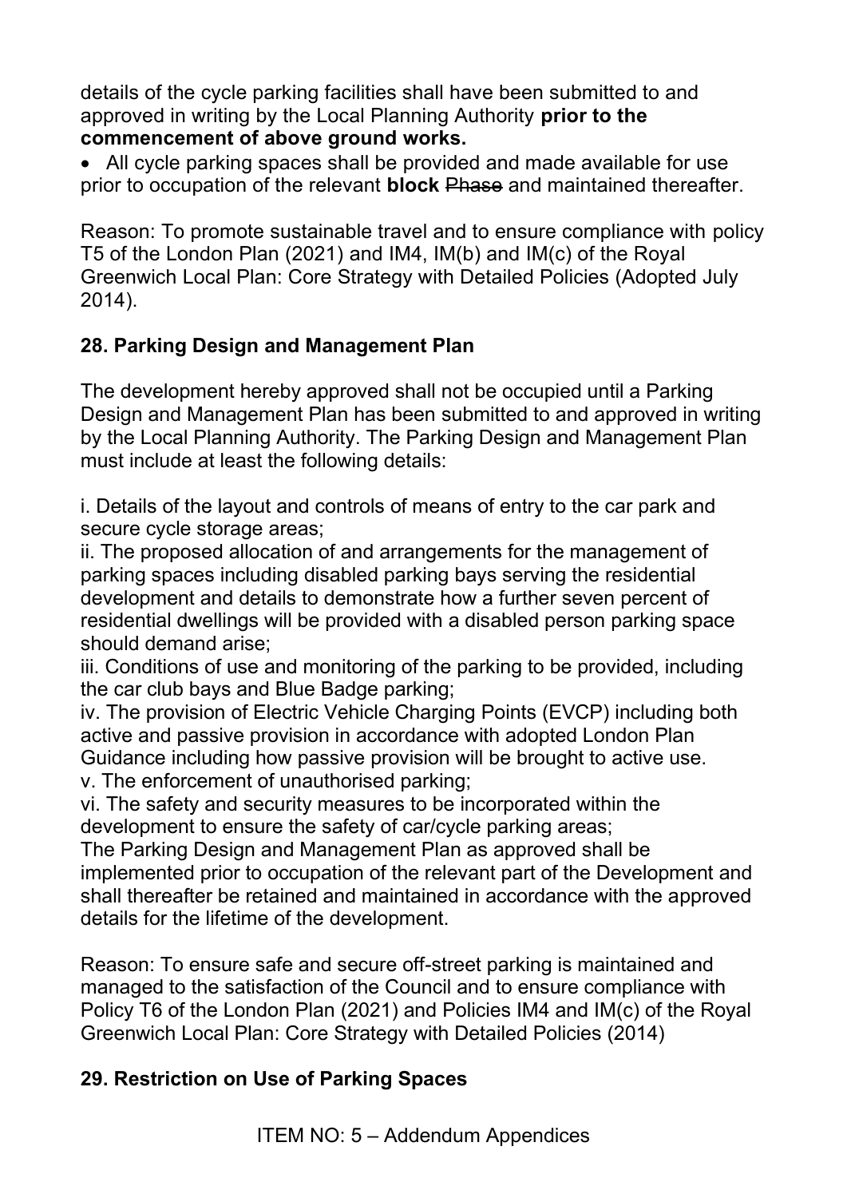details of the cycle parking facilities shall have been submitted to and approved in writing by the Local Planning Authority **prior to the commencement of above ground works.**

- All cycle parking spaces shall be provided and made available for use prior to occupation of the relevant **block** ~~Phase~~ and maintained thereafter.

Reason: To promote sustainable travel and to ensure compliance with policy T5 of the London Plan (2021) and IM4, IM(b) and IM(c) of the Royal Greenwich Local Plan: Core Strategy with Detailed Policies (Adopted July 2014).

## 28. Parking Design and Management Plan

The development hereby approved shall not be occupied until a Parking Design and Management Plan has been submitted to and approved in writing by the Local Planning Authority. The Parking Design and Management Plan must include at least the following details:

i. Details of the layout and controls of means of entry to the car park and secure cycle storage areas;
ii. The proposed allocation of and arrangements for the management of parking spaces including disabled parking bays serving the residential development and details to demonstrate how a further seven percent of residential dwellings will be provided with a disabled person parking space should demand arise;
iii. Conditions of use and monitoring of the parking to be provided, including the car club bays and Blue Badge parking;
iv. The provision of Electric Vehicle Charging Points (EVCP) including both active and passive provision in accordance with adopted London Plan Guidance including how passive provision will be brought to active use.
v. The enforcement of unauthorised parking;
vi. The safety and security measures to be incorporated within the development to ensure the safety of car/cycle parking areas;
The Parking Design and Management Plan as approved shall be implemented prior to occupation of the relevant part of the Development and shall thereafter be retained and maintained in accordance with the approved details for the lifetime of the development.

Reason: To ensure safe and secure off-street parking is maintained and managed to the satisfaction of the Council and to ensure compliance with Policy T6 of the London Plan (2021) and Policies IM4 and IM(c) of the Royal Greenwich Local Plan: Core Strategy with Detailed Policies (2014)

## 29. Restriction on Use of Parking Spaces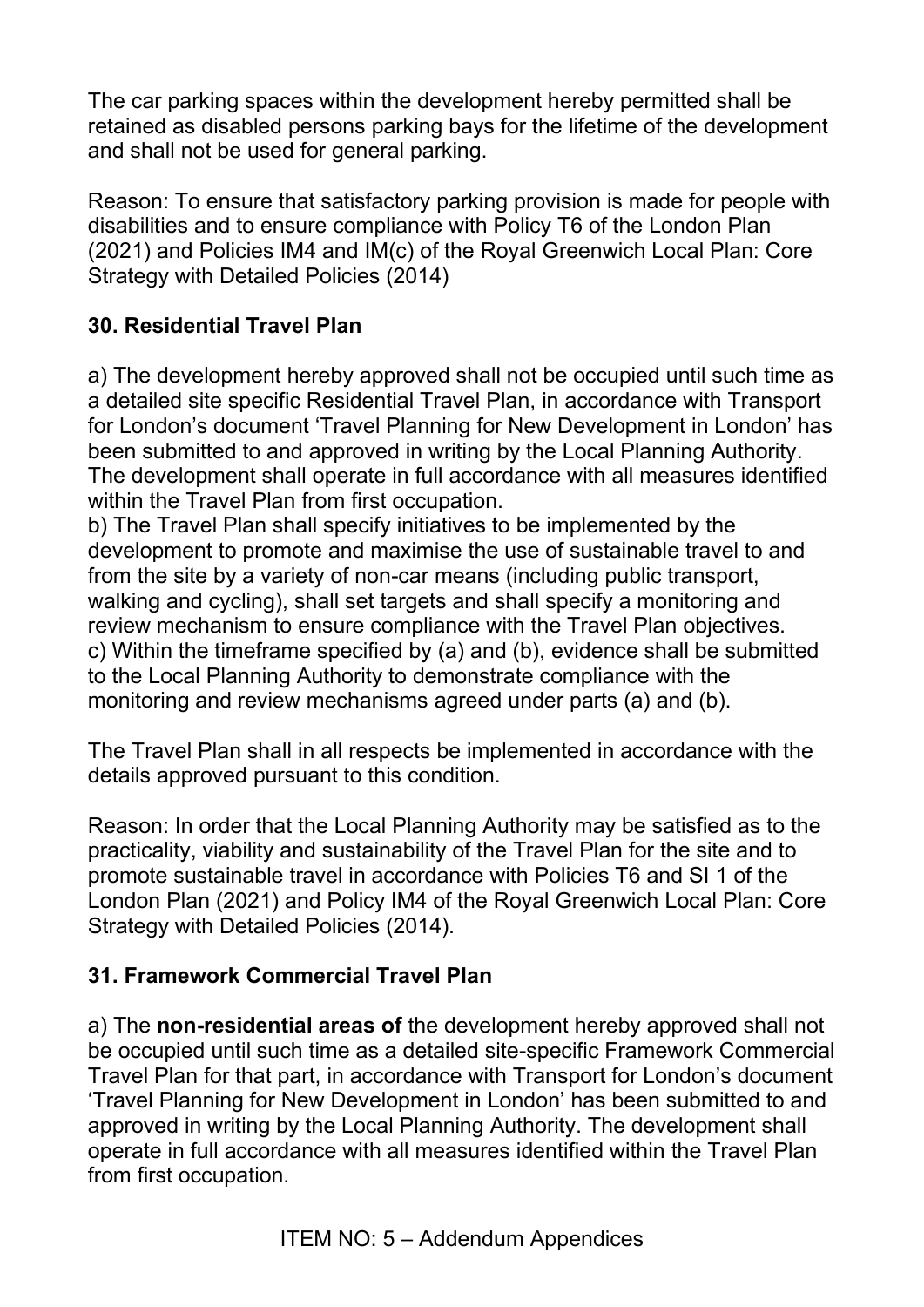The car parking spaces within the development hereby permitted shall be retained as disabled persons parking bays for the lifetime of the development and shall not be used for general parking.

Reason: To ensure that satisfactory parking provision is made for people with disabilities and to ensure compliance with Policy T6 of the London Plan (2021) and Policies IM4 and IM(c) of the Royal Greenwich Local Plan: Core Strategy with Detailed Policies (2014)

**30. Residential Travel Plan**

a) The development hereby approved shall not be occupied until such time as a detailed site specific Residential Travel Plan, in accordance with Transport for London's document 'Travel Planning for New Development in London' has been submitted to and approved in writing by the Local Planning Authority. The development shall operate in full accordance with all measures identified within the Travel Plan from first occupation.
b) The Travel Plan shall specify initiatives to be implemented by the development to promote and maximise the use of sustainable travel to and from the site by a variety of non-car means (including public transport, walking and cycling), shall set targets and shall specify a monitoring and review mechanism to ensure compliance with the Travel Plan objectives.
c) Within the timeframe specified by (a) and (b), evidence shall be submitted to the Local Planning Authority to demonstrate compliance with the monitoring and review mechanisms agreed under parts (a) and (b).

The Travel Plan shall in all respects be implemented in accordance with the details approved pursuant to this condition.

Reason: In order that the Local Planning Authority may be satisfied as to the practicality, viability and sustainability of the Travel Plan for the site and to promote sustainable travel in accordance with Policies T6 and SI 1 of the London Plan (2021) and Policy IM4 of the Royal Greenwich Local Plan: Core Strategy with Detailed Policies (2014).

**31. Framework Commercial Travel Plan**

a) The **non-residential areas of** the development hereby approved shall not be occupied until such time as a detailed site-specific Framework Commercial Travel Plan for that part, in accordance with Transport for London's document 'Travel Planning for New Development in London' has been submitted to and approved in writing by the Local Planning Authority. The development shall operate in full accordance with all measures identified within the Travel Plan from first occupation.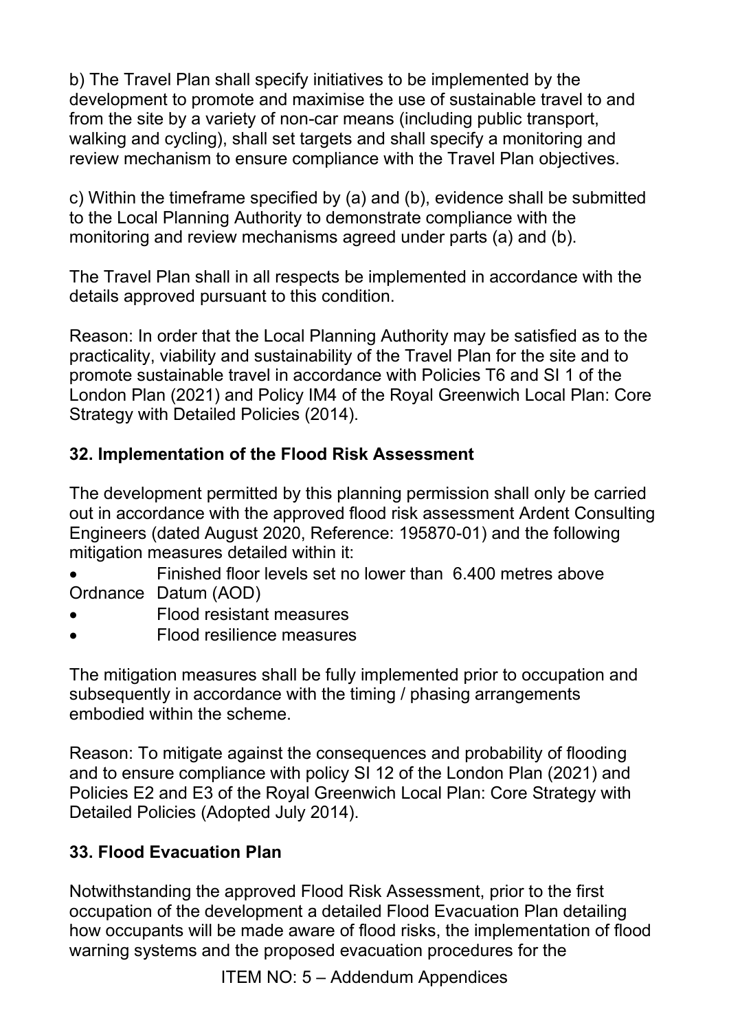b) The Travel Plan shall specify initiatives to be implemented by the development to promote and maximise the use of sustainable travel to and from the site by a variety of non-car means (including public transport, walking and cycling), shall set targets and shall specify a monitoring and review mechanism to ensure compliance with the Travel Plan objectives.

c) Within the timeframe specified by (a) and (b), evidence shall be submitted to the Local Planning Authority to demonstrate compliance with the monitoring and review mechanisms agreed under parts (a) and (b).

The Travel Plan shall in all respects be implemented in accordance with the details approved pursuant to this condition.

Reason: In order that the Local Planning Authority may be satisfied as to the practicality, viability and sustainability of the Travel Plan for the site and to promote sustainable travel in accordance with Policies T6 and SI 1 of the London Plan (2021) and Policy IM4 of the Royal Greenwich Local Plan: Core Strategy with Detailed Policies (2014).

**32. Implementation of the Flood Risk Assessment**

The development permitted by this planning permission shall only be carried out in accordance with the approved flood risk assessment Ardent Consulting Engineers (dated August 2020, Reference: 195870-01) and the following mitigation measures detailed within it:

- Finished floor levels set no lower than 6.400 metres above Ordnance Datum (AOD)
- Flood resistant measures
- Flood resilience measures

The mitigation measures shall be fully implemented prior to occupation and subsequently in accordance with the timing / phasing arrangements embodied within the scheme.

Reason: To mitigate against the consequences and probability of flooding and to ensure compliance with policy SI 12 of the London Plan (2021) and Policies E2 and E3 of the Royal Greenwich Local Plan: Core Strategy with Detailed Policies (Adopted July 2014).

**33. Flood Evacuation Plan**

Notwithstanding the approved Flood Risk Assessment, prior to the first occupation of the development a detailed Flood Evacuation Plan detailing how occupants will be made aware of flood risks, the implementation of flood warning systems and the proposed evacuation procedures for the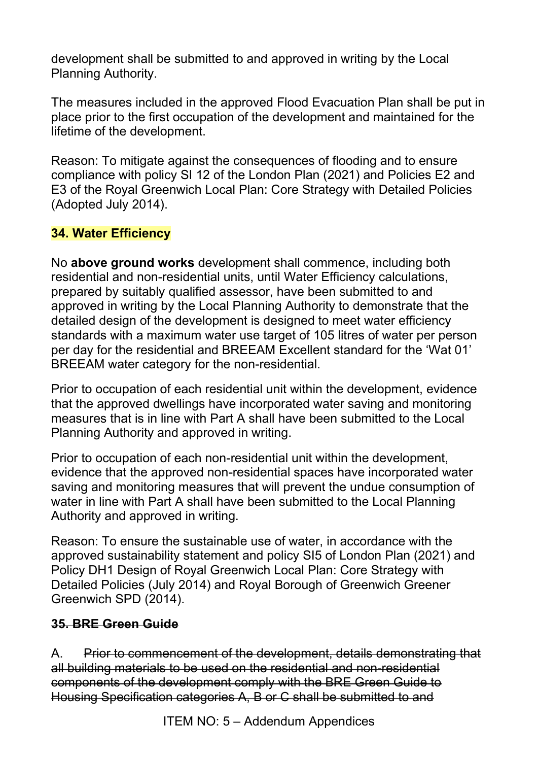development shall be submitted to and approved in writing by the Local Planning Authority.

The measures included in the approved Flood Evacuation Plan shall be put in place prior to the first occupation of the development and maintained for the lifetime of the development.

Reason: To mitigate against the consequences of flooding and to ensure compliance with policy SI 12 of the London Plan (2021) and Policies E2 and E3 of the Royal Greenwich Local Plan: Core Strategy with Detailed Policies (Adopted July 2014).

**34. Water Efficiency**

No **above ground works** ~~development~~ shall commence, including both residential and non-residential units, until Water Efficiency calculations, prepared by suitably qualified assessor, have been submitted to and approved in writing by the Local Planning Authority to demonstrate that the detailed design of the development is designed to meet water efficiency standards with a maximum water use target of 105 litres of water per person per day for the residential and BREEAM Excellent standard for the 'Wat 01' BREEAM water category for the non-residential.

Prior to occupation of each residential unit within the development, evidence that the approved dwellings have incorporated water saving and monitoring measures that is in line with Part A shall have been submitted to the Local Planning Authority and approved in writing.

Prior to occupation of each non-residential unit within the development, evidence that the approved non-residential spaces have incorporated water saving and monitoring measures that will prevent the undue consumption of water in line with Part A shall have been submitted to the Local Planning Authority and approved in writing.

Reason: To ensure the sustainable use of water, in accordance with the approved sustainability statement and policy SI5 of London Plan (2021) and Policy DH1 Design of Royal Greenwich Local Plan: Core Strategy with Detailed Policies (July 2014) and Royal Borough of Greenwich Greener Greenwich SPD (2014).

~~**35. BRE Green Guide**~~

A. ~~Prior to commencement of the development, details demonstrating that all building materials to be used on the residential and non-residential components of the development comply with the BRE Green Guide to Housing Specification categories A, B or C shall be submitted to and~~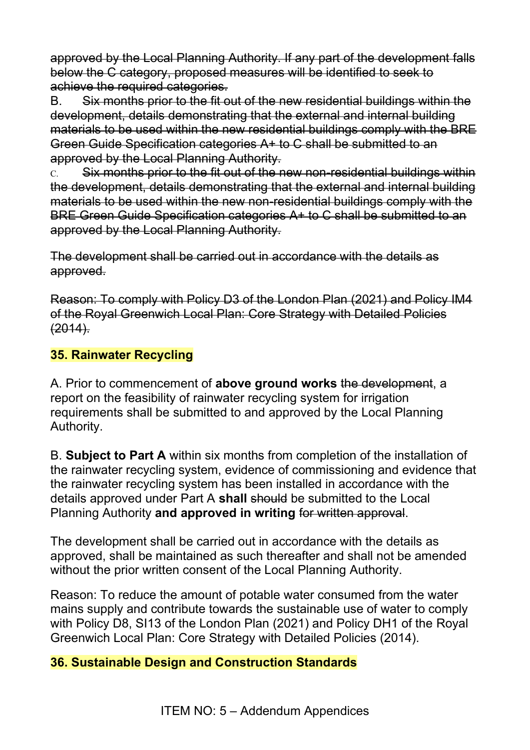~~approved by the Local Planning Authority. If any part of the development falls below the C category, proposed measures will be identified to seek to achieve the required categories.~~

B. ~~Six months prior to the fit out of the new residential buildings within the development, details demonstrating that the external and internal building materials to be used within the new residential buildings comply with the BRE Green Guide Specification categories A+ to C shall be submitted to an approved by the Local Planning Authority.~~

C. ~~Six months prior to the fit out of the new non-residential buildings within the development, details demonstrating that the external and internal building materials to be used within the new non-residential buildings comply with the BRE Green Guide Specification categories A+ to C shall be submitted to an approved by the Local Planning Authority.~~

~~The development shall be carried out in accordance with the details as approved.~~

~~Reason: To comply with Policy D3 of the London Plan (2021) and Policy IM4 of the Royal Greenwich Local Plan: Core Strategy with Detailed Policies (2014).~~

**35. Rainwater Recycling**

A. Prior to commencement of **above ground works** ~~the development~~, a report on the feasibility of rainwater recycling system for irrigation requirements shall be submitted to and approved by the Local Planning Authority.

B. **Subject to Part A** within six months from completion of the installation of the rainwater recycling system, evidence of commissioning and evidence that the rainwater recycling system has been installed in accordance with the details approved under Part A **shall** ~~should~~ be submitted to the Local Planning Authority **and approved in writing** ~~for written approval~~.

The development shall be carried out in accordance with the details as approved, shall be maintained as such thereafter and shall not be amended without the prior written consent of the Local Planning Authority.

Reason: To reduce the amount of potable water consumed from the water mains supply and contribute towards the sustainable use of water to comply with Policy D8, SI13 of the London Plan (2021) and Policy DH1 of the Royal Greenwich Local Plan: Core Strategy with Detailed Policies (2014).

**36. Sustainable Design and Construction Standards**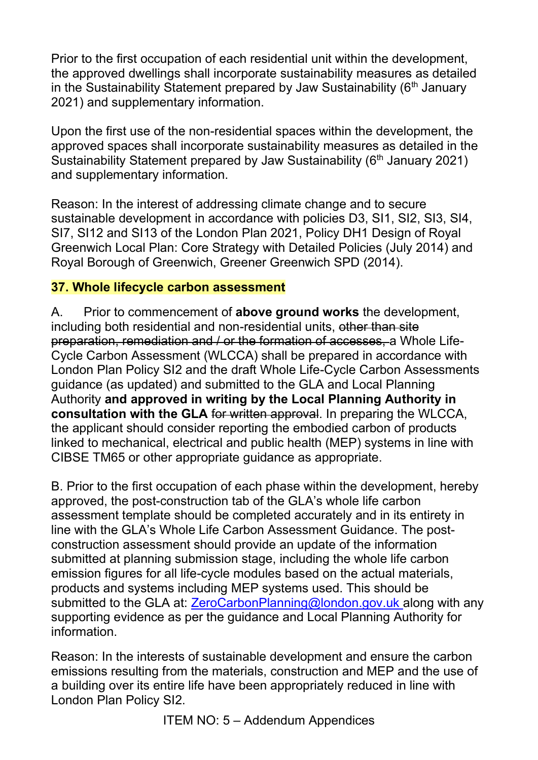Prior to the first occupation of each residential unit within the development, the approved dwellings shall incorporate sustainability measures as detailed in the Sustainability Statement prepared by Jaw Sustainability (6th January 2021) and supplementary information.

Upon the first use of the non-residential spaces within the development, the approved spaces shall incorporate sustainability measures as detailed in the Sustainability Statement prepared by Jaw Sustainability (6th January 2021) and supplementary information.

Reason: In the interest of addressing climate change and to secure sustainable development in accordance with policies D3, SI1, SI2, SI3, SI4, SI7, SI12 and SI13 of the London Plan 2021, Policy DH1 Design of Royal Greenwich Local Plan: Core Strategy with Detailed Policies (July 2014) and Royal Borough of Greenwich, Greener Greenwich SPD (2014).

**37. Whole lifecycle carbon assessment**

A. Prior to commencement of **above ground works** the development, including both residential and non-residential units, ~~other than site preparation, remediation and / or the formation of accesses,~~ a Whole Life-Cycle Carbon Assessment (WLCCA) shall be prepared in accordance with London Plan Policy SI2 and the draft Whole Life-Cycle Carbon Assessments guidance (as updated) and submitted to the GLA and Local Planning Authority **and approved in writing by the Local Planning Authority in consultation with the GLA** ~~for written approval~~. In preparing the WLCCA, the applicant should consider reporting the embodied carbon of products linked to mechanical, electrical and public health (MEP) systems in line with CIBSE TM65 or other appropriate guidance as appropriate.

B. Prior to the first occupation of each phase within the development, hereby approved, the post-construction tab of the GLA's whole life carbon assessment template should be completed accurately and in its entirety in line with the GLA's Whole Life Carbon Assessment Guidance. The post-construction assessment should provide an update of the information submitted at planning submission stage, including the whole life carbon emission figures for all life-cycle modules based on the actual materials, products and systems including MEP systems used. This should be submitted to the GLA at: ZeroCarbonPlanning@london.gov.uk along with any supporting evidence as per the guidance and Local Planning Authority for information.

Reason: In the interests of sustainable development and ensure the carbon emissions resulting from the materials, construction and MEP and the use of a building over its entire life have been appropriately reduced in line with London Plan Policy SI2.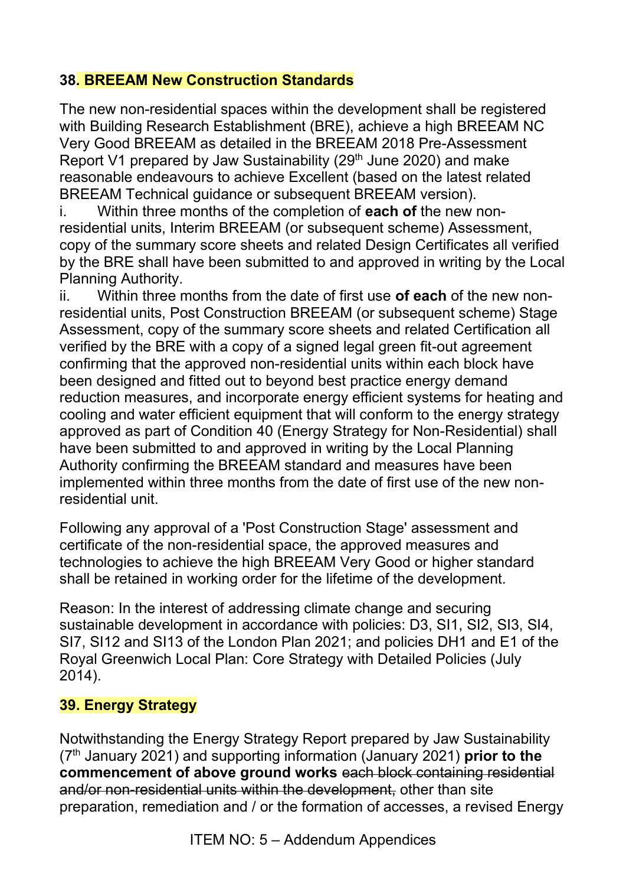## 38. BREEAM New Construction Standards

The new non-residential spaces within the development shall be registered with Building Research Establishment (BRE), achieve a high BREEAM NC Very Good BREEAM as detailed in the BREEAM 2018 Pre-Assessment Report V1 prepared by Jaw Sustainability (29th June 2020) and make reasonable endeavours to achieve Excellent (based on the latest related BREEAM Technical guidance or subsequent BREEAM version).

i. Within three months of the completion of **each of** the new non-residential units, Interim BREEAM (or subsequent scheme) Assessment, copy of the summary score sheets and related Design Certificates all verified by the BRE shall have been submitted to and approved in writing by the Local Planning Authority.

ii. Within three months from the date of first use **of each** of the new non-residential units, Post Construction BREEAM (or subsequent scheme) Stage Assessment, copy of the summary score sheets and related Certification all verified by the BRE with a copy of a signed legal green fit-out agreement confirming that the approved non-residential units within each block have been designed and fitted out to beyond best practice energy demand reduction measures, and incorporate energy efficient systems for heating and cooling and water efficient equipment that will conform to the energy strategy approved as part of Condition 40 (Energy Strategy for Non-Residential) shall have been submitted to and approved in writing by the Local Planning Authority confirming the BREEAM standard and measures have been implemented within three months from the date of first use of the new non-residential unit.

Following any approval of a 'Post Construction Stage' assessment and certificate of the non-residential space, the approved measures and technologies to achieve the high BREEAM Very Good or higher standard shall be retained in working order for the lifetime of the development.

Reason: In the interest of addressing climate change and securing sustainable development in accordance with policies: D3, SI1, SI2, SI3, SI4, SI7, SI12 and SI13 of the London Plan 2021; and policies DH1 and E1 of the Royal Greenwich Local Plan: Core Strategy with Detailed Policies (July 2014).

## 39. Energy Strategy

Notwithstanding the Energy Strategy Report prepared by Jaw Sustainability (7th January 2021) and supporting information (January 2021) **prior to the commencement of above ground works** ~~each block containing residential and/or non-residential units within the development,~~ other than site preparation, remediation and / or the formation of accesses, a revised Energy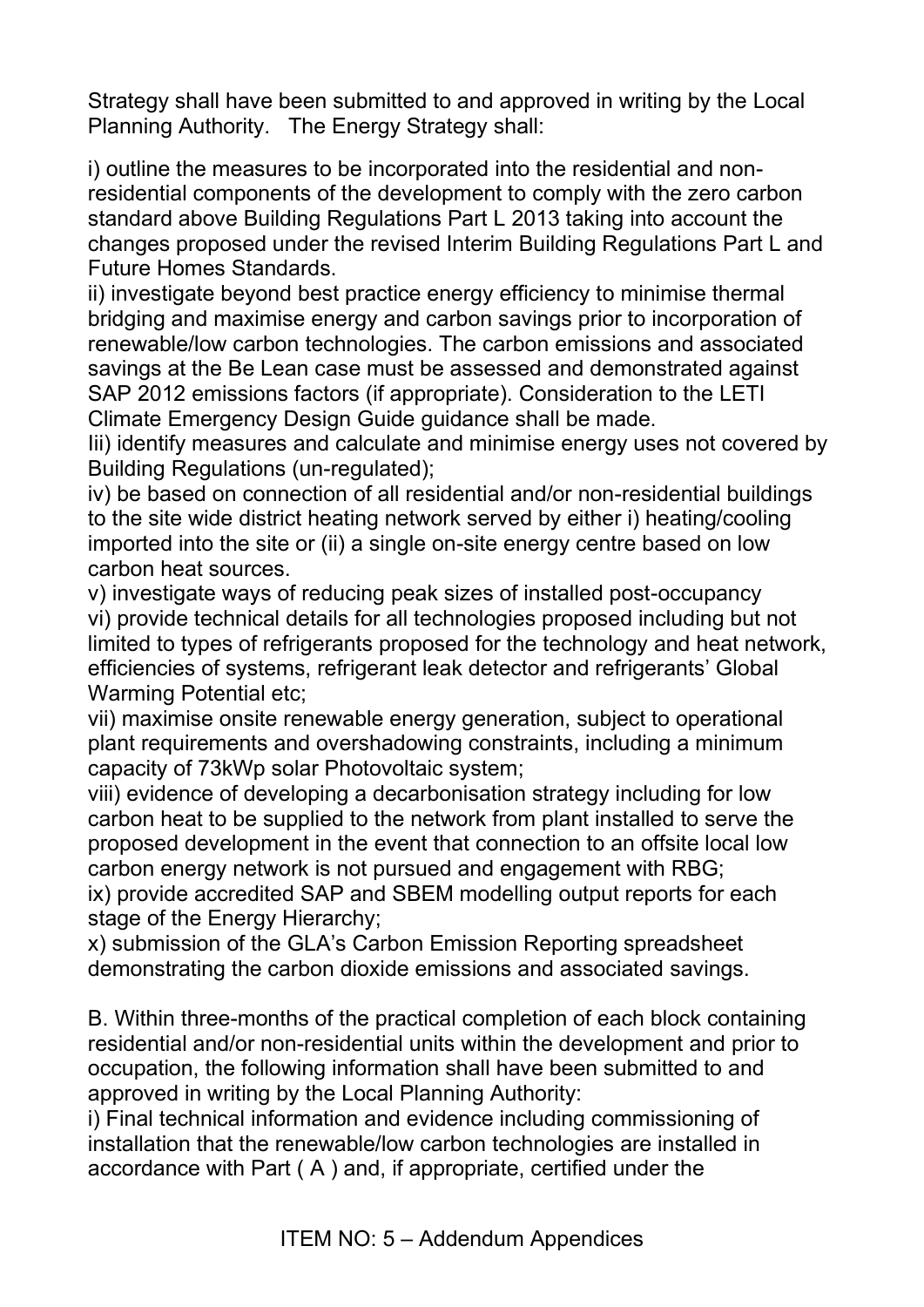Strategy shall have been submitted to and approved in writing by the Local Planning Authority. The Energy Strategy shall:

i) outline the measures to be incorporated into the residential and non-residential components of the development to comply with the zero carbon standard above Building Regulations Part L 2013 taking into account the changes proposed under the revised Interim Building Regulations Part L and Future Homes Standards.
ii) investigate beyond best practice energy efficiency to minimise thermal bridging and maximise energy and carbon savings prior to incorporation of renewable/low carbon technologies. The carbon emissions and associated savings at the Be Lean case must be assessed and demonstrated against SAP 2012 emissions factors (if appropriate). Consideration to the LETI Climate Emergency Design Guide guidance shall be made.
Iii) identify measures and calculate and minimise energy uses not covered by Building Regulations (un-regulated);
iv) be based on connection of all residential and/or non-residential buildings to the site wide district heating network served by either i) heating/cooling imported into the site or (ii) a single on-site energy centre based on low carbon heat sources.
v) investigate ways of reducing peak sizes of installed post-occupancy
vi) provide technical details for all technologies proposed including but not limited to types of refrigerants proposed for the technology and heat network, efficiencies of systems, refrigerant leak detector and refrigerants' Global Warming Potential etc;
vii) maximise onsite renewable energy generation, subject to operational plant requirements and overshadowing constraints, including a minimum capacity of 73kWp solar Photovoltaic system;
viii) evidence of developing a decarbonisation strategy including for low carbon heat to be supplied to the network from plant installed to serve the proposed development in the event that connection to an offsite local low carbon energy network is not pursued and engagement with RBG;
ix) provide accredited SAP and SBEM modelling output reports for each stage of the Energy Hierarchy;
x) submission of the GLA's Carbon Emission Reporting spreadsheet demonstrating the carbon dioxide emissions and associated savings.

B. Within three-months of the practical completion of each block containing residential and/or non-residential units within the development and prior to occupation, the following information shall have been submitted to and approved in writing by the Local Planning Authority:
i) Final technical information and evidence including commissioning of installation that the renewable/low carbon technologies are installed in accordance with Part ( A ) and, if appropriate, certified under the

ITEM NO: 5 – Addendum Appendices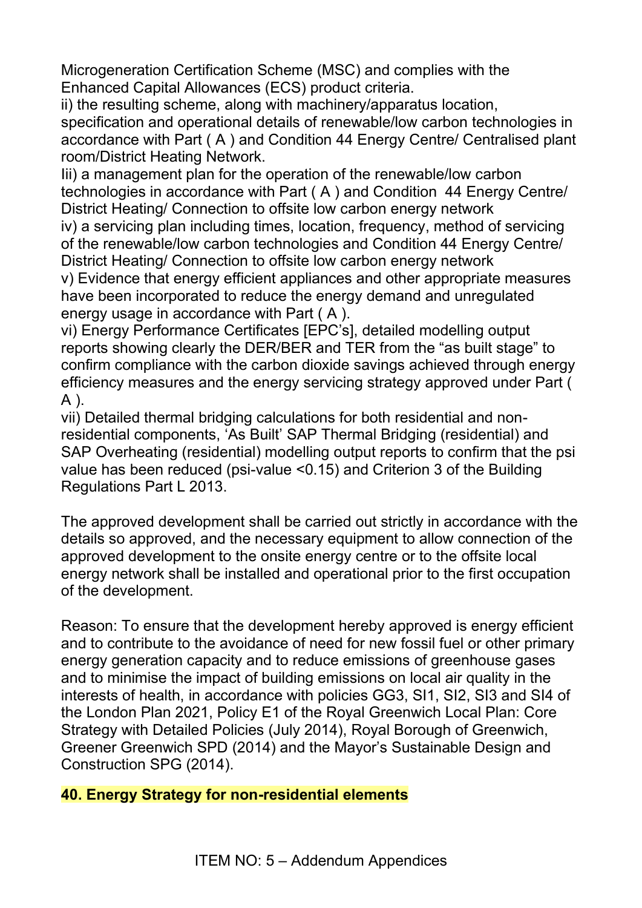Microgeneration Certification Scheme (MSC) and complies with the Enhanced Capital Allowances (ECS) product criteria.

ii) the resulting scheme, along with machinery/apparatus location, specification and operational details of renewable/low carbon technologies in accordance with Part ( A ) and Condition 44 Energy Centre/ Centralised plant room/District Heating Network.

Iii) a management plan for the operation of the renewable/low carbon technologies in accordance with Part ( A ) and Condition 44 Energy Centre/ District Heating/ Connection to offsite low carbon energy network

iv) a servicing plan including times, location, frequency, method of servicing of the renewable/low carbon technologies and Condition 44 Energy Centre/ District Heating/ Connection to offsite low carbon energy network

v) Evidence that energy efficient appliances and other appropriate measures have been incorporated to reduce the energy demand and unregulated energy usage in accordance with Part ( A ).

vi) Energy Performance Certificates [EPC's], detailed modelling output reports showing clearly the DER/BER and TER from the "as built stage" to confirm compliance with the carbon dioxide savings achieved through energy efficiency measures and the energy servicing strategy approved under Part ( A ).

vii) Detailed thermal bridging calculations for both residential and non-residential components, 'As Built' SAP Thermal Bridging (residential) and SAP Overheating (residential) modelling output reports to confirm that the psi value has been reduced (psi-value <0.15) and Criterion 3 of the Building Regulations Part L 2013.

The approved development shall be carried out strictly in accordance with the details so approved, and the necessary equipment to allow connection of the approved development to the onsite energy centre or to the offsite local energy network shall be installed and operational prior to the first occupation of the development.

Reason: To ensure that the development hereby approved is energy efficient and to contribute to the avoidance of need for new fossil fuel or other primary energy generation capacity and to reduce emissions of greenhouse gases and to minimise the impact of building emissions on local air quality in the interests of health, in accordance with policies GG3, SI1, SI2, SI3 and SI4 of the London Plan 2021, Policy E1 of the Royal Greenwich Local Plan: Core Strategy with Detailed Policies (July 2014), Royal Borough of Greenwich, Greener Greenwich SPD (2014) and the Mayor's Sustainable Design and Construction SPG (2014).

**40. Energy Strategy for non-residential elements**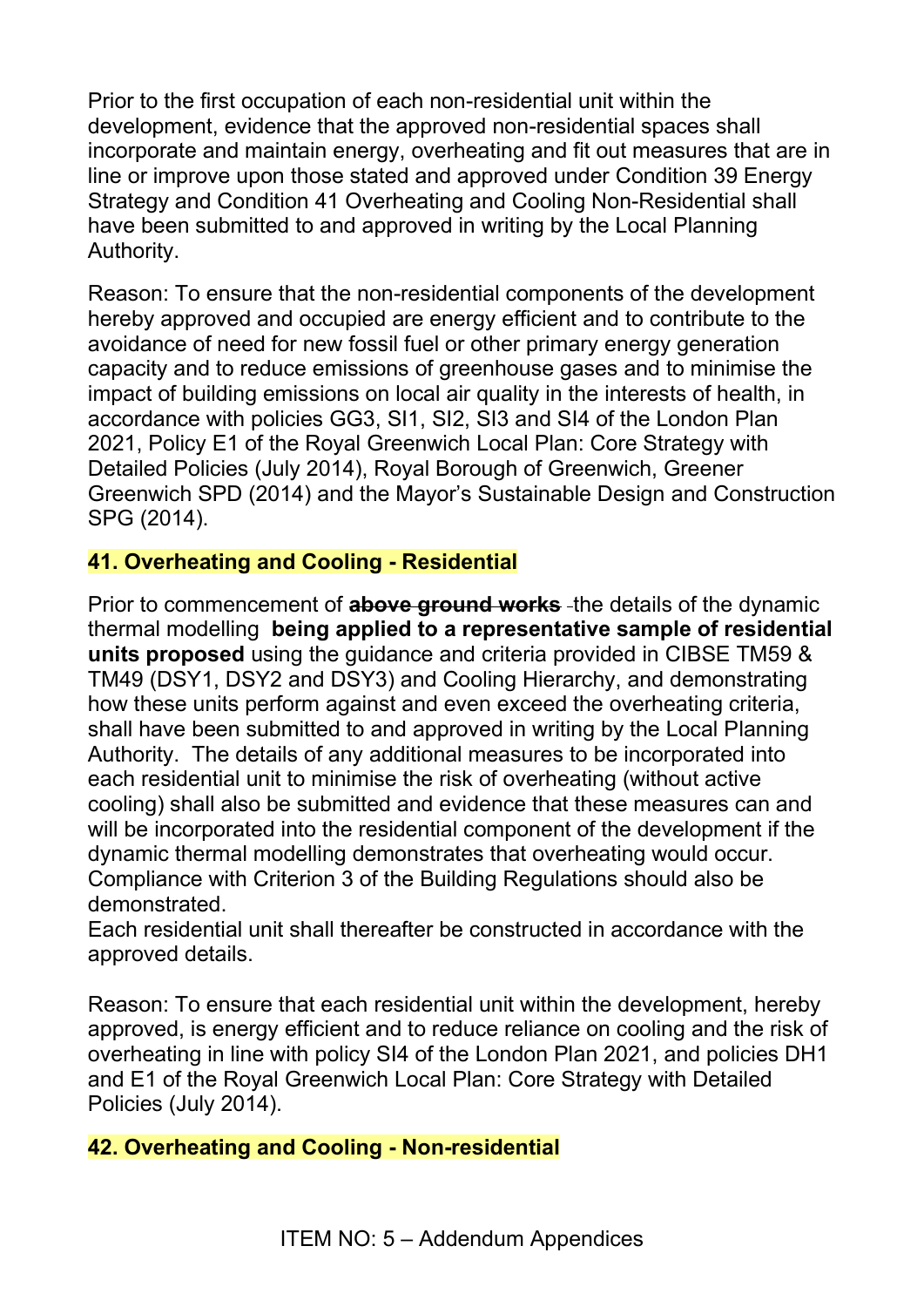Prior to the first occupation of each non-residential unit within the development, evidence that the approved non-residential spaces shall incorporate and maintain energy, overheating and fit out measures that are in line or improve upon those stated and approved under Condition 39 Energy Strategy and Condition 41 Overheating and Cooling Non-Residential shall have been submitted to and approved in writing by the Local Planning Authority.

Reason: To ensure that the non-residential components of the development hereby approved and occupied are energy efficient and to contribute to the avoidance of need for new fossil fuel or other primary energy generation capacity and to reduce emissions of greenhouse gases and to minimise the impact of building emissions on local air quality in the interests of health, in accordance with policies GG3, SI1, SI2, SI3 and SI4 of the London Plan 2021, Policy E1 of the Royal Greenwich Local Plan: Core Strategy with Detailed Policies (July 2014), Royal Borough of Greenwich, Greener Greenwich SPD (2014) and the Mayor's Sustainable Design and Construction SPG (2014).

### 41. Overheating and Cooling - Residential

Prior to commencement of ~~**above ground works**~~ the details of the dynamic thermal modelling **being applied to a representative sample of residential units proposed** using the guidance and criteria provided in CIBSE TM59 & TM49 (DSY1, DSY2 and DSY3) and Cooling Hierarchy, and demonstrating how these units perform against and even exceed the overheating criteria, shall have been submitted to and approved in writing by the Local Planning Authority. The details of any additional measures to be incorporated into each residential unit to minimise the risk of overheating (without active cooling) shall also be submitted and evidence that these measures can and will be incorporated into the residential component of the development if the dynamic thermal modelling demonstrates that overheating would occur. Compliance with Criterion 3 of the Building Regulations should also be demonstrated.

Each residential unit shall thereafter be constructed in accordance with the approved details.

Reason: To ensure that each residential unit within the development, hereby approved, is energy efficient and to reduce reliance on cooling and the risk of overheating in line with policy SI4 of the London Plan 2021, and policies DH1 and E1 of the Royal Greenwich Local Plan: Core Strategy with Detailed Policies (July 2014).

### 42. Overheating and Cooling - Non-residential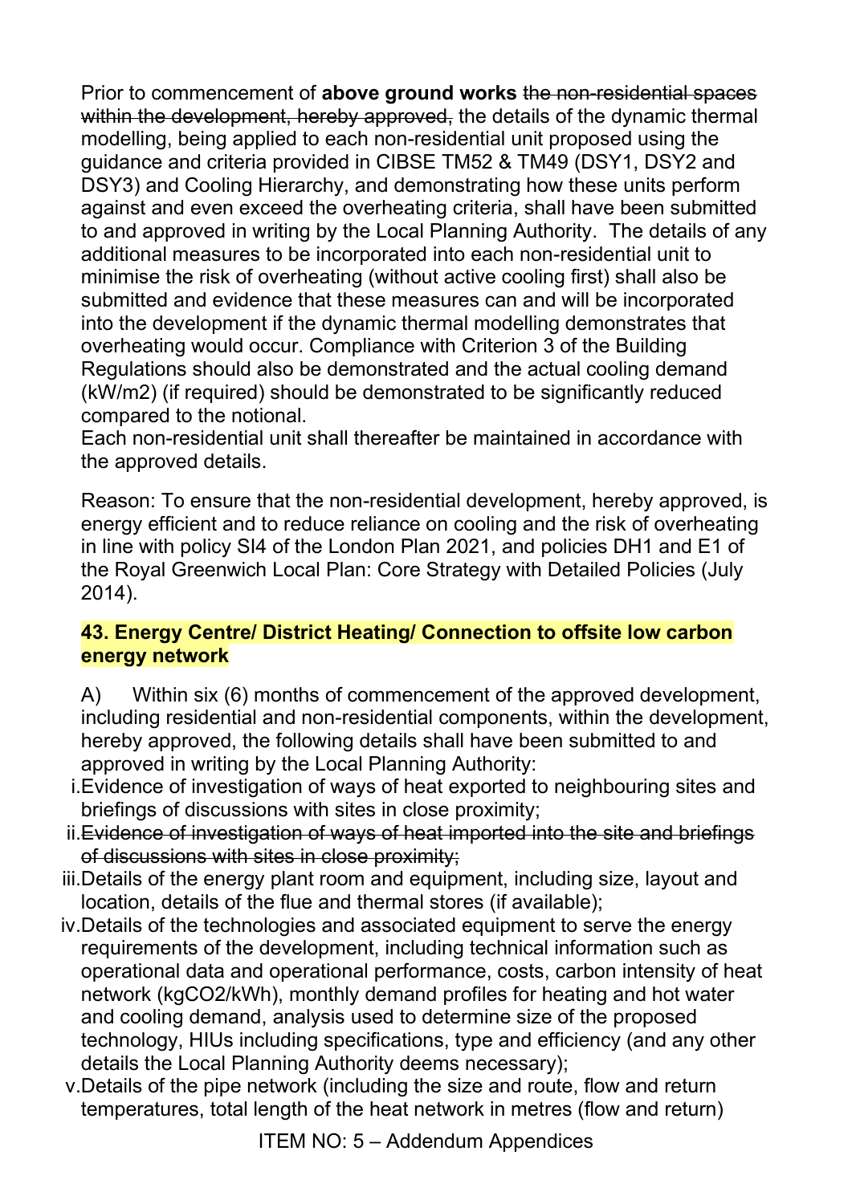Prior to commencement of **above ground works** ~~the non-residential spaces within the development, hereby approved,~~ the details of the dynamic thermal modelling, being applied to each non-residential unit proposed using the guidance and criteria provided in CIBSE TM52 & TM49 (DSY1, DSY2 and DSY3) and Cooling Hierarchy, and demonstrating how these units perform against and even exceed the overheating criteria, shall have been submitted to and approved in writing by the Local Planning Authority. The details of any additional measures to be incorporated into each non-residential unit to minimise the risk of overheating (without active cooling first) shall also be submitted and evidence that these measures can and will be incorporated into the development if the dynamic thermal modelling demonstrates that overheating would occur. Compliance with Criterion 3 of the Building Regulations should also be demonstrated and the actual cooling demand (kW/m2) (if required) should be demonstrated to be significantly reduced compared to the notional.
Each non-residential unit shall thereafter be maintained in accordance with the approved details.

Reason: To ensure that the non-residential development, hereby approved, is energy efficient and to reduce reliance on cooling and the risk of overheating in line with policy SI4 of the London Plan 2021, and policies DH1 and E1 of the Royal Greenwich Local Plan: Core Strategy with Detailed Policies (July 2014).

**43. Energy Centre/ District Heating/ Connection to offsite low carbon energy network**

A) Within six (6) months of commencement of the approved development, including residential and non-residential components, within the development, hereby approved, the following details shall have been submitted to and approved in writing by the Local Planning Authority:

i. Evidence of investigation of ways of heat exported to neighbouring sites and briefings of discussions with sites in close proximity;
ii. ~~Evidence of investigation of ways of heat imported into the site and briefings of discussions with sites in close proximity;~~
iii. Details of the energy plant room and equipment, including size, layout and location, details of the flue and thermal stores (if available);
iv. Details of the technologies and associated equipment to serve the energy requirements of the development, including technical information such as operational data and operational performance, costs, carbon intensity of heat network ($kgCO_2/kWh$), monthly demand profiles for heating and hot water and cooling demand, analysis used to determine size of the proposed technology, HIUs including specifications, type and efficiency (and any other details the Local Planning Authority deems necessary);
v. Details of the pipe network (including the size and route, flow and return temperatures, total length of the heat network in metres (flow and return)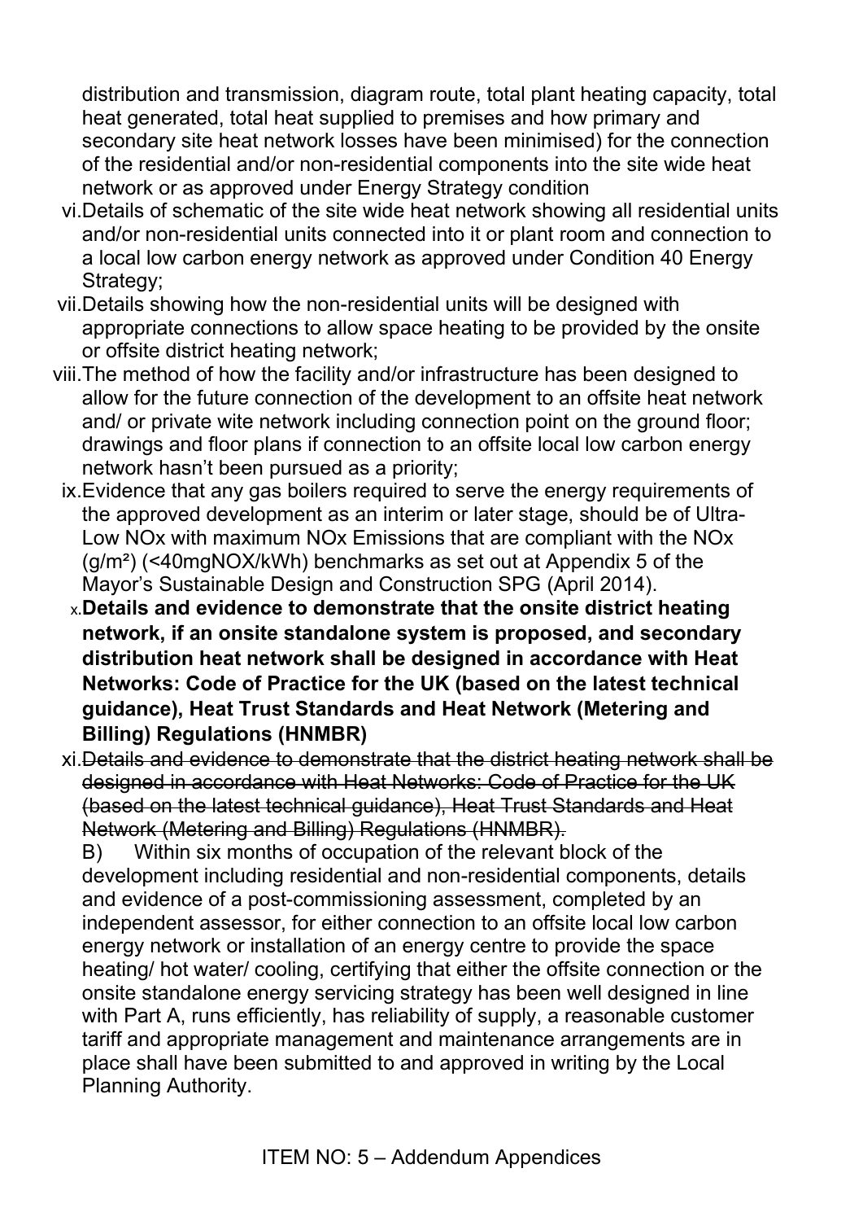distribution and transmission, diagram route, total plant heating capacity, total heat generated, total heat supplied to premises and how primary and secondary site heat network losses have been minimised) for the connection of the residential and/or non-residential components into the site wide heat network or as approved under Energy Strategy condition

vi. Details of schematic of the site wide heat network showing all residential units and/or non-residential units connected into it or plant room and connection to a local low carbon energy network as approved under Condition 40 Energy Strategy;

vii. Details showing how the non-residential units will be designed with appropriate connections to allow space heating to be provided by the onsite or offsite district heating network;

viii. The method of how the facility and/or infrastructure has been designed to allow for the future connection of the development to an offsite heat network and/ or private wite network including connection point on the ground floor; drawings and floor plans if connection to an offsite local low carbon energy network hasn't been pursued as a priority;

ix. Evidence that any gas boilers required to serve the energy requirements of the approved development as an interim or later stage, should be of Ultra-Low NOx with maximum NOx Emissions that are compliant with the NOx (g/m²) (<40mgNOX/kWh) benchmarks as set out at Appendix 5 of the Mayor's Sustainable Design and Construction SPG (April 2014).

x. **Details and evidence to demonstrate that the onsite district heating network, if an onsite standalone system is proposed, and secondary distribution heat network shall be designed in accordance with Heat Networks: Code of Practice for the UK (based on the latest technical guidance), Heat Trust Standards and Heat Network (Metering and Billing) Regulations (HNMBR)**

xi. ~~Details and evidence to demonstrate that the district heating network shall be designed in accordance with Heat Networks: Code of Practice for the UK (based on the latest technical guidance), Heat Trust Standards and Heat Network (Metering and Billing) Regulations (HNMBR).~~

B) Within six months of occupation of the relevant block of the development including residential and non-residential components, details and evidence of a post-commissioning assessment, completed by an independent assessor, for either connection to an offsite local low carbon energy network or installation of an energy centre to provide the space heating/ hot water/ cooling, certifying that either the offsite connection or the onsite standalone energy servicing strategy has been well designed in line with Part A, runs efficiently, has reliability of supply, a reasonable customer tariff and appropriate management and maintenance arrangements are in place shall have been submitted to and approved in writing by the Local Planning Authority.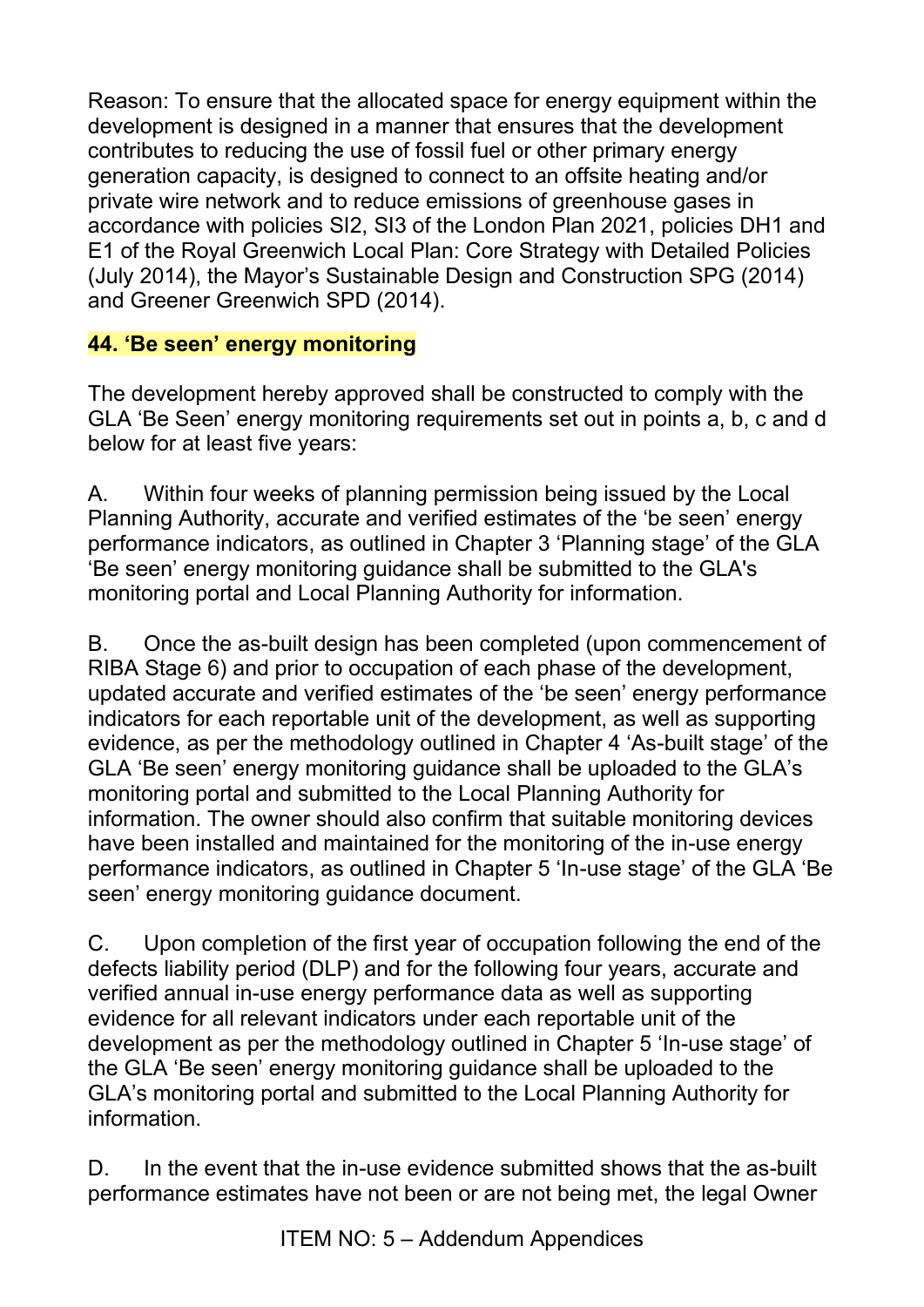Reason: To ensure that the allocated space for energy equipment within the development is designed in a manner that ensures that the development contributes to reducing the use of fossil fuel or other primary energy generation capacity, is designed to connect to an offsite heating and/or private wire network and to reduce emissions of greenhouse gases in accordance with policies SI2, SI3 of the London Plan 2021, policies DH1 and E1 of the Royal Greenwich Local Plan: Core Strategy with Detailed Policies (July 2014), the Mayor's Sustainable Design and Construction SPG (2014) and Greener Greenwich SPD (2014).

**44. 'Be seen' energy monitoring**

The development hereby approved shall be constructed to comply with the GLA 'Be Seen' energy monitoring requirements set out in points a, b, c and d below for at least five years:

A. Within four weeks of planning permission being issued by the Local Planning Authority, accurate and verified estimates of the 'be seen' energy performance indicators, as outlined in Chapter 3 'Planning stage' of the GLA 'Be seen' energy monitoring guidance shall be submitted to the GLA's monitoring portal and Local Planning Authority for information.

B. Once the as-built design has been completed (upon commencement of RIBA Stage 6) and prior to occupation of each phase of the development, updated accurate and verified estimates of the 'be seen' energy performance indicators for each reportable unit of the development, as well as supporting evidence, as per the methodology outlined in Chapter 4 'As-built stage' of the GLA 'Be seen' energy monitoring guidance shall be uploaded to the GLA's monitoring portal and submitted to the Local Planning Authority for information. The owner should also confirm that suitable monitoring devices have been installed and maintained for the monitoring of the in-use energy performance indicators, as outlined in Chapter 5 'In-use stage' of the GLA 'Be seen' energy monitoring guidance document.

C. Upon completion of the first year of occupation following the end of the defects liability period (DLP) and for the following four years, accurate and verified annual in-use energy performance data as well as supporting evidence for all relevant indicators under each reportable unit of the development as per the methodology outlined in Chapter 5 'In-use stage' of the GLA 'Be seen' energy monitoring guidance shall be uploaded to the GLA's monitoring portal and submitted to the Local Planning Authority for information.

D. In the event that the in-use evidence submitted shows that the as-built performance estimates have not been or are not being met, the legal Owner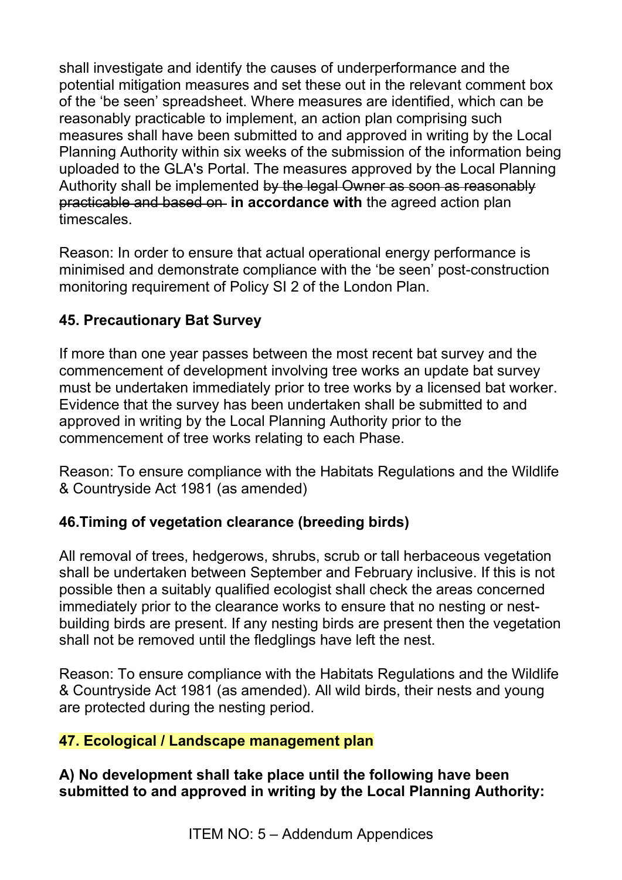shall investigate and identify the causes of underperformance and the potential mitigation measures and set these out in the relevant comment box of the 'be seen' spreadsheet. Where measures are identified, which can be reasonably practicable to implement, an action plan comprising such measures shall have been submitted to and approved in writing by the Local Planning Authority within six weeks of the submission of the information being uploaded to the GLA's Portal. The measures approved by the Local Planning Authority shall be implemented ~~by the legal Owner as soon as reasonably practicable and based on~~ **in accordance with** the agreed action plan timescales.

Reason: In order to ensure that actual operational energy performance is minimised and demonstrate compliance with the 'be seen' post-construction monitoring requirement of Policy SI 2 of the London Plan.

**45. Precautionary Bat Survey**

If more than one year passes between the most recent bat survey and the commencement of development involving tree works an update bat survey must be undertaken immediately prior to tree works by a licensed bat worker. Evidence that the survey has been undertaken shall be submitted to and approved in writing by the Local Planning Authority prior to the commencement of tree works relating to each Phase.

Reason: To ensure compliance with the Habitats Regulations and the Wildlife & Countryside Act 1981 (as amended)

**46.Timing of vegetation clearance (breeding birds)**

All removal of trees, hedgerows, shrubs, scrub or tall herbaceous vegetation shall be undertaken between September and February inclusive. If this is not possible then a suitably qualified ecologist shall check the areas concerned immediately prior to the clearance works to ensure that no nesting or nest-building birds are present. If any nesting birds are present then the vegetation shall not be removed until the fledglings have left the nest.

Reason: To ensure compliance with the Habitats Regulations and the Wildlife & Countryside Act 1981 (as amended). All wild birds, their nests and young are protected during the nesting period.

**47. Ecological / Landscape management plan**

**A) No development shall take place until the following have been submitted to and approved in writing by the Local Planning Authority:**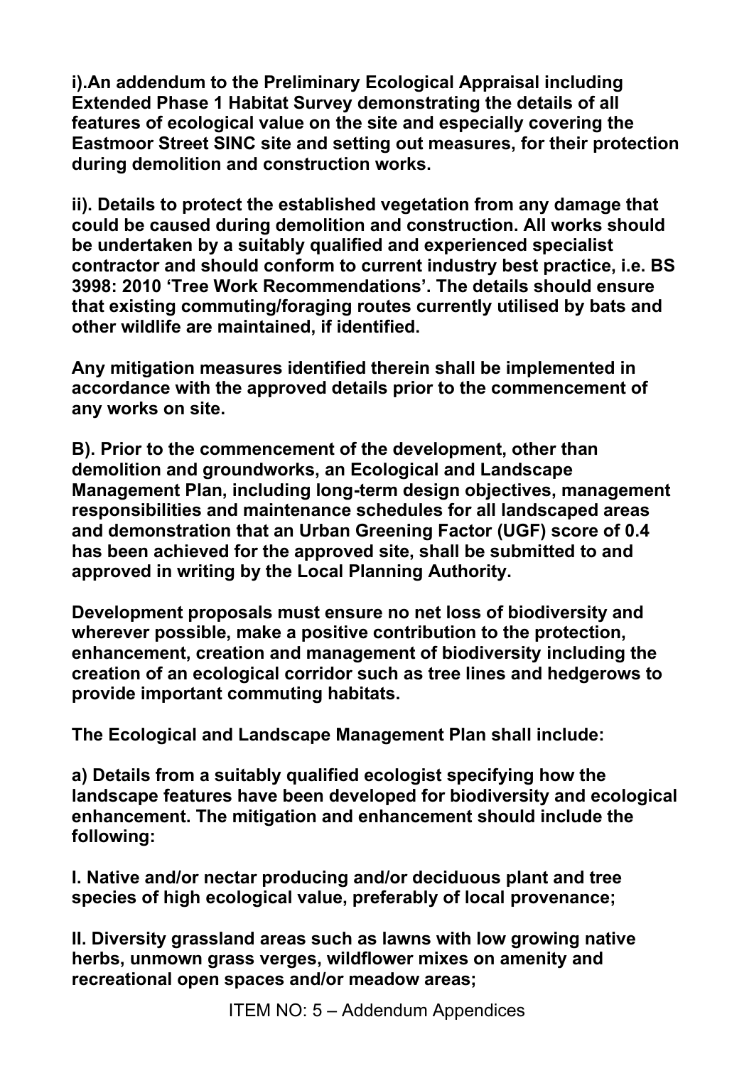**i).An addendum to the Preliminary Ecological Appraisal including Extended Phase 1 Habitat Survey demonstrating the details of all features of ecological value on the site and especially covering the Eastmoor Street SINC site and setting out measures, for their protection during demolition and construction works.**

**ii). Details to protect the established vegetation from any damage that could be caused during demolition and construction. All works should be undertaken by a suitably qualified and experienced specialist contractor and should conform to current industry best practice, i.e. BS 3998: 2010 'Tree Work Recommendations'. The details should ensure that existing commuting/foraging routes currently utilised by bats and other wildlife are maintained, if identified.**

**Any mitigation measures identified therein shall be implemented in accordance with the approved details prior to the commencement of any works on site.**

**B). Prior to the commencement of the development, other than demolition and groundworks, an Ecological and Landscape Management Plan, including long-term design objectives, management responsibilities and maintenance schedules for all landscaped areas and demonstration that an Urban Greening Factor (UGF) score of 0.4 has been achieved for the approved site, shall be submitted to and approved in writing by the Local Planning Authority.**

**Development proposals must ensure no net loss of biodiversity and wherever possible, make a positive contribution to the protection, enhancement, creation and management of biodiversity including the creation of an ecological corridor such as tree lines and hedgerows to provide important commuting habitats.**

**The Ecological and Landscape Management Plan shall include:**

**a) Details from a suitably qualified ecologist specifying how the landscape features have been developed for biodiversity and ecological enhancement. The mitigation and enhancement should include the following:**

**I. Native and/or nectar producing and/or deciduous plant and tree species of high ecological value, preferably of local provenance;**

**II. Diversity grassland areas such as lawns with low growing native herbs, unmown grass verges, wildflower mixes on amenity and recreational open spaces and/or meadow areas;**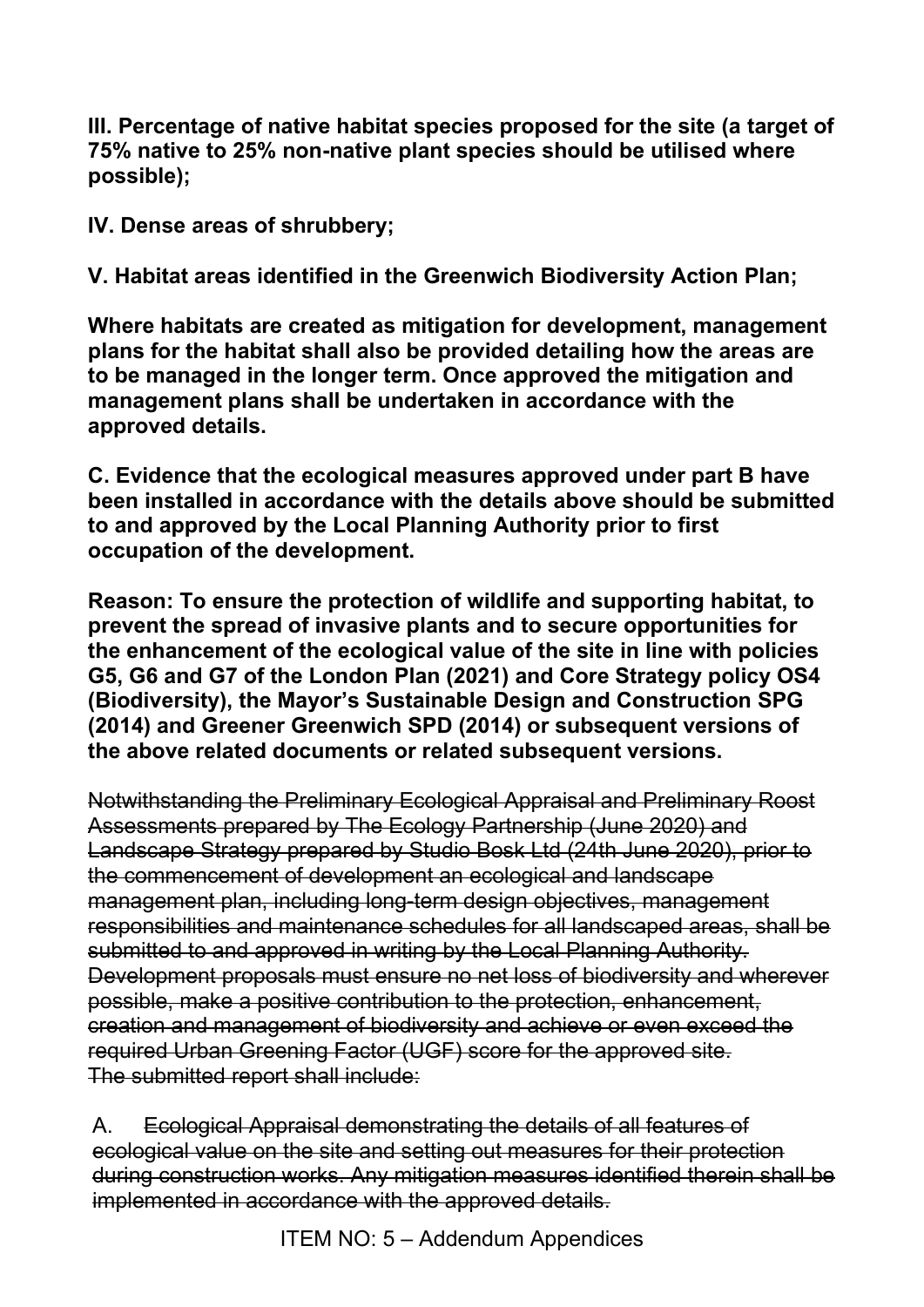**III. Percentage of native habitat species proposed for the site (a target of 75% native to 25% non-native plant species should be utilised where possible);**

**IV. Dense areas of shrubbery;**

**V. Habitat areas identified in the Greenwich Biodiversity Action Plan;**

**Where habitats are created as mitigation for development, management plans for the habitat shall also be provided detailing how the areas are to be managed in the longer term. Once approved the mitigation and management plans shall be undertaken in accordance with the approved details.**

**C. Evidence that the ecological measures approved under part B have been installed in accordance with the details above should be submitted to and approved by the Local Planning Authority prior to first occupation of the development.**

**Reason: To ensure the protection of wildlife and supporting habitat, to prevent the spread of invasive plants and to secure opportunities for the enhancement of the ecological value of the site in line with policies G5, G6 and G7 of the London Plan (2021) and Core Strategy policy OS4 (Biodiversity), the Mayor's Sustainable Design and Construction SPG (2014) and Greener Greenwich SPD (2014) or subsequent versions of the above related documents or related subsequent versions.**

~~Notwithstanding the Preliminary Ecological Appraisal and Preliminary Roost Assessments prepared by The Ecology Partnership (June 2020) and Landscape Strategy prepared by Studio Bosk Ltd (24th June 2020), prior to the commencement of development an ecological and landscape management plan, including long-term design objectives, management responsibilities and maintenance schedules for all landscaped areas, shall be submitted to and approved in writing by the Local Planning Authority. Development proposals must ensure no net loss of biodiversity and wherever possible, make a positive contribution to the protection, enhancement, creation and management of biodiversity and achieve or even exceed the required Urban Greening Factor (UGF) score for the approved site. The submitted report shall include:~~

A. ~~Ecological Appraisal demonstrating the details of all features of ecological value on the site and setting out measures for their protection during construction works. Any mitigation measures identified therein shall be implemented in accordance with the approved details.~~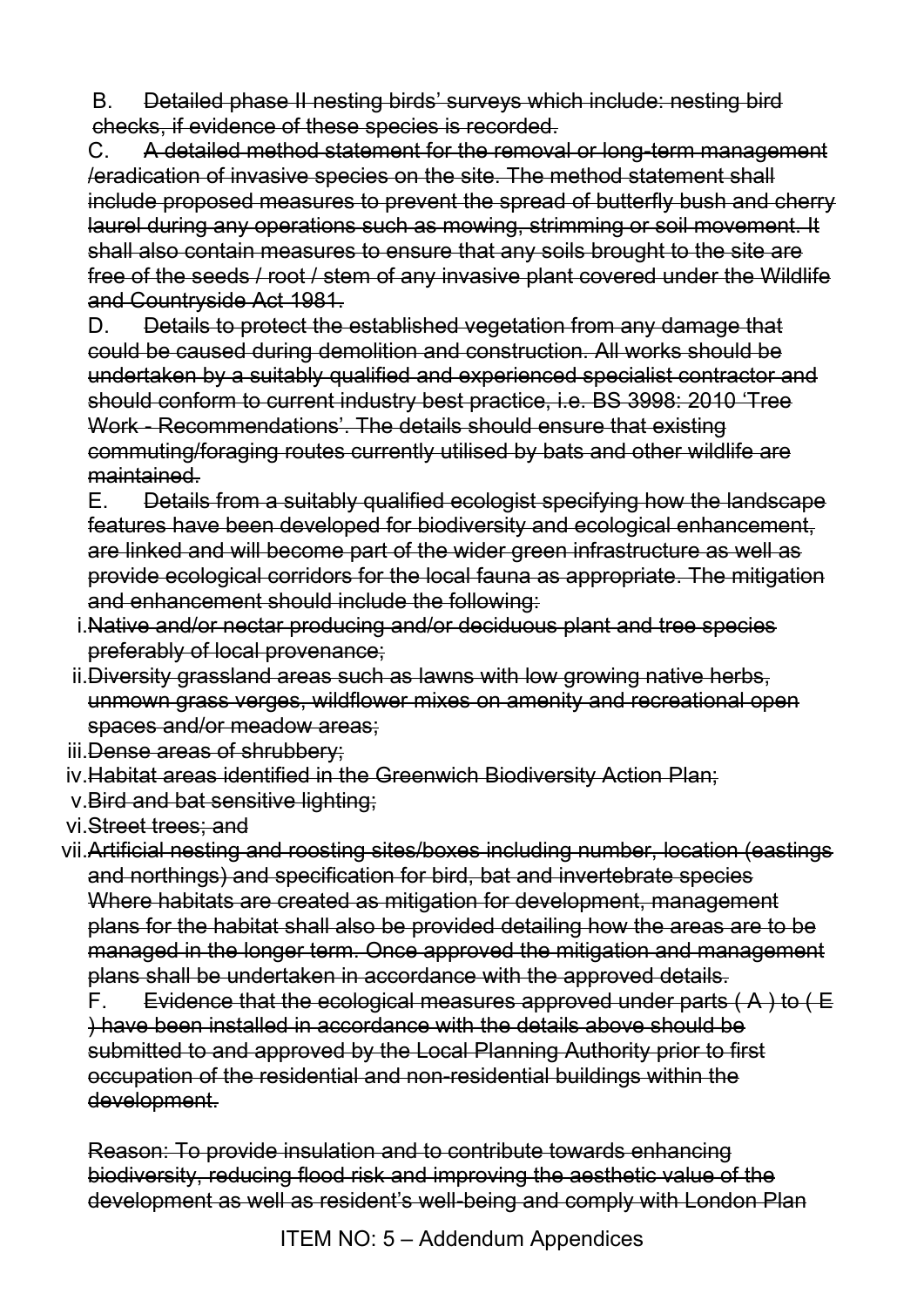B. ~~Detailed phase II nesting birds' surveys which include: nesting bird checks, if evidence of these species is recorded.~~

C. ~~A detailed method statement for the removal or long-term management /eradication of invasive species on the site. The method statement shall include proposed measures to prevent the spread of butterfly bush and cherry laurel during any operations such as mowing, strimming or soil movement. It shall also contain measures to ensure that any soils brought to the site are free of the seeds / root / stem of any invasive plant covered under the Wildlife and Countryside Act 1981.~~

D. ~~Details to protect the established vegetation from any damage that could be caused during demolition and construction. All works should be undertaken by a suitably qualified and experienced specialist contractor and should conform to current industry best practice, i.e. BS 3998: 2010 'Tree Work - Recommendations'. The details should ensure that existing commuting/foraging routes currently utilised by bats and other wildlife are maintained.~~

E. ~~Details from a suitably qualified ecologist specifying how the landscape features have been developed for biodiversity and ecological enhancement, are linked and will become part of the wider green infrastructure as well as provide ecological corridors for the local fauna as appropriate. The mitigation and enhancement should include the following:~~

i. ~~Native and/or nectar producing and/or deciduous plant and tree species preferably of local provenance;~~
ii. ~~Diversity grassland areas such as lawns with low growing native herbs, unmown grass verges, wildflower mixes on amenity and recreational open spaces and/or meadow areas;~~
iii. ~~Dense areas of shrubbery;~~
iv. ~~Habitat areas identified in the Greenwich Biodiversity Action Plan;~~
v. ~~Bird and bat sensitive lighting;~~
vi. ~~Street trees; and~~
vii. ~~Artificial nesting and roosting sites/boxes including number, location (eastings and northings) and specification for bird, bat and invertebrate species~~ ~~Where habitats are created as mitigation for development, management plans for the habitat shall also be provided detailing how the areas are to be managed in the longer term. Once approved the mitigation and management plans shall be undertaken in accordance with the approved details.~~

F. ~~Evidence that the ecological measures approved under parts ( A ) to ( E ) have been installed in accordance with the details above should be submitted to and approved by the Local Planning Authority prior to first occupation of the residential and non-residential buildings within the development.~~

~~Reason: To provide insulation and to contribute towards enhancing biodiversity, reducing flood risk and improving the aesthetic value of the development as well as resident's well-being and comply with London Plan~~

ITEM NO: 5 – Addendum Appendices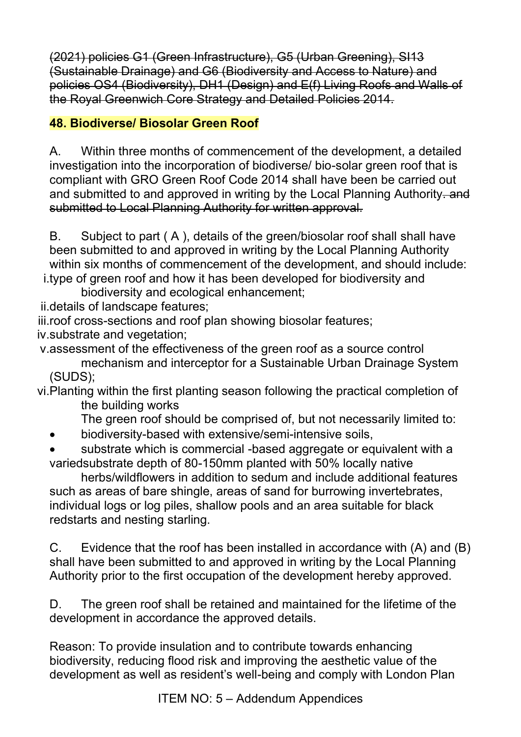~~(2021) policies G1 (Green Infrastructure), G5 (Urban Greening), SI13 (Sustainable Drainage) and G6 (Biodiversity and Access to Nature) and policies OS4 (Biodiversity), DH1 (Design) and E(f) Living Roofs and Walls of the Royal Greenwich Core Strategy and Detailed Policies 2014.~~

**48. Biodiverse/ Biosolar Green Roof**

A. Within three months of commencement of the development, a detailed investigation into the incorporation of biodiverse/ bio-solar green roof that is compliant with GRO Green Roof Code 2014 shall have been be carried out and submitted to and approved in writing by the Local Planning Authority~~. and submitted to Local Planning Authority for written approval.~~

B. Subject to part ( A ), details of the green/biosolar roof shall shall have been submitted to and approved in writing by the Local Planning Authority within six months of commencement of the development, and should include:

i. type of green roof and how it has been developed for biodiversity and biodiversity and ecological enhancement;
ii. details of landscape features;
iii. roof cross-sections and roof plan showing biosolar features;
iv. substrate and vegetation;
v. assessment of the effectiveness of the green roof as a source control mechanism and interceptor for a Sustainable Urban Drainage System (SUDS);
vi. Planting within the first planting season following the practical completion of the building works

The green roof should be comprised of, but not necessarily limited to:

- biodiversity-based with extensive/semi-intensive soils,
- substrate which is commercial -based aggregate or equivalent with a variedsubstrate depth of 80-150mm planted with 50% locally native herbs/wildflowers in addition to sedum and include additional features such as areas of bare shingle, areas of sand for burrowing invertebrates, individual logs or log piles, shallow pools and an area suitable for black redstarts and nesting starling.

C. Evidence that the roof has been installed in accordance with (A) and (B) shall have been submitted to and approved in writing by the Local Planning Authority prior to the first occupation of the development hereby approved.

D. The green roof shall be retained and maintained for the lifetime of the development in accordance the approved details.

Reason: To provide insulation and to contribute towards enhancing biodiversity, reducing flood risk and improving the aesthetic value of the development as well as resident's well-being and comply with London Plan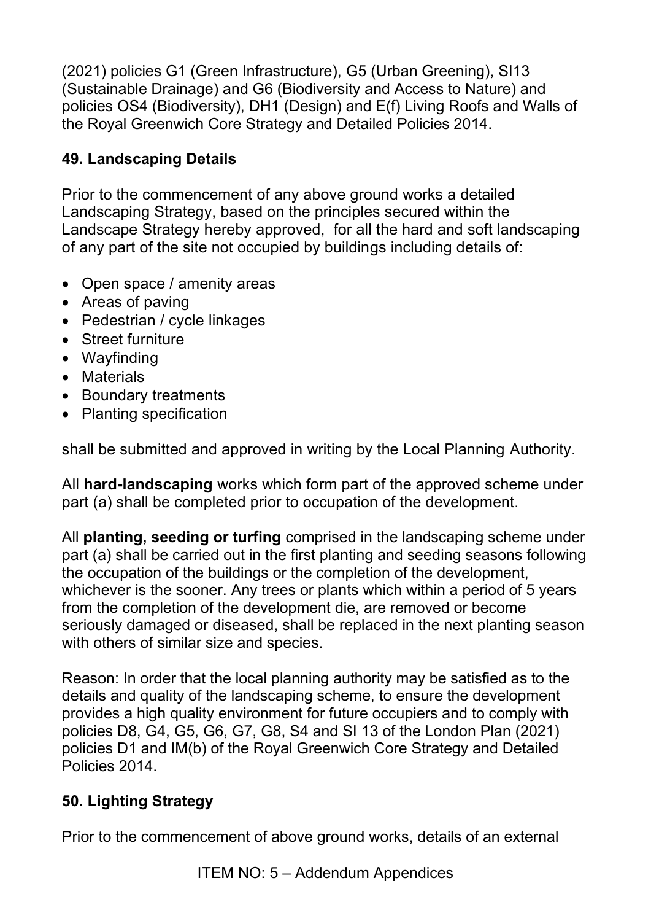(2021) policies G1 (Green Infrastructure), G5 (Urban Greening), SI13 (Sustainable Drainage) and G6 (Biodiversity and Access to Nature) and policies OS4 (Biodiversity), DH1 (Design) and E(f) Living Roofs and Walls of the Royal Greenwich Core Strategy and Detailed Policies 2014.

## 49. Landscaping Details

Prior to the commencement of any above ground works a detailed Landscaping Strategy, based on the principles secured within the Landscape Strategy hereby approved, for all the hard and soft landscaping of any part of the site not occupied by buildings including details of:

- Open space / amenity areas
- Areas of paving
- Pedestrian / cycle linkages
- Street furniture
- Wayfinding
- Materials
- Boundary treatments
- Planting specification

shall be submitted and approved in writing by the Local Planning Authority.

All **hard-landscaping** works which form part of the approved scheme under part (a) shall be completed prior to occupation of the development.

All **planting, seeding or turfing** comprised in the landscaping scheme under part (a) shall be carried out in the first planting and seeding seasons following the occupation of the buildings or the completion of the development, whichever is the sooner. Any trees or plants which within a period of 5 years from the completion of the development die, are removed or become seriously damaged or diseased, shall be replaced in the next planting season with others of similar size and species.

Reason: In order that the local planning authority may be satisfied as to the details and quality of the landscaping scheme, to ensure the development provides a high quality environment for future occupiers and to comply with policies D8, G4, G5, G6, G7, G8, S4 and SI 13 of the London Plan (2021) policies D1 and IM(b) of the Royal Greenwich Core Strategy and Detailed Policies 2014.

## 50. Lighting Strategy

Prior to the commencement of above ground works, details of an external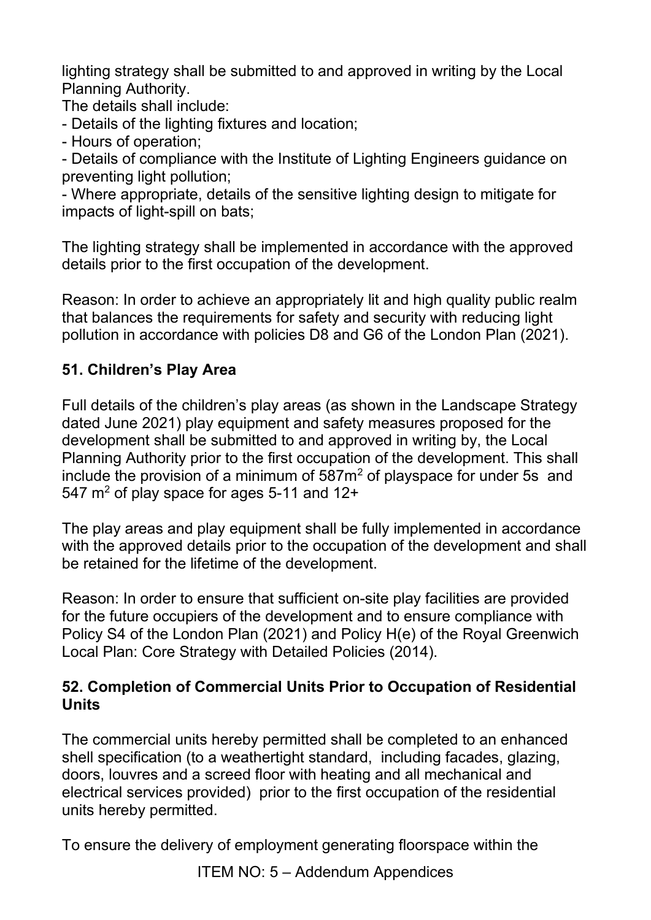lighting strategy shall be submitted to and approved in writing by the Local Planning Authority.
The details shall include:
- Details of the lighting fixtures and location;
- Hours of operation;
- Details of compliance with the Institute of Lighting Engineers guidance on preventing light pollution;
- Where appropriate, details of the sensitive lighting design to mitigate for impacts of light-spill on bats;

The lighting strategy shall be implemented in accordance with the approved details prior to the first occupation of the development.

Reason: In order to achieve an appropriately lit and high quality public realm that balances the requirements for safety and security with reducing light pollution in accordance with policies D8 and G6 of the London Plan (2021).

**51. Children's Play Area**

Full details of the children's play areas (as shown in the Landscape Strategy dated June 2021) play equipment and safety measures proposed for the development shall be submitted to and approved in writing by, the Local Planning Authority prior to the first occupation of the development. This shall include the provision of a minimum of 587m$^2$ of playspace for under 5s and 547 m$^2$ of play space for ages 5-11 and 12+

The play areas and play equipment shall be fully implemented in accordance with the approved details prior to the occupation of the development and shall be retained for the lifetime of the development.

Reason: In order to ensure that sufficient on-site play facilities are provided for the future occupiers of the development and to ensure compliance with Policy S4 of the London Plan (2021) and Policy H(e) of the Royal Greenwich Local Plan: Core Strategy with Detailed Policies (2014).

**52. Completion of Commercial Units Prior to Occupation of Residential Units**

The commercial units hereby permitted shall be completed to an enhanced shell specification (to a weathertight standard, including facades, glazing, doors, louvres and a screed floor with heating and all mechanical and electrical services provided) prior to the first occupation of the residential units hereby permitted.

To ensure the delivery of employment generating floorspace within the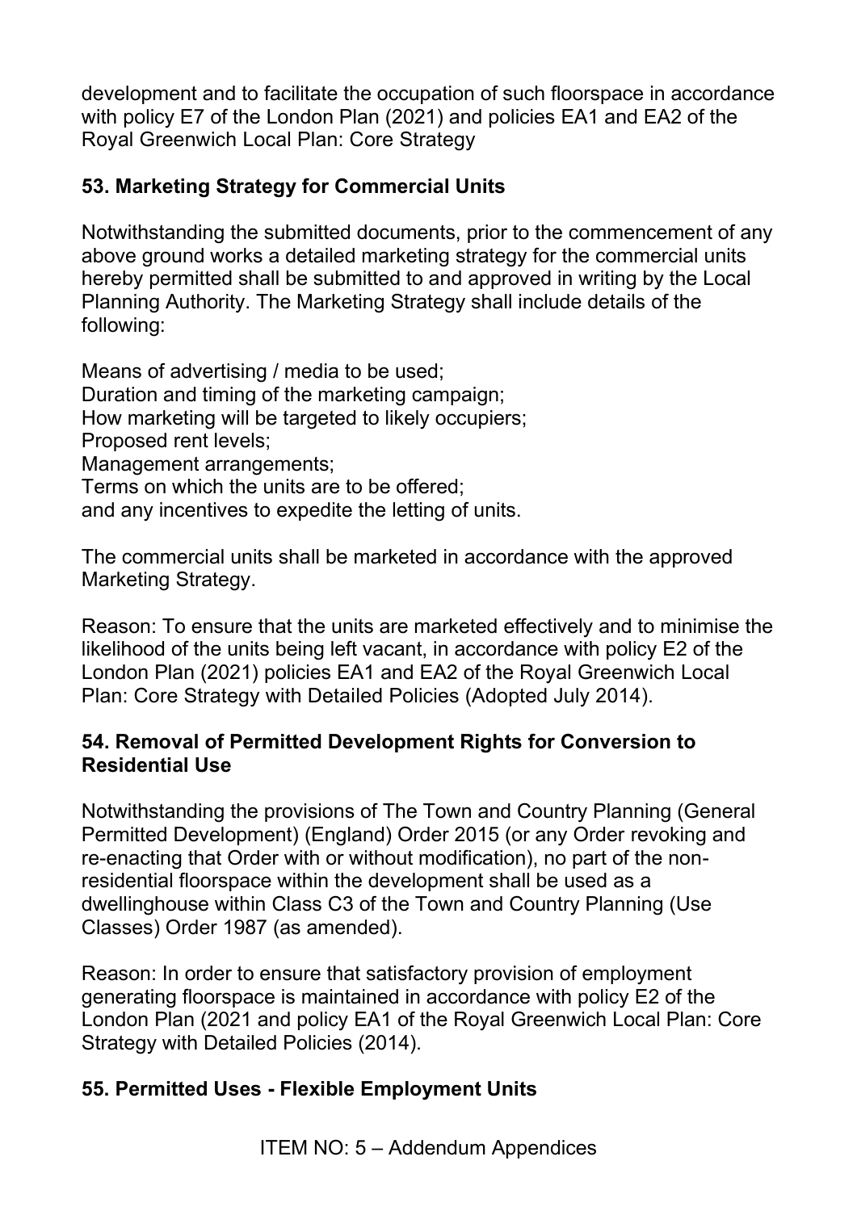development and to facilitate the occupation of such floorspace in accordance with policy E7 of the London Plan (2021) and policies EA1 and EA2 of the Royal Greenwich Local Plan: Core Strategy

### 53. Marketing Strategy for Commercial Units

Notwithstanding the submitted documents, prior to the commencement of any above ground works a detailed marketing strategy for the commercial units hereby permitted shall be submitted to and approved in writing by the Local Planning Authority. The Marketing Strategy shall include details of the following:

Means of advertising / media to be used;
Duration and timing of the marketing campaign;
How marketing will be targeted to likely occupiers;
Proposed rent levels;
Management arrangements;
Terms on which the units are to be offered;
and any incentives to expedite the letting of units.

The commercial units shall be marketed in accordance with the approved Marketing Strategy.

Reason: To ensure that the units are marketed effectively and to minimise the likelihood of the units being left vacant, in accordance with policy E2 of the London Plan (2021) policies EA1 and EA2 of the Royal Greenwich Local Plan: Core Strategy with Detailed Policies (Adopted July 2014).

### 54. Removal of Permitted Development Rights for Conversion to Residential Use

Notwithstanding the provisions of The Town and Country Planning (General Permitted Development) (England) Order 2015 (or any Order revoking and re-enacting that Order with or without modification), no part of the non-residential floorspace within the development shall be used as a dwellinghouse within Class C3 of the Town and Country Planning (Use Classes) Order 1987 (as amended).

Reason: In order to ensure that satisfactory provision of employment generating floorspace is maintained in accordance with policy E2 of the London Plan (2021 and policy EA1 of the Royal Greenwich Local Plan: Core Strategy with Detailed Policies (2014).

### 55. Permitted Uses - Flexible Employment Units

ITEM NO: 5 – Addendum Appendices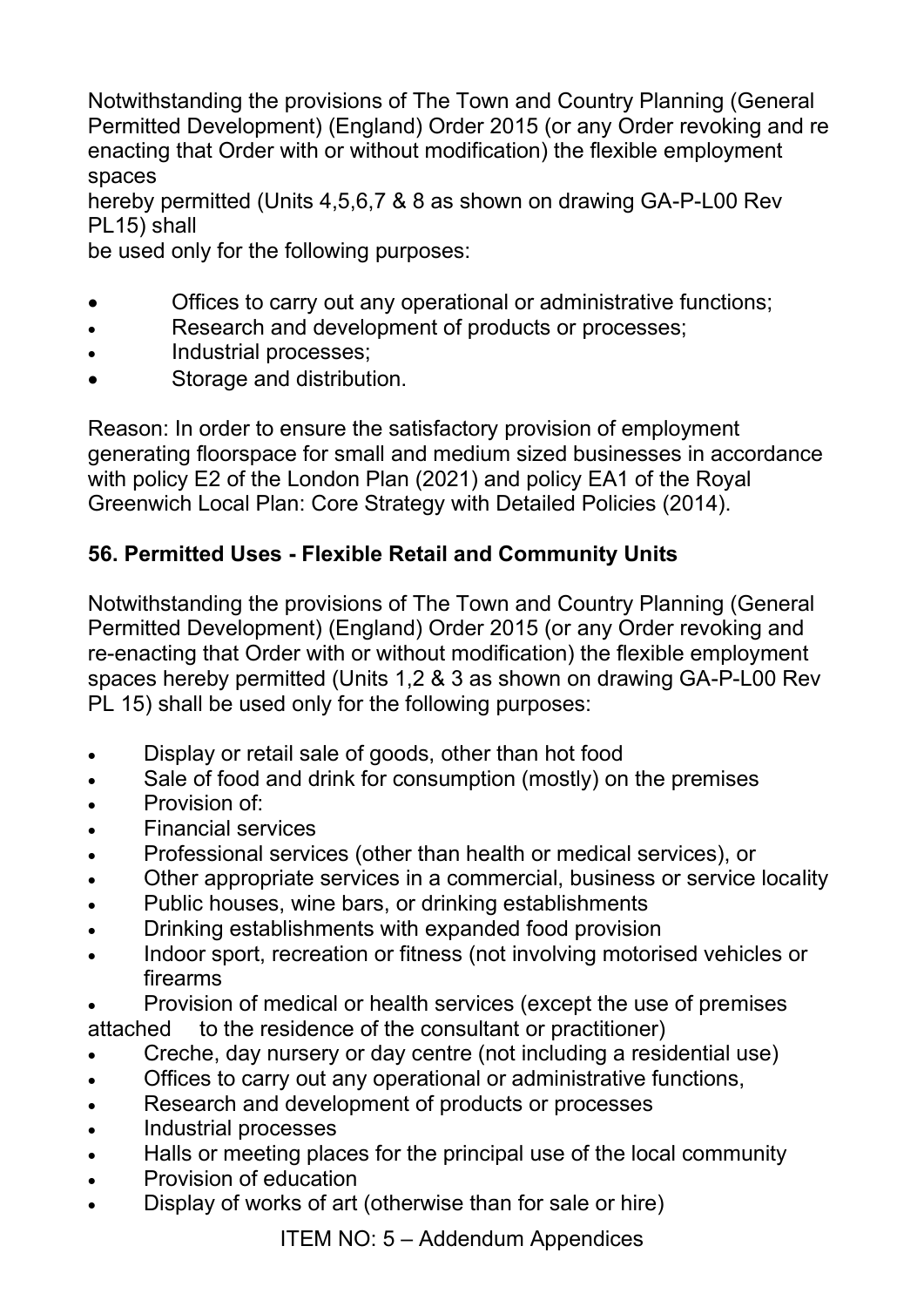Notwithstanding the provisions of The Town and Country Planning (General Permitted Development) (England) Order 2015 (or any Order revoking and re enacting that Order with or without modification) the flexible employment spaces
hereby permitted (Units 4,5,6,7 & 8 as shown on drawing GA-P-L00 Rev PL15) shall
be used only for the following purposes:

- Offices to carry out any operational or administrative functions;
- Research and development of products or processes;
- Industrial processes;
- Storage and distribution.

Reason: In order to ensure the satisfactory provision of employment generating floorspace for small and medium sized businesses in accordance with policy E2 of the London Plan (2021) and policy EA1 of the Royal Greenwich Local Plan: Core Strategy with Detailed Policies (2014).

## 56. Permitted Uses - Flexible Retail and Community Units

Notwithstanding the provisions of The Town and Country Planning (General Permitted Development) (England) Order 2015 (or any Order revoking and re-enacting that Order with or without modification) the flexible employment spaces hereby permitted (Units 1,2 & 3 as shown on drawing GA-P-L00 Rev PL 15) shall be used only for the following purposes:

- Display or retail sale of goods, other than hot food
- Sale of food and drink for consumption (mostly) on the premises
- Provision of:
- Financial services
- Professional services (other than health or medical services), or
- Other appropriate services in a commercial, business or service locality
- Public houses, wine bars, or drinking establishments
- Drinking establishments with expanded food provision
- Indoor sport, recreation or fitness (not involving motorised vehicles or firearms
- Provision of medical or health services (except the use of premises attached to the residence of the consultant or practitioner)
- Creche, day nursery or day centre (not including a residential use)
- Offices to carry out any operational or administrative functions,
- Research and development of products or processes
- Industrial processes
- Halls or meeting places for the principal use of the local community
- Provision of education
- Display of works of art (otherwise than for sale or hire)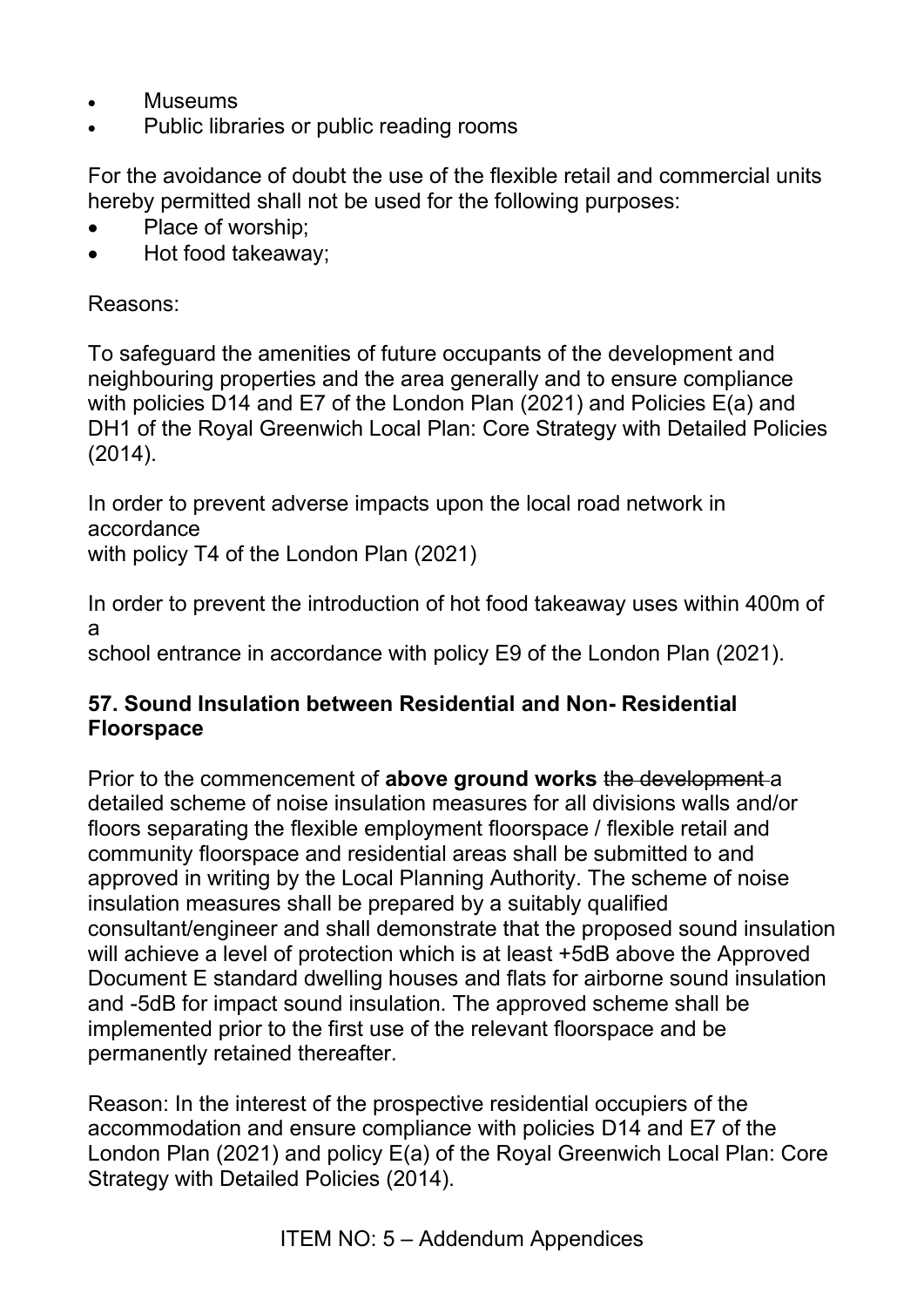- Museums
- Public libraries or public reading rooms

For the avoidance of doubt the use of the flexible retail and commercial units hereby permitted shall not be used for the following purposes:

- Place of worship;
- Hot food takeaway;

Reasons:

To safeguard the amenities of future occupants of the development and neighbouring properties and the area generally and to ensure compliance with policies D14 and E7 of the London Plan (2021) and Policies E(a) and DH1 of the Royal Greenwich Local Plan: Core Strategy with Detailed Policies (2014).

In order to prevent adverse impacts upon the local road network in accordance with policy T4 of the London Plan (2021)

In order to prevent the introduction of hot food takeaway uses within 400m of a school entrance in accordance with policy E9 of the London Plan (2021).

**57. Sound Insulation between Residential and Non- Residential Floorspace**

Prior to the commencement of **above ground works** ~~the development~~ a detailed scheme of noise insulation measures for all divisions walls and/or floors separating the flexible employment floorspace / flexible retail and community floorspace and residential areas shall be submitted to and approved in writing by the Local Planning Authority. The scheme of noise insulation measures shall be prepared by a suitably qualified consultant/engineer and shall demonstrate that the proposed sound insulation will achieve a level of protection which is at least +5dB above the Approved Document E standard dwelling houses and flats for airborne sound insulation and -5dB for impact sound insulation. The approved scheme shall be implemented prior to the first use of the relevant floorspace and be permanently retained thereafter.

Reason: In the interest of the prospective residential occupiers of the accommodation and ensure compliance with policies D14 and E7 of the London Plan (2021) and policy E(a) of the Royal Greenwich Local Plan: Core Strategy with Detailed Policies (2014).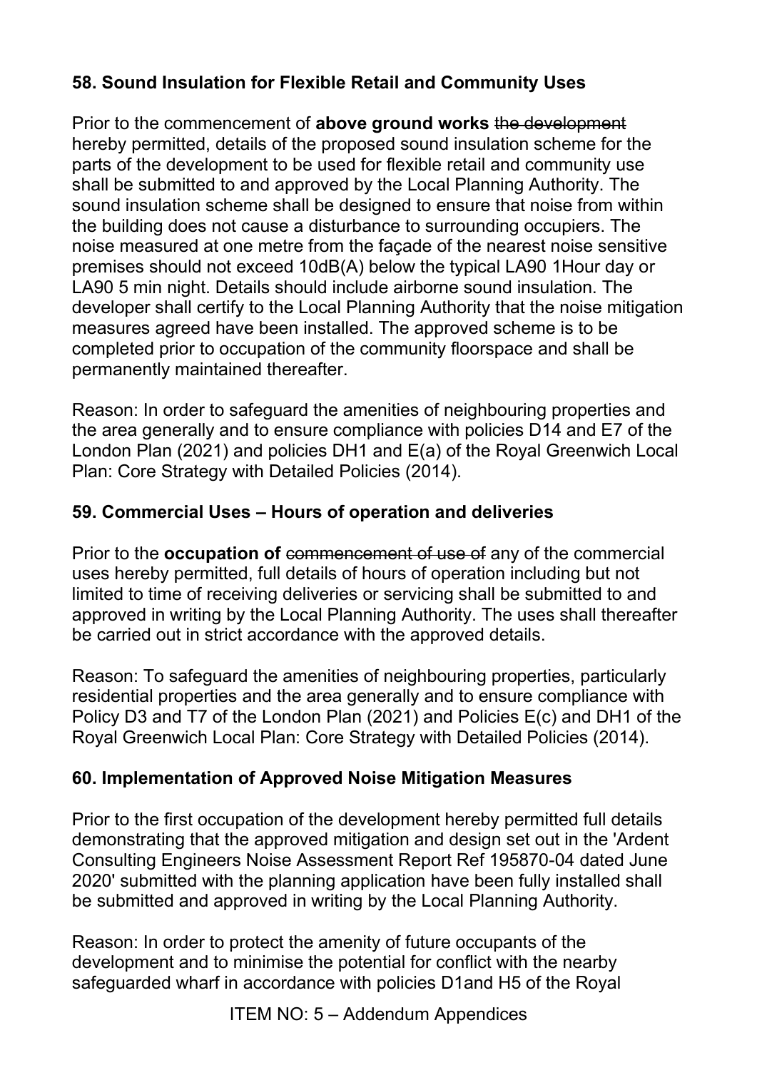**58. Sound Insulation for Flexible Retail and Community Uses**

Prior to the commencement of **above ground works** ~~the development~~ hereby permitted, details of the proposed sound insulation scheme for the parts of the development to be used for flexible retail and community use shall be submitted to and approved by the Local Planning Authority. The sound insulation scheme shall be designed to ensure that noise from within the building does not cause a disturbance to surrounding occupiers. The noise measured at one metre from the façade of the nearest noise sensitive premises should not exceed 10dB(A) below the typical LA90 1Hour day or LA90 5 min night. Details should include airborne sound insulation. The developer shall certify to the Local Planning Authority that the noise mitigation measures agreed have been installed. The approved scheme is to be completed prior to occupation of the community floorspace and shall be permanently maintained thereafter.

Reason: In order to safeguard the amenities of neighbouring properties and the area generally and to ensure compliance with policies D14 and E7 of the London Plan (2021) and policies DH1 and E(a) of the Royal Greenwich Local Plan: Core Strategy with Detailed Policies (2014).

**59. Commercial Uses – Hours of operation and deliveries**

Prior to the **occupation of** ~~commencement of use of~~ any of the commercial uses hereby permitted, full details of hours of operation including but not limited to time of receiving deliveries or servicing shall be submitted to and approved in writing by the Local Planning Authority. The uses shall thereafter be carried out in strict accordance with the approved details.

Reason: To safeguard the amenities of neighbouring properties, particularly residential properties and the area generally and to ensure compliance with Policy D3 and T7 of the London Plan (2021) and Policies E(c) and DH1 of the Royal Greenwich Local Plan: Core Strategy with Detailed Policies (2014).

**60. Implementation of Approved Noise Mitigation Measures**

Prior to the first occupation of the development hereby permitted full details demonstrating that the approved mitigation and design set out in the 'Ardent Consulting Engineers Noise Assessment Report Ref 195870-04 dated June 2020' submitted with the planning application have been fully installed shall be submitted and approved in writing by the Local Planning Authority.

Reason: In order to protect the amenity of future occupants of the development and to minimise the potential for conflict with the nearby safeguarded wharf in accordance with policies D1and H5 of the Royal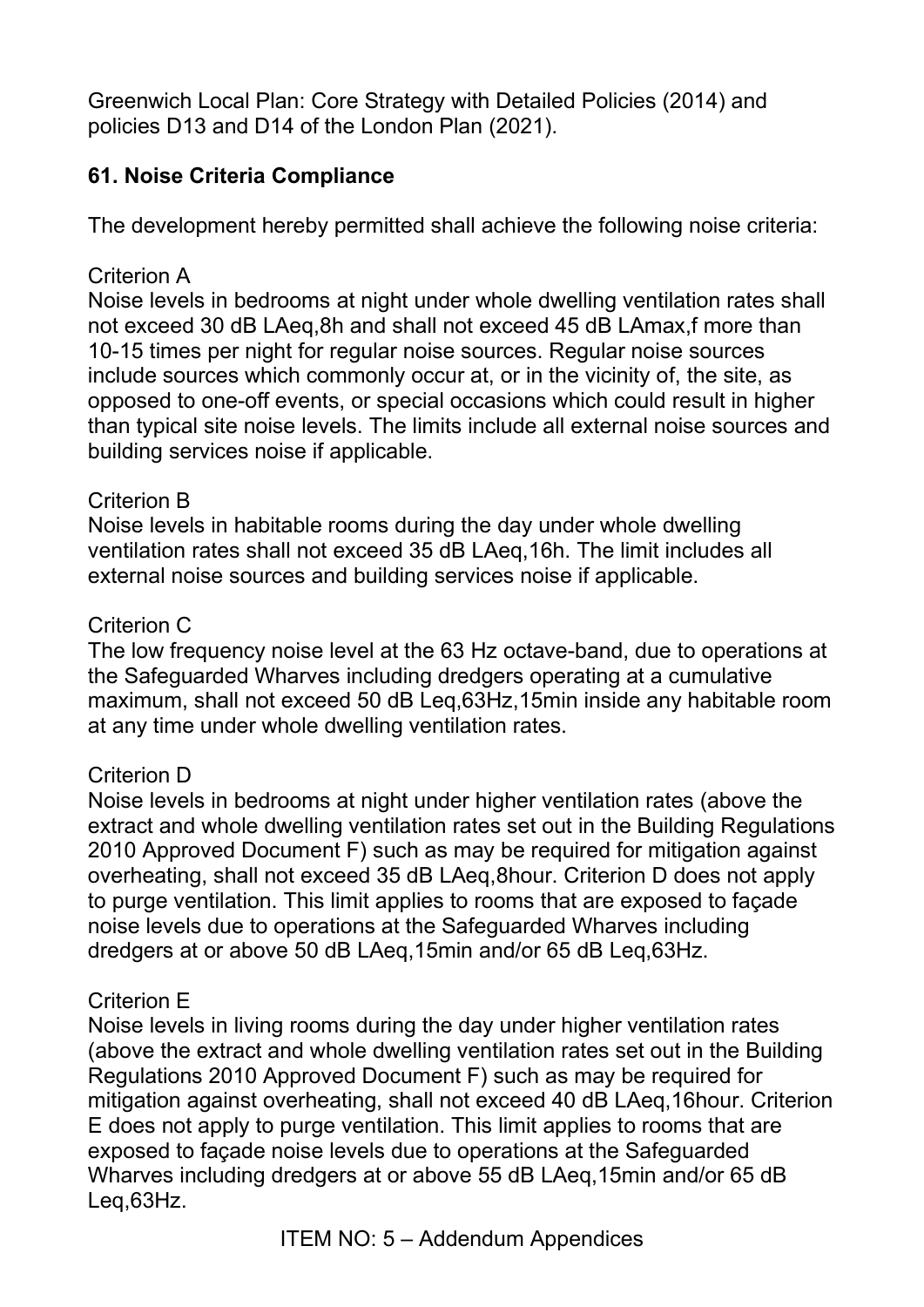Greenwich Local Plan: Core Strategy with Detailed Policies (2014) and policies D13 and D14 of the London Plan (2021).

**61. Noise Criteria Compliance**

The development hereby permitted shall achieve the following noise criteria:

Criterion A
Noise levels in bedrooms at night under whole dwelling ventilation rates shall not exceed 30 dB LAeq,8h and shall not exceed 45 dB LAmax,f more than 10-15 times per night for regular noise sources. Regular noise sources include sources which commonly occur at, or in the vicinity of, the site, as opposed to one-off events, or special occasions which could result in higher than typical site noise levels. The limits include all external noise sources and building services noise if applicable.

Criterion B
Noise levels in habitable rooms during the day under whole dwelling ventilation rates shall not exceed 35 dB LAeq,16h. The limit includes all external noise sources and building services noise if applicable.

Criterion C
The low frequency noise level at the 63 Hz octave-band, due to operations at the Safeguarded Wharves including dredgers operating at a cumulative maximum, shall not exceed 50 dB Leq,63Hz,15min inside any habitable room at any time under whole dwelling ventilation rates.

Criterion D
Noise levels in bedrooms at night under higher ventilation rates (above the extract and whole dwelling ventilation rates set out in the Building Regulations 2010 Approved Document F) such as may be required for mitigation against overheating, shall not exceed 35 dB LAeq,8hour. Criterion D does not apply to purge ventilation. This limit applies to rooms that are exposed to façade noise levels due to operations at the Safeguarded Wharves including dredgers at or above 50 dB LAeq,15min and/or 65 dB Leq,63Hz.

Criterion E
Noise levels in living rooms during the day under higher ventilation rates (above the extract and whole dwelling ventilation rates set out in the Building Regulations 2010 Approved Document F) such as may be required for mitigation against overheating, shall not exceed 40 dB LAeq,16hour. Criterion E does not apply to purge ventilation. This limit applies to rooms that are exposed to façade noise levels due to operations at the Safeguarded Wharves including dredgers at or above 55 dB LAeq,15min and/or 65 dB Leq,63Hz.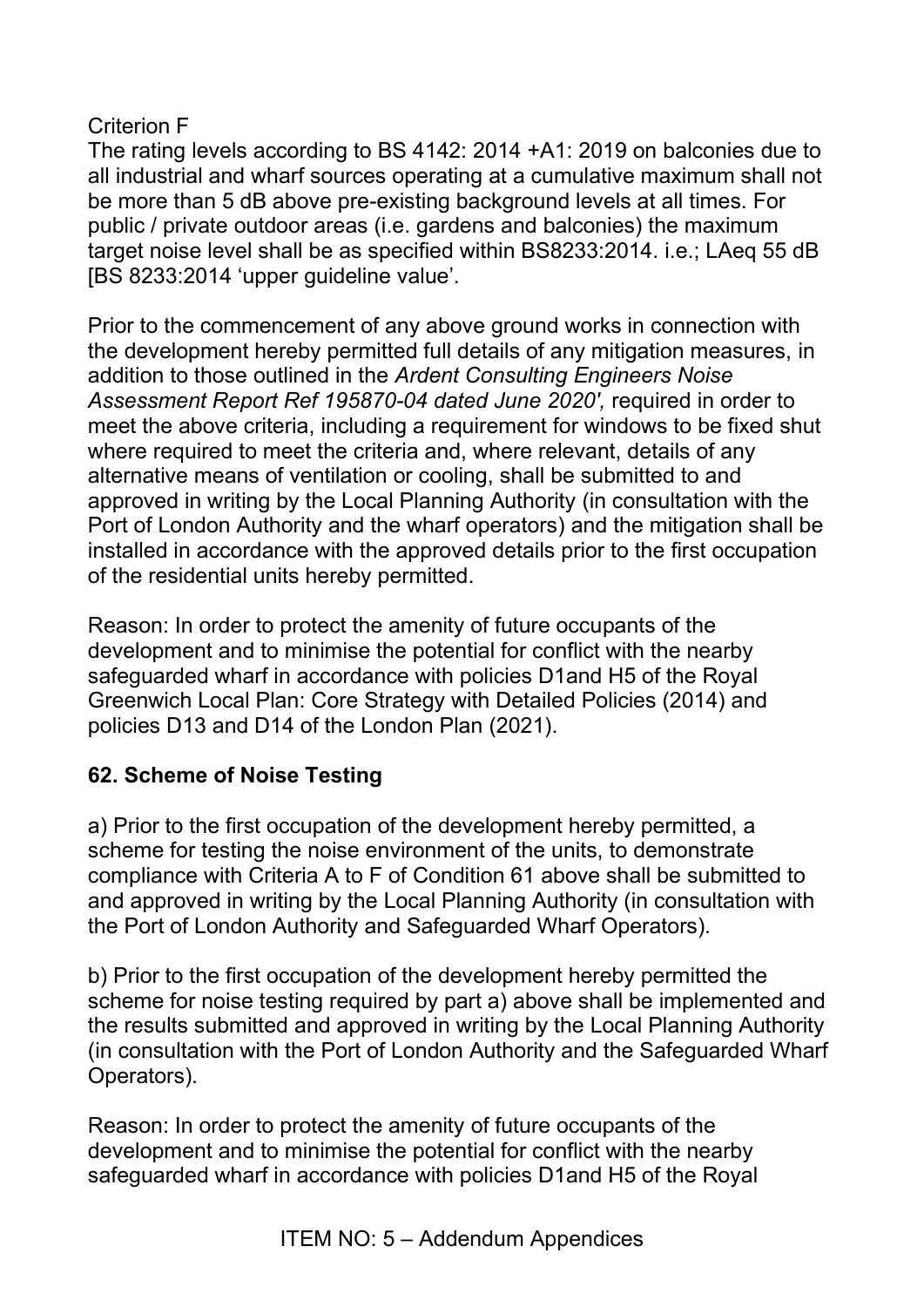Criterion F

The rating levels according to BS 4142: 2014 +A1: 2019 on balconies due to all industrial and wharf sources operating at a cumulative maximum shall not be more than 5 dB above pre-existing background levels at all times. For public / private outdoor areas (i.e. gardens and balconies) the maximum target noise level shall be as specified within BS8233:2014. i.e.; LAeq 55 dB [BS 8233:2014 'upper guideline value'.

Prior to the commencement of any above ground works in connection with the development hereby permitted full details of any mitigation measures, in addition to those outlined in the *Ardent Consulting Engineers Noise Assessment Report Ref 195870-04 dated June 2020',* required in order to meet the above criteria, including a requirement for windows to be fixed shut where required to meet the criteria and, where relevant, details of any alternative means of ventilation or cooling, shall be submitted to and approved in writing by the Local Planning Authority (in consultation with the Port of London Authority and the wharf operators) and the mitigation shall be installed in accordance with the approved details prior to the first occupation of the residential units hereby permitted.

Reason: In order to protect the amenity of future occupants of the development and to minimise the potential for conflict with the nearby safeguarded wharf in accordance with policies D1and H5 of the Royal Greenwich Local Plan: Core Strategy with Detailed Policies (2014) and policies D13 and D14 of the London Plan (2021).

**62. Scheme of Noise Testing**

a) Prior to the first occupation of the development hereby permitted, a scheme for testing the noise environment of the units, to demonstrate compliance with Criteria A to F of Condition 61 above shall be submitted to and approved in writing by the Local Planning Authority (in consultation with the Port of London Authority and Safeguarded Wharf Operators).

b) Prior to the first occupation of the development hereby permitted the scheme for noise testing required by part a) above shall be implemented and the results submitted and approved in writing by the Local Planning Authority (in consultation with the Port of London Authority and the Safeguarded Wharf Operators).

Reason: In order to protect the amenity of future occupants of the development and to minimise the potential for conflict with the nearby safeguarded wharf in accordance with policies D1and H5 of the Royal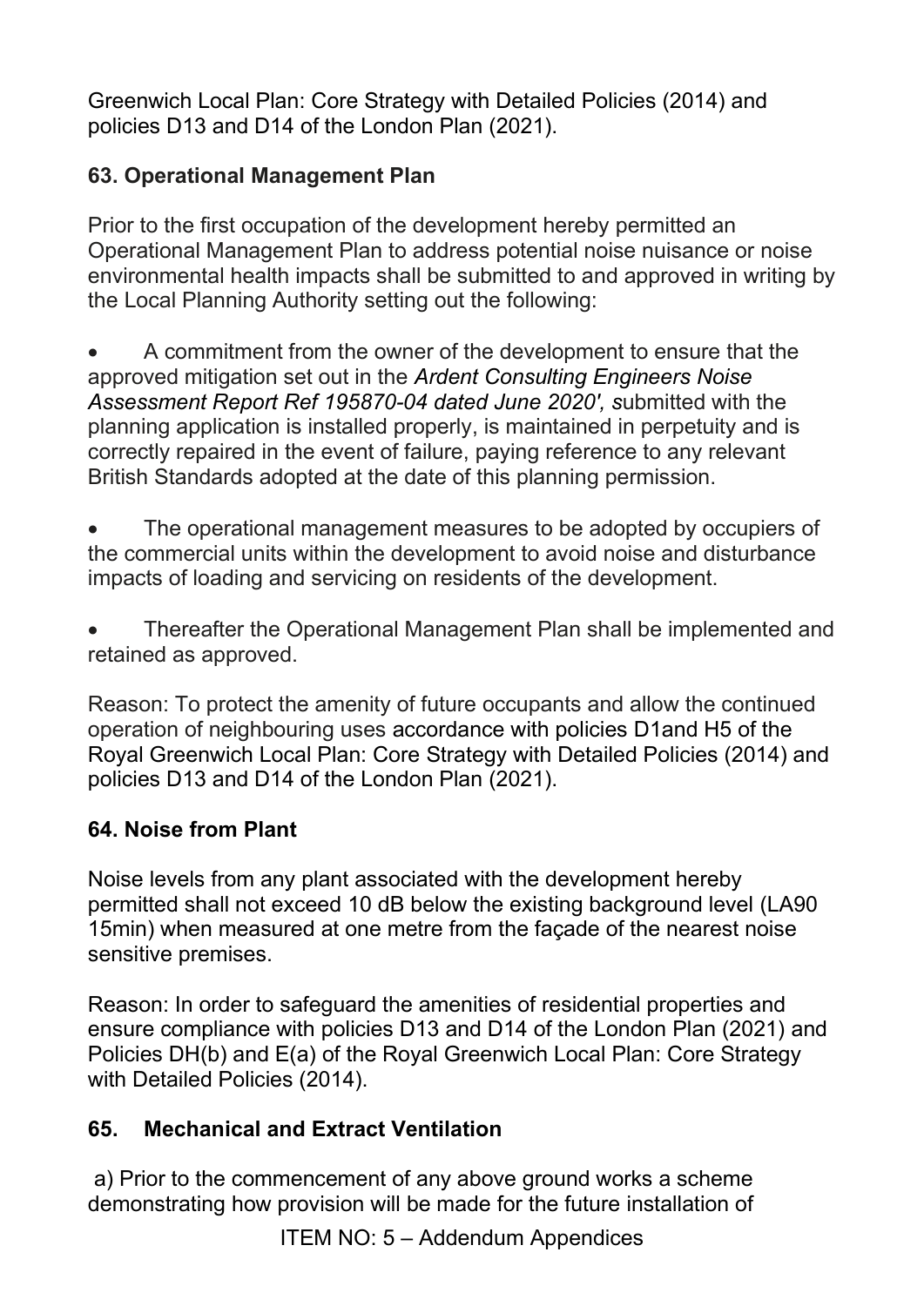Greenwich Local Plan: Core Strategy with Detailed Policies (2014) and policies D13 and D14 of the London Plan (2021).

### 63. Operational Management Plan

Prior to the first occupation of the development hereby permitted an Operational Management Plan to address potential noise nuisance or noise environmental health impacts shall be submitted to and approved in writing by the Local Planning Authority setting out the following:

- A commitment from the owner of the development to ensure that the approved mitigation set out in the *Ardent Consulting Engineers Noise Assessment Report Ref 195870-04 dated June 2020', s*ubmitted with the planning application is installed properly, is maintained in perpetuity and is correctly repaired in the event of failure, paying reference to any relevant British Standards adopted at the date of this planning permission.

- The operational management measures to be adopted by occupiers of the commercial units within the development to avoid noise and disturbance impacts of loading and servicing on residents of the development.

- Thereafter the Operational Management Plan shall be implemented and retained as approved.

Reason: To protect the amenity of future occupants and allow the continued operation of neighbouring uses accordance with policies D1and H5 of the Royal Greenwich Local Plan: Core Strategy with Detailed Policies (2014) and policies D13 and D14 of the London Plan (2021).

### 64. Noise from Plant

Noise levels from any plant associated with the development hereby permitted shall not exceed 10 dB below the existing background level (LA90 15min) when measured at one metre from the façade of the nearest noise sensitive premises.

Reason: In order to safeguard the amenities of residential properties and ensure compliance with policies D13 and D14 of the London Plan (2021) and Policies DH(b) and E(a) of the Royal Greenwich Local Plan: Core Strategy with Detailed Policies (2014).

### 65. Mechanical and Extract Ventilation

a) Prior to the commencement of any above ground works a scheme demonstrating how provision will be made for the future installation of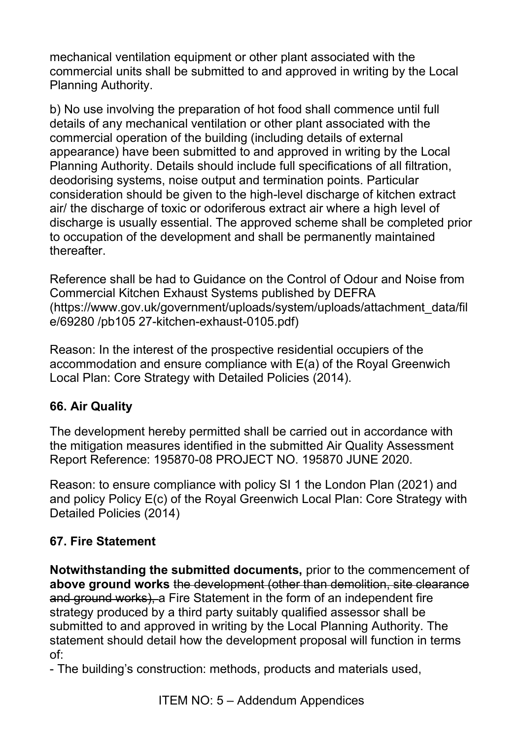mechanical ventilation equipment or other plant associated with the commercial units shall be submitted to and approved in writing by the Local Planning Authority.

b) No use involving the preparation of hot food shall commence until full details of any mechanical ventilation or other plant associated with the commercial operation of the building (including details of external appearance) have been submitted to and approved in writing by the Local Planning Authority. Details should include full specifications of all filtration, deodorising systems, noise output and termination points. Particular consideration should be given to the high-level discharge of kitchen extract air/ the discharge of toxic or odoriferous extract air where a high level of discharge is usually essential. The approved scheme shall be completed prior to occupation of the development and shall be permanently maintained thereafter.

Reference shall be had to Guidance on the Control of Odour and Noise from Commercial Kitchen Exhaust Systems published by DEFRA (https://www.gov.uk/government/uploads/system/uploads/attachment_data/file/69280 /pb105 27-kitchen-exhaust-0105.pdf)

Reason: In the interest of the prospective residential occupiers of the accommodation and ensure compliance with E(a) of the Royal Greenwich Local Plan: Core Strategy with Detailed Policies (2014).

### 66. Air Quality

The development hereby permitted shall be carried out in accordance with the mitigation measures identified in the submitted Air Quality Assessment Report Reference: 195870-08 PROJECT NO. 195870 JUNE 2020.

Reason: to ensure compliance with policy SI 1 the London Plan (2021) and and policy Policy E(c) of the Royal Greenwich Local Plan: Core Strategy with Detailed Policies (2014)

### 67. Fire Statement

**Notwithstanding the submitted documents,** prior to the commencement of **above ground works** ~~the development (other than demolition, site clearance and ground works),~~ a Fire Statement in the form of an independent fire strategy produced by a third party suitably qualified assessor shall be submitted to and approved in writing by the Local Planning Authority. The statement should detail how the development proposal will function in terms of:

- The building's construction: methods, products and materials used,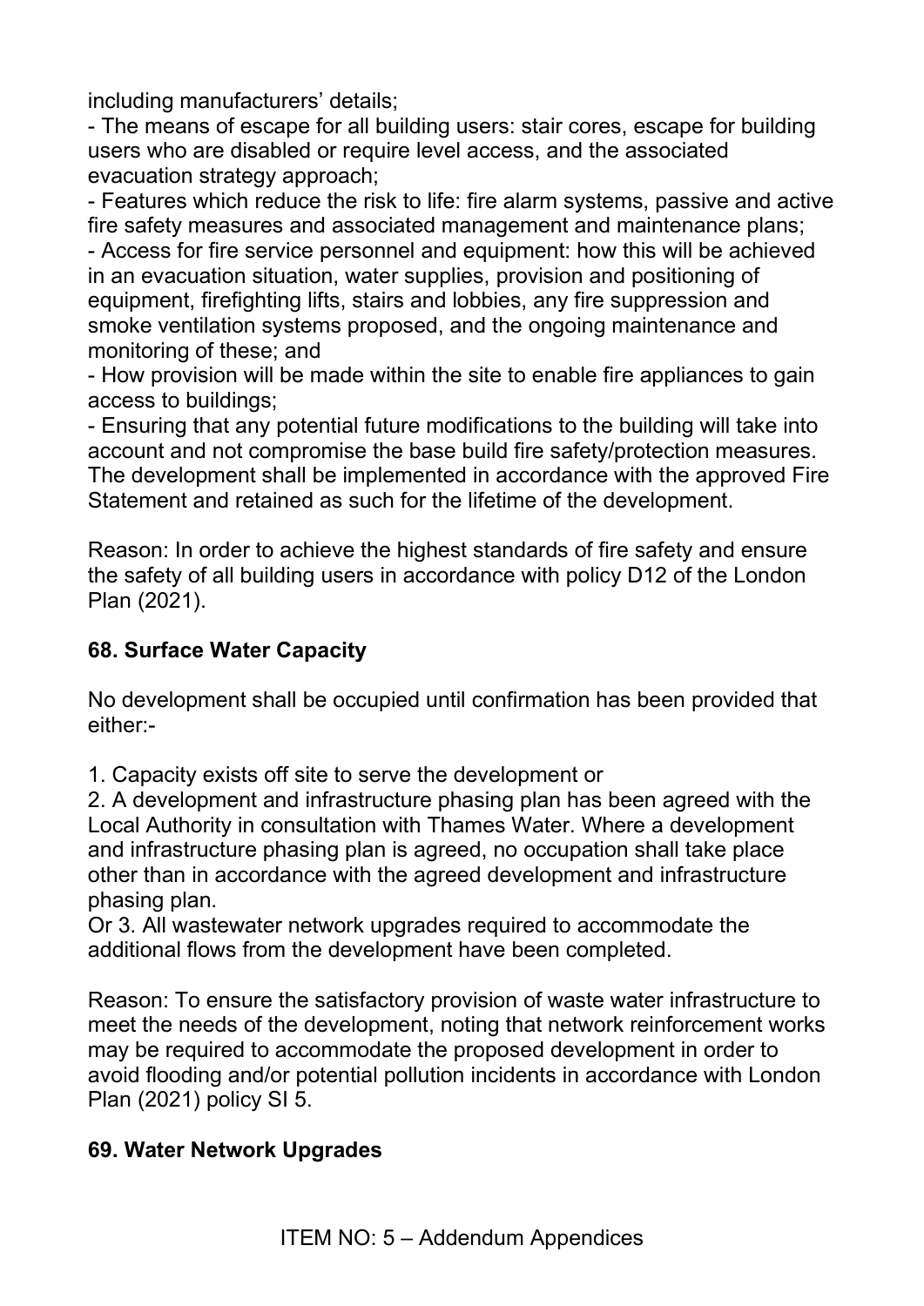including manufacturers' details;

- The means of escape for all building users: stair cores, escape for building users who are disabled or require level access, and the associated evacuation strategy approach;
- Features which reduce the risk to life: fire alarm systems, passive and active fire safety measures and associated management and maintenance plans;
- Access for fire service personnel and equipment: how this will be achieved in an evacuation situation, water supplies, provision and positioning of equipment, firefighting lifts, stairs and lobbies, any fire suppression and smoke ventilation systems proposed, and the ongoing maintenance and monitoring of these; and
- How provision will be made within the site to enable fire appliances to gain access to buildings;
- Ensuring that any potential future modifications to the building will take into account and not compromise the base build fire safety/protection measures.

The development shall be implemented in accordance with the approved Fire Statement and retained as such for the lifetime of the development.

Reason: In order to achieve the highest standards of fire safety and ensure the safety of all building users in accordance with policy D12 of the London Plan (2021).

**68. Surface Water Capacity**

No development shall be occupied until confirmation has been provided that either:-

1. Capacity exists off site to serve the development or
2. A development and infrastructure phasing plan has been agreed with the Local Authority in consultation with Thames Water. Where a development and infrastructure phasing plan is agreed, no occupation shall take place other than in accordance with the agreed development and infrastructure phasing plan.

Or 3. All wastewater network upgrades required to accommodate the additional flows from the development have been completed.

Reason: To ensure the satisfactory provision of waste water infrastructure to meet the needs of the development, noting that network reinforcement works may be required to accommodate the proposed development in order to avoid flooding and/or potential pollution incidents in accordance with London Plan (2021) policy SI 5.

**69. Water Network Upgrades**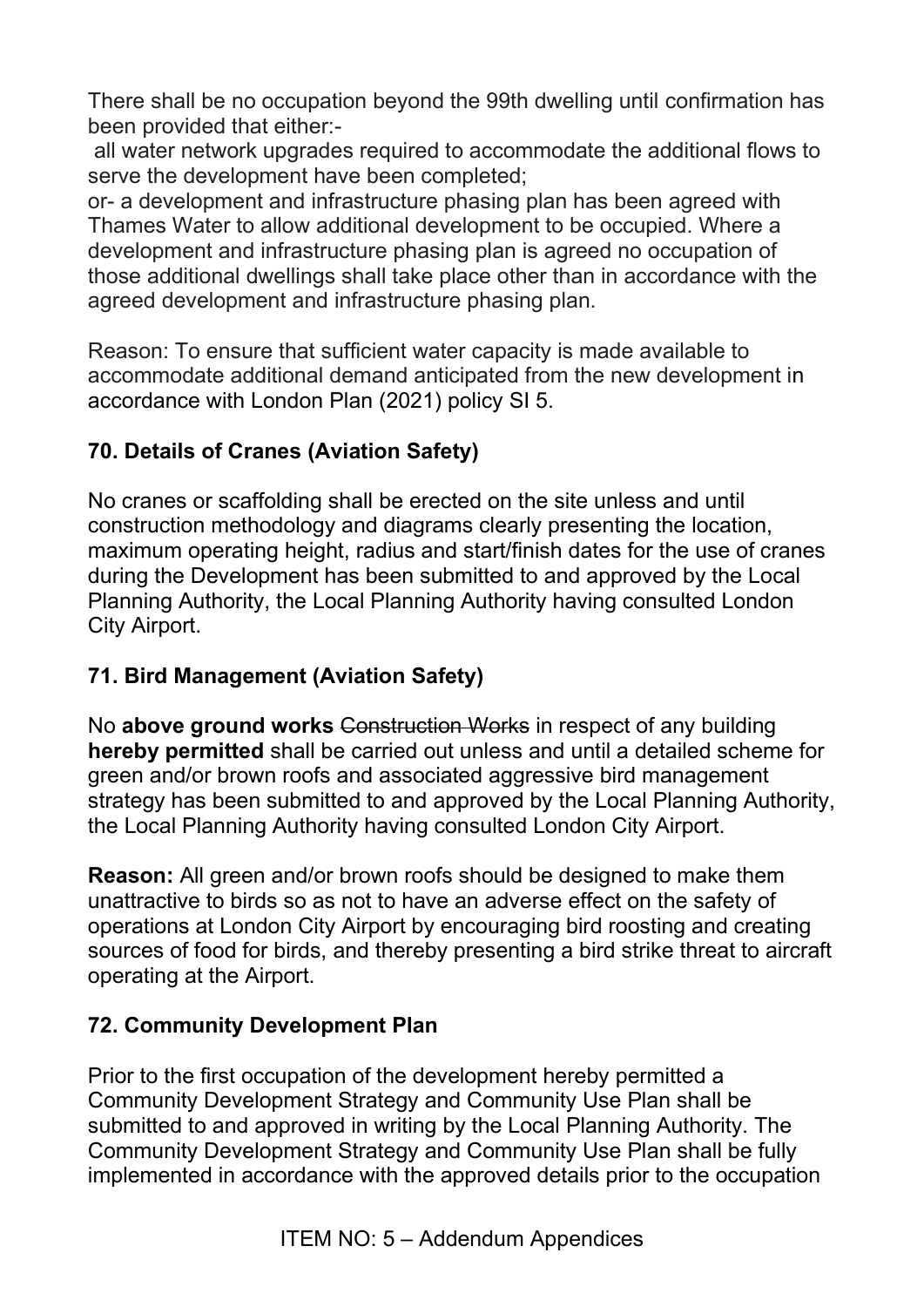There shall be no occupation beyond the 99th dwelling until confirmation has been provided that either:-

all water network upgrades required to accommodate the additional flows to serve the development have been completed;

or- a development and infrastructure phasing plan has been agreed with Thames Water to allow additional development to be occupied. Where a development and infrastructure phasing plan is agreed no occupation of those additional dwellings shall take place other than in accordance with the agreed development and infrastructure phasing plan.

Reason: To ensure that sufficient water capacity is made available to accommodate additional demand anticipated from the new development in accordance with London Plan (2021) policy SI 5.

**70. Details of Cranes (Aviation Safety)**

No cranes or scaffolding shall be erected on the site unless and until construction methodology and diagrams clearly presenting the location, maximum operating height, radius and start/finish dates for the use of cranes during the Development has been submitted to and approved by the Local Planning Authority, the Local Planning Authority having consulted London City Airport.

**71. Bird Management (Aviation Safety)**

No **above ground works** ~~Construction Works~~ in respect of any building **hereby permitted** shall be carried out unless and until a detailed scheme for green and/or brown roofs and associated aggressive bird management strategy has been submitted to and approved by the Local Planning Authority, the Local Planning Authority having consulted London City Airport.

**Reason:** All green and/or brown roofs should be designed to make them unattractive to birds so as not to have an adverse effect on the safety of operations at London City Airport by encouraging bird roosting and creating sources of food for birds, and thereby presenting a bird strike threat to aircraft operating at the Airport.

**72. Community Development Plan**

Prior to the first occupation of the development hereby permitted a Community Development Strategy and Community Use Plan shall be submitted to and approved in writing by the Local Planning Authority. The Community Development Strategy and Community Use Plan shall be fully implemented in accordance with the approved details prior to the occupation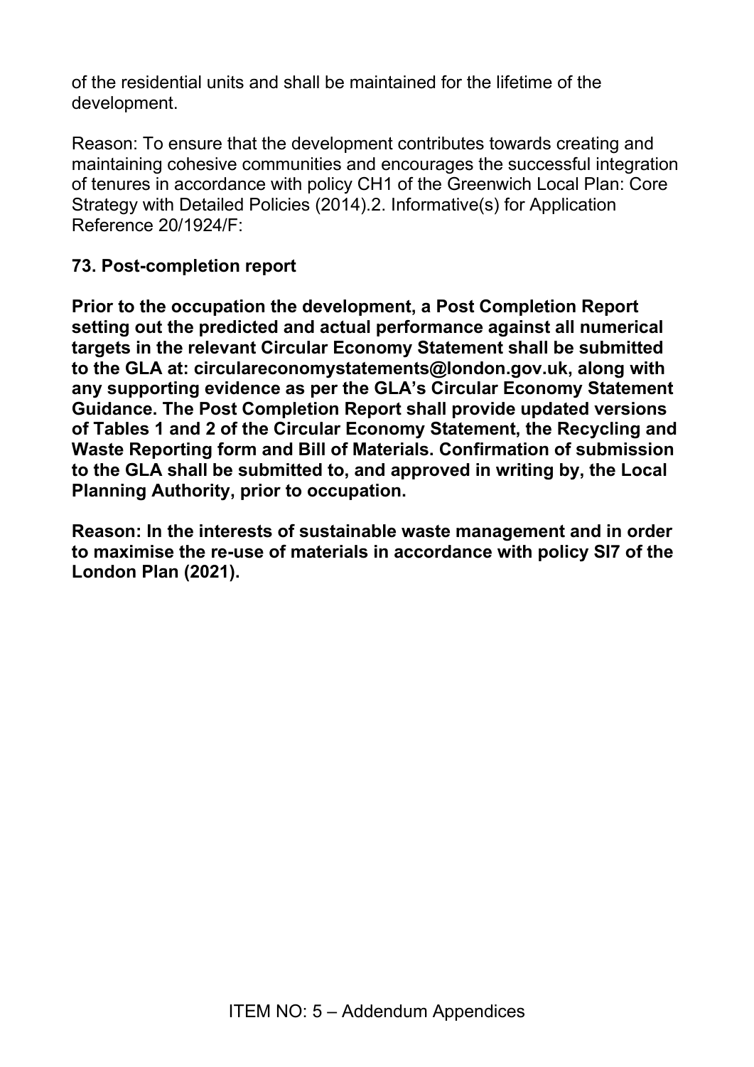of the residential units and shall be maintained for the lifetime of the development.

Reason: To ensure that the development contributes towards creating and maintaining cohesive communities and encourages the successful integration of tenures in accordance with policy CH1 of the Greenwich Local Plan: Core Strategy with Detailed Policies (2014).2. Informative(s) for Application Reference 20/1924/F:

**73. Post-completion report**

**Prior to the occupation the development, a Post Completion Report setting out the predicted and actual performance against all numerical targets in the relevant Circular Economy Statement shall be submitted to the GLA at: circulareconomystatements@london.gov.uk, along with any supporting evidence as per the GLA's Circular Economy Statement Guidance. The Post Completion Report shall provide updated versions of Tables 1 and 2 of the Circular Economy Statement, the Recycling and Waste Reporting form and Bill of Materials. Confirmation of submission to the GLA shall be submitted to, and approved in writing by, the Local Planning Authority, prior to occupation.**

**Reason: In the interests of sustainable waste management and in order to maximise the re-use of materials in accordance with policy SI7 of the London Plan (2021).**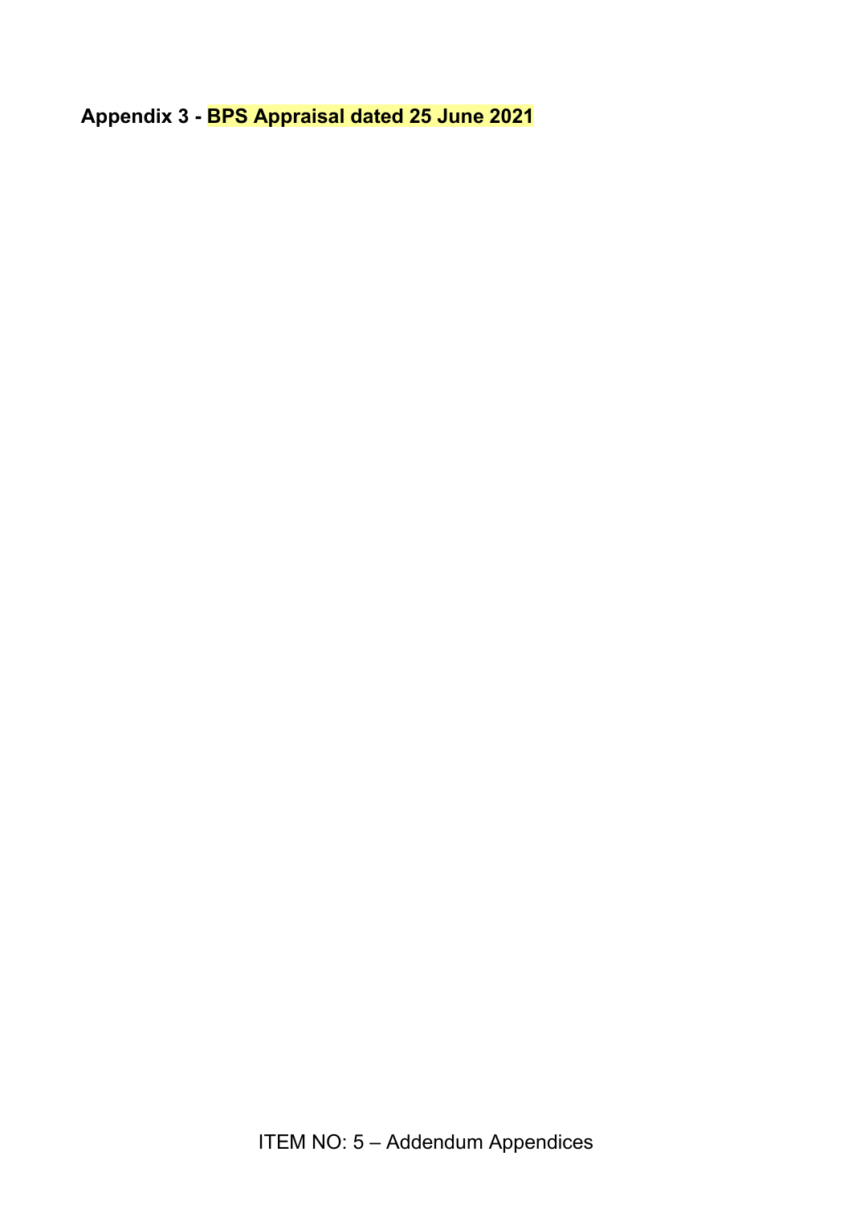**Appendix 3 - BPS Appraisal dated 25 June 2021**

ITEM NO: 5 – Addendum Appendices